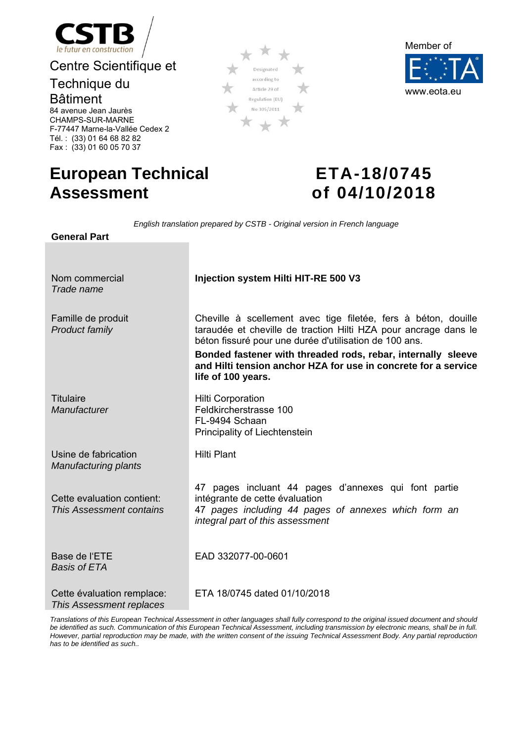CSTB
le futur en construction

Centre Scientifique et Technique du Bâtiment
84 avenue Jean Jaurès
CHAMPS-SUR-MARNE
F-77447 Marne-la-Vallée Cedex 2
Tél. : (33) 01 64 68 82 82
Fax : (33) 01 60 05 70 37

Designated according to Article 29 of Regulation (EU) No 305/2011

Member of EOTA
www.eota.eu

# European Technical Assessment

# ETA-18/0745 of 04/10/2018

*English translation prepared by CSTB - Original version in French language*

**General Part**

| | |
|---|---|
| Nom commercial<br>*Trade name* | **Injection system Hilti HIT-RE 500 V3** |
| Famille de produit<br>*Product family* | Cheville à scellement avec tige filetée, fers à béton, douille taraudée et cheville de traction Hilti HZA pour ancrage dans le béton fissuré pour une durée d'utilisation de 100 ans.<br>**Bonded fastener with threaded rods, rebar, internally sleeve and Hilti tension anchor HZA for use in concrete for a service life of 100 years.** |
| Titulaire<br>*Manufacturer* | Hilti Corporation<br>Feldkircherstrasse 100<br>FL-9494 Schaan<br>Principality of Liechtenstein |
| Usine de fabrication<br>*Manufacturing plants* | Hilti Plant |
| Cette evaluation contient:<br>*This Assessment contains* | 47 pages incluant 44 pages d'annexes qui font partie intégrante de cette évaluation<br>*47 pages including 44 pages of annexes which form an integral part of this assessment* |
| Base de l'ETE<br>*Basis of ETA* | EAD 332077-00-0601 |
| Cette évaluation remplace:<br>*This Assessment replaces* | ETA 18/0745 dated 01/10/2018 |

*Translations of this European Technical Assessment in other languages shall fully correspond to the original issued document and should be identified as such. Communication of this European Technical Assessment, including transmission by electronic means, shall be in full. However, partial reproduction may be made, with the written consent of the issuing Technical Assessment Body. Any partial reproduction has to be identified as such..*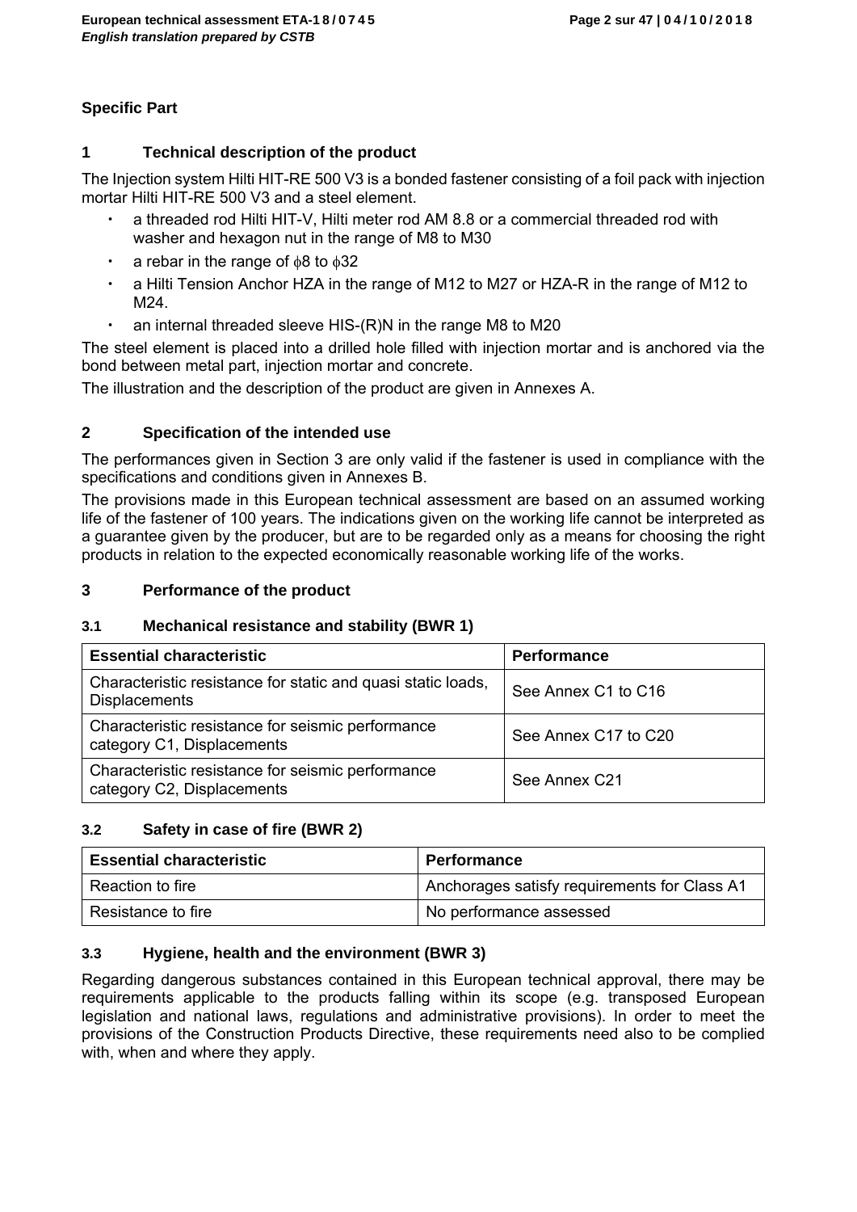## Specific Part

### 1 Technical description of the product

The Injection system Hilti HIT-RE 500 V3 is a bonded fastener consisting of a foil pack with injection mortar Hilti HIT-RE 500 V3 and a steel element.

- a threaded rod Hilti HIT-V, Hilti meter rod AM 8.8 or a commercial threaded rod with washer and hexagon nut in the range of M8 to M30
- a rebar in the range of $\phi$8 to $\phi$32
- a Hilti Tension Anchor HZA in the range of M12 to M27 or HZA-R in the range of M12 to M24.
- an internal threaded sleeve HIS-(R)N in the range M8 to M20

The steel element is placed into a drilled hole filled with injection mortar and is anchored via the bond between metal part, injection mortar and concrete.

The illustration and the description of the product are given in Annexes A.

### 2 Specification of the intended use

The performances given in Section 3 are only valid if the fastener is used in compliance with the specifications and conditions given in Annexes B.

The provisions made in this European technical assessment are based on an assumed working life of the fastener of 100 years. The indications given on the working life cannot be interpreted as a guarantee given by the producer, but are to be regarded only as a means for choosing the right products in relation to the expected economically reasonable working life of the works.

### 3 Performance of the product

#### 3.1 Mechanical resistance and stability (BWR 1)

| Essential characteristic | Performance |
|---|---|
| Characteristic resistance for static and quasi static loads, Displacements | See Annex C1 to C16 |
| Characteristic resistance for seismic performance category C1, Displacements | See Annex C17 to C20 |
| Characteristic resistance for seismic performance category C2, Displacements | See Annex C21 |

#### 3.2 Safety in case of fire (BWR 2)

| Essential characteristic | Performance |
|---|---|
| Reaction to fire | Anchorages satisfy requirements for Class A1 |
| Resistance to fire | No performance assessed |

#### 3.3 Hygiene, health and the environment (BWR 3)

Regarding dangerous substances contained in this European technical approval, there may be requirements applicable to the products falling within its scope (e.g. transposed European legislation and national laws, regulations and administrative provisions). In order to meet the provisions of the Construction Products Directive, these requirements need also to be complied with, when and where they apply.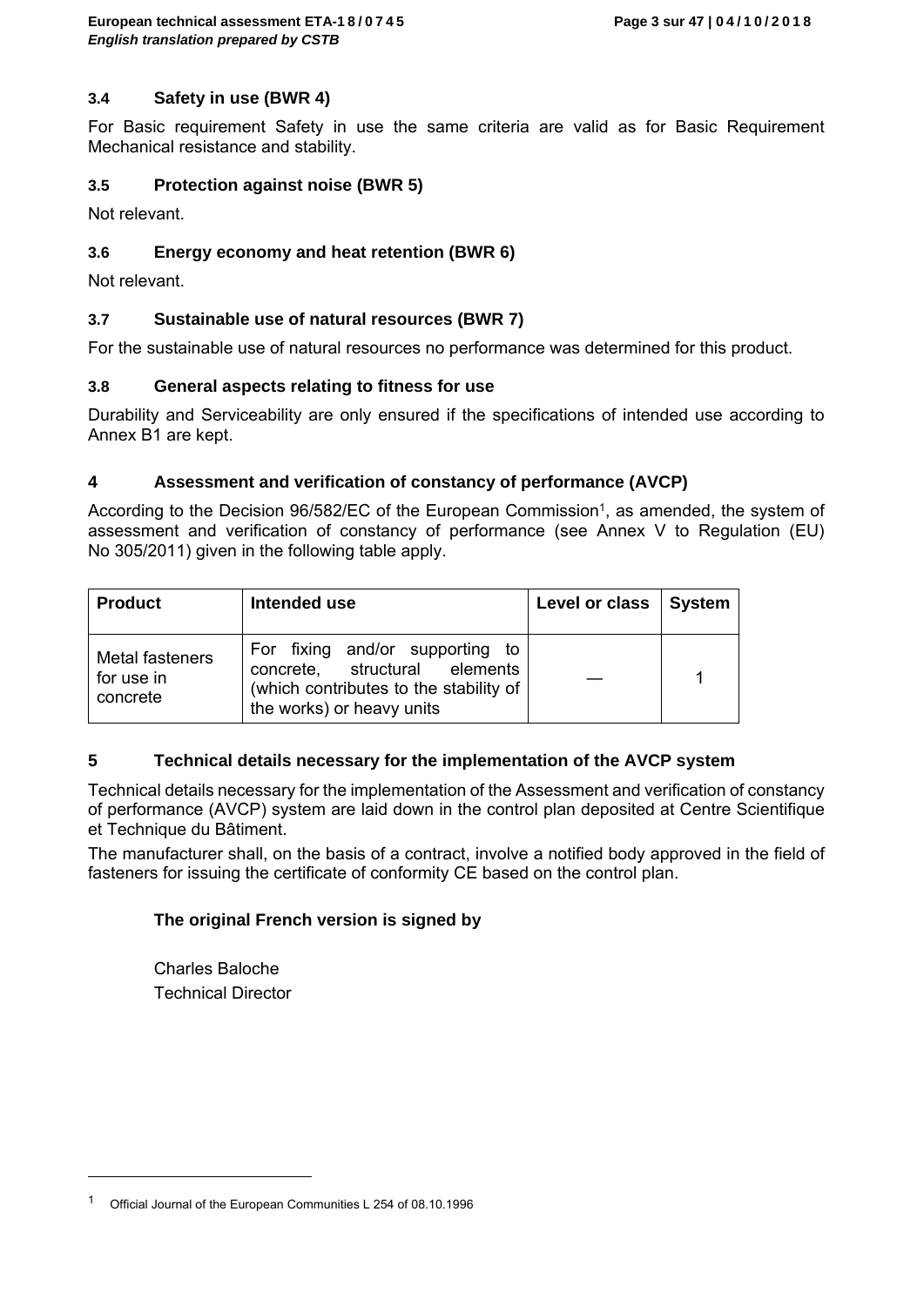### 3.4 Safety in use (BWR 4)

For Basic requirement Safety in use the same criteria are valid as for Basic Requirement Mechanical resistance and stability.

### 3.5 Protection against noise (BWR 5)

Not relevant.

### 3.6 Energy economy and heat retention (BWR 6)

Not relevant.

### 3.7 Sustainable use of natural resources (BWR 7)

For the sustainable use of natural resources no performance was determined for this product.

### 3.8 General aspects relating to fitness for use

Durability and Serviceability are only ensured if the specifications of intended use according to Annex B1 are kept.

## 4 Assessment and verification of constancy of performance (AVCP)

According to the Decision 96/582/EC of the European Commission[1], as amended, the system of assessment and verification of constancy of performance (see Annex V to Regulation (EU) No 305/2011) given in the following table apply.

| Product | Intended use | Level or class | System |
|---|---|---|---|
| Metal fasteners for use in concrete | For fixing and/or supporting to concrete, structural elements (which contributes to the stability of the works) or heavy units | — | 1 |

## 5 Technical details necessary for the implementation of the AVCP system

Technical details necessary for the implementation of the Assessment and verification of constancy of performance (AVCP) system are laid down in the control plan deposited at Centre Scientifique et Technique du Bâtiment.

The manufacturer shall, on the basis of a contract, involve a notified body approved in the field of fasteners for issuing the certificate of conformity CE based on the control plan.

**The original French version is signed by**

Charles Baloche
Technical Director

[1] Official Journal of the European Communities L 254 of 08.10.1996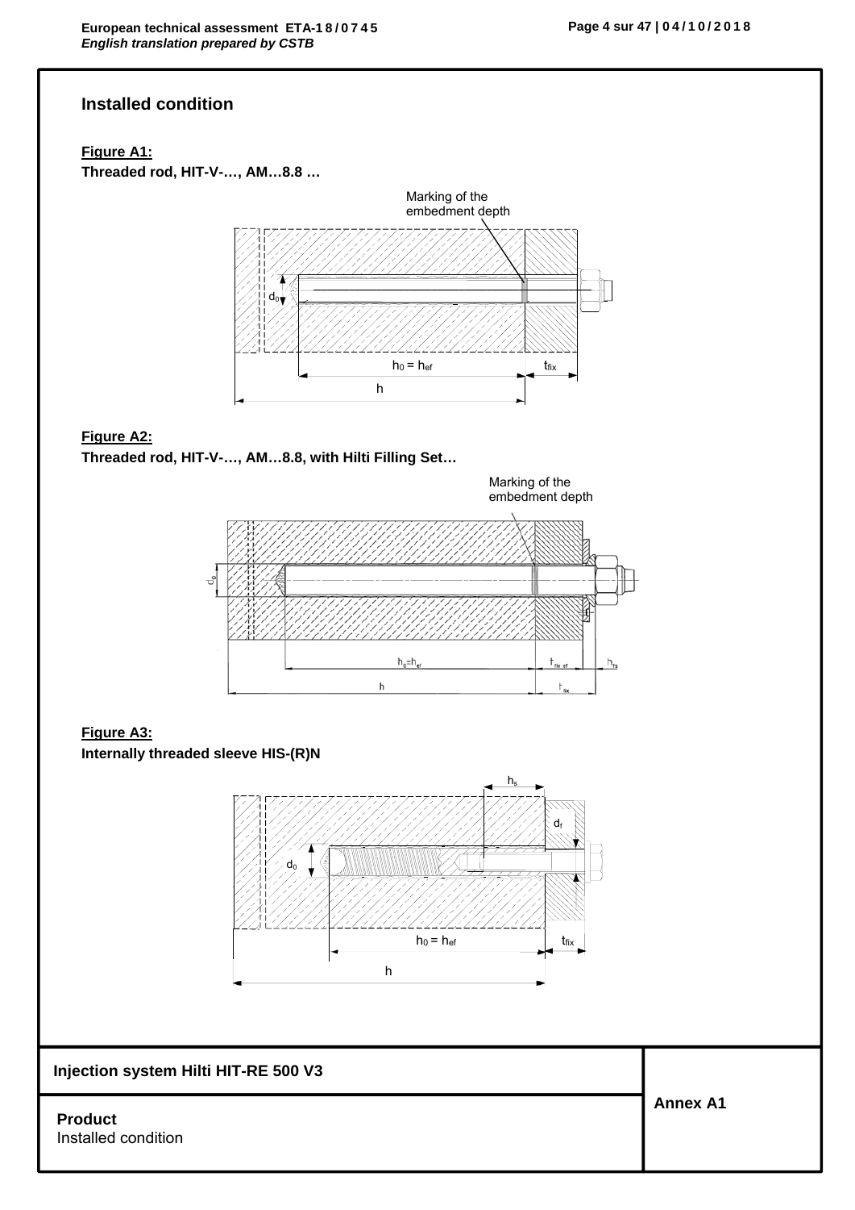## Installed condition

**Figure A1:**

**Threaded rod, HIT-V-…, AM…8.8 …**

Marking of the embedment depth

$d_0$

$h_0 = h_{ef}$

$t_{fix}$

$h$

**Figure A2:**

**Threaded rod, HIT-V-…, AM…8.8, with Hilti Filling Set…**

Marking of the embedment depth

$d_0$

$h_0 = h_{ef}$

$t_{fix,ef}$

$h_{fs}$

$h$

$t_{fix}$

**Figure A3:**

**Internally threaded sleeve HIS-(R)N**

$h_s$

$d_f$

$d_0$

$h_0 = h_{ef}$

$t_{fix}$

$h$

| Injection system Hilti HIT-RE 500 V3 | Annex A1 |
|---|---|
| **Product**<br>Installed condition | |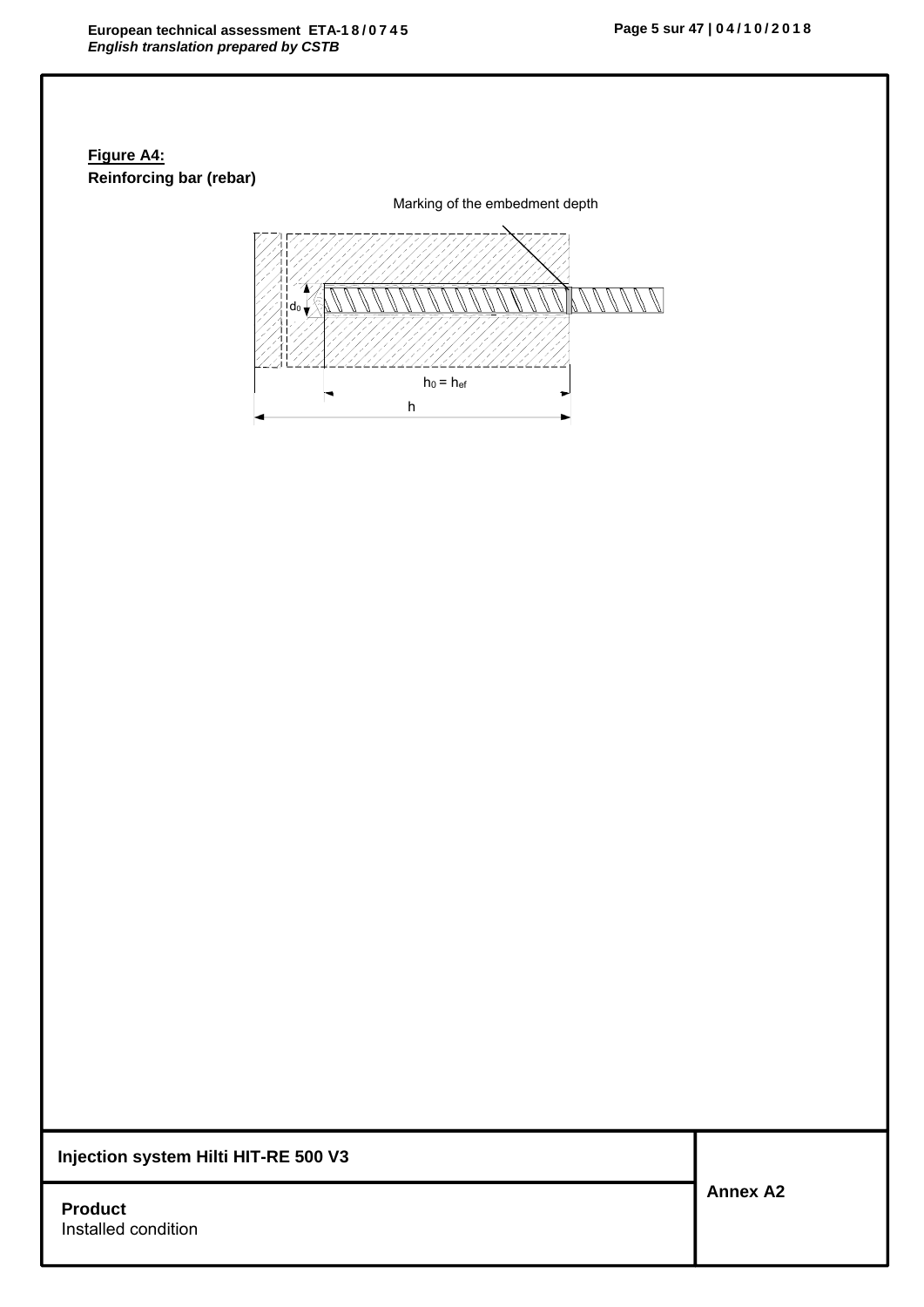**Figure A4:**

**Reinforcing bar (rebar)**

Marking of the embedment depth

$d_0$

$h_0 = h_{ef}$

$h$

**Injection system Hilti HIT-RE 500 V3**

**Product**
Installed condition

**Annex A2**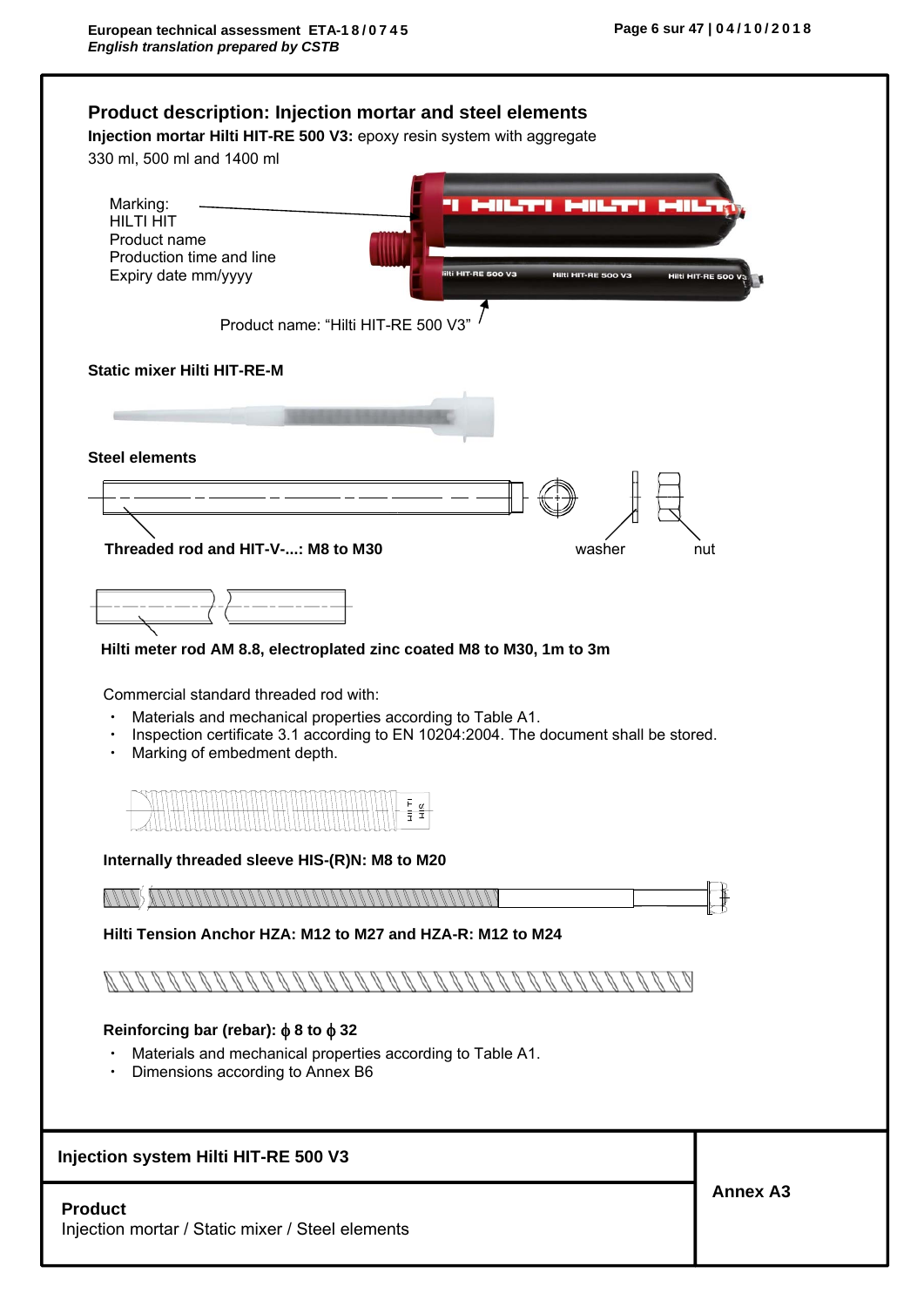## Product description: Injection mortar and steel elements

**Injection mortar Hilti HIT-RE 500 V3:** epoxy resin system with aggregate

330 ml, 500 ml and 1400 ml

Marking:
HILTI HIT
Product name
Production time and line
Expiry date mm/yyyy

Product name: "Hilti HIT-RE 500 V3"

**Static mixer Hilti HIT-RE-M**

**Steel elements**

**Threaded rod and HIT-V-...: M8 to M30**

washer

nut

**Hilti meter rod AM 8.8, electroplated zinc coated M8 to M30, 1m to 3m**

Commercial standard threaded rod with:

- Materials and mechanical properties according to Table A1.
- Inspection certificate 3.1 according to EN 10204:2004. The document shall be stored.
- Marking of embedment depth.

**Internally threaded sleeve HIS-(R)N: M8 to M20**

**Hilti Tension Anchor HZA: M12 to M27 and HZA-R: M12 to M24**

**Reinforcing bar (rebar): $\phi$ 8 to $\phi$ 32**

- Materials and mechanical properties according to Table A1.
- Dimensions according to Annex B6

| Injection system Hilti HIT-RE 500 V3 | Annex A3 |
|---|---|
| **Product**<br>Injection mortar / Static mixer / Steel elements | |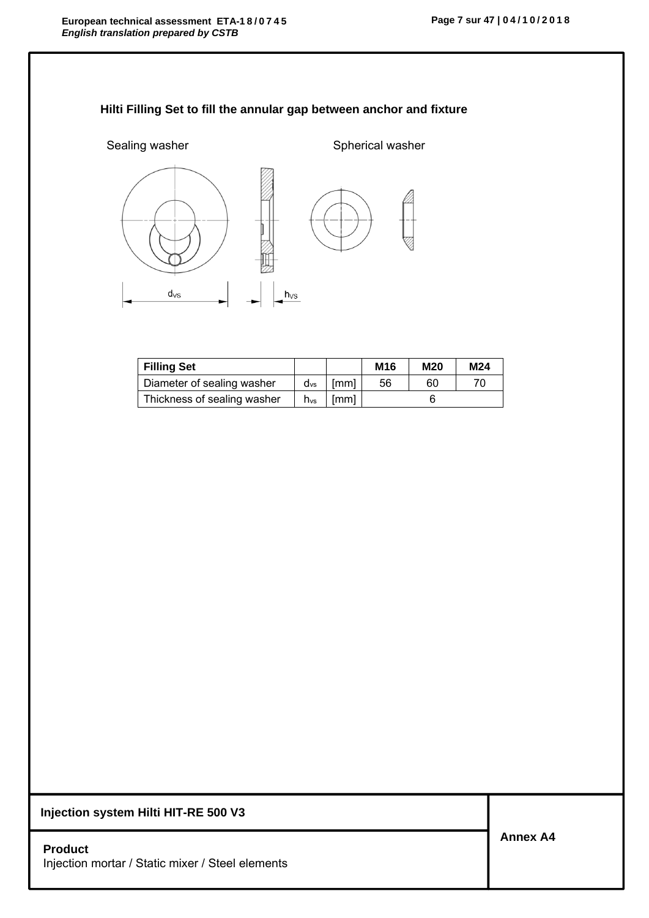## Hilti Filling Set to fill the annular gap between anchor and fixture

Sealing washer

Spherical washer

$d_{VS}$

$h_{VS}$

| Filling Set | | | M16 | M20 | M24 |
|---|---|---|---|---|---|
| Diameter of sealing washer | $d_{vs}$ | [mm] | 56 | 60 | 70 |
| Thickness of sealing washer | $h_{vs}$ | [mm] | | 6 | |

**Injection system Hilti HIT-RE 500 V3**

**Product**
Injection mortar / Static mixer / Steel elements

**Annex A4**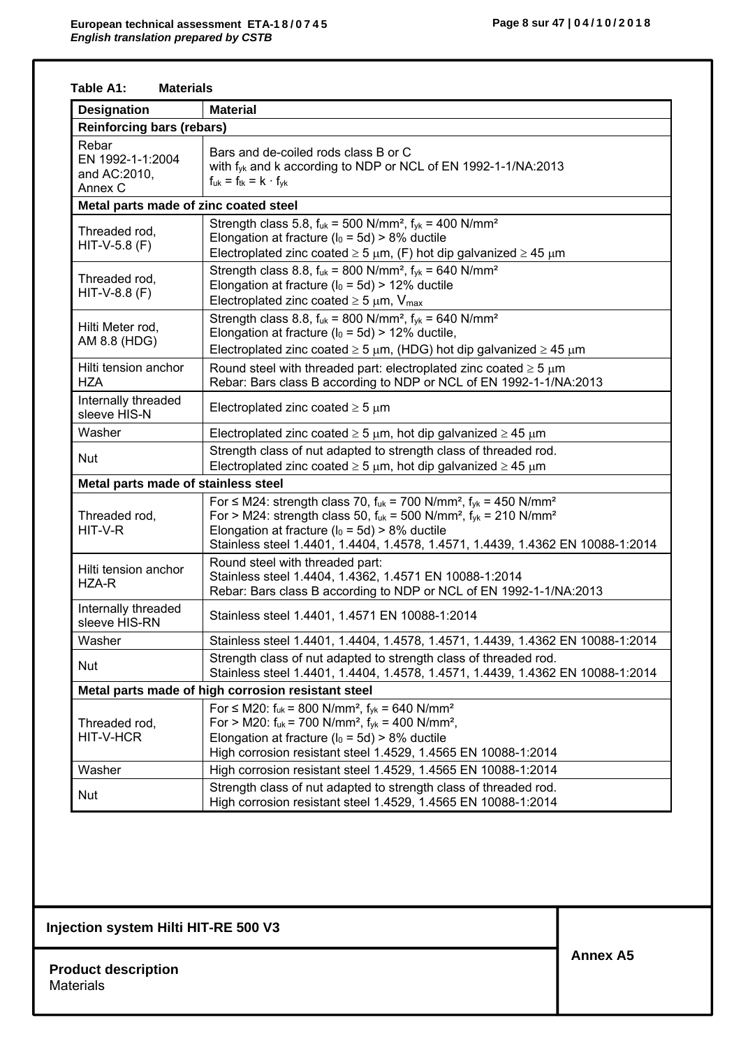**Table A1: Materials**

| Designation | Material |
|---|---|
| **Reinforcing bars (rebars)** | |
| Rebar EN 1992-1-1:2004 and AC:2010, Annex C | Bars and de-coiled rods class B or C with $f_{yk}$ and k according to NDP or NCL of EN 1992-1-1/NA:2013 $f_{uk} = f_{tk} = k \cdot f_{yk}$ |
| **Metal parts made of zinc coated steel** | |
| Threaded rod, HIT-V-5.8 (F) | Strength class 5.8, $f_{uk}$ = 500 N/mm², $f_{yk}$ = 400 N/mm² Elongation at fracture ($l_0$ = 5d) > 8% ductile Electroplated zinc coated ≥ 5 μm, (F) hot dip galvanized ≥ 45 μm |
| Threaded rod, HIT-V-8.8 (F) | Strength class 8.8, $f_{uk}$ = 800 N/mm², $f_{yk}$ = 640 N/mm² Elongation at fracture ($l_0$ = 5d) > 12% ductile Electroplated zinc coated ≥ 5 μm, $V_{max}$ |
| Hilti Meter rod, AM 8.8 (HDG) | Strength class 8.8, $f_{uk}$ = 800 N/mm², $f_{yk}$ = 640 N/mm² Elongation at fracture ($l_0$ = 5d) > 12% ductile, Electroplated zinc coated ≥ 5 μm, (HDG) hot dip galvanized ≥ 45 μm |
| Hilti tension anchor HZA | Round steel with threaded part: electroplated zinc coated ≥ 5 μm Rebar: Bars class B according to NDP or NCL of EN 1992-1-1/NA:2013 |
| Internally threaded sleeve HIS-N | Electroplated zinc coated ≥ 5 μm |
| Washer | Electroplated zinc coated ≥ 5 μm, hot dip galvanized ≥ 45 μm |
| Nut | Strength class of nut adapted to strength class of threaded rod. Electroplated zinc coated ≥ 5 μm, hot dip galvanized ≥ 45 μm |
| **Metal parts made of stainless steel** | |
| Threaded rod, HIT-V-R | For ≤ M24: strength class 70, $f_{uk}$ = 700 N/mm², $f_{yk}$ = 450 N/mm² For > M24: strength class 50, $f_{uk}$ = 500 N/mm², $f_{yk}$ = 210 N/mm² Elongation at fracture ($l_0$ = 5d) > 8% ductile Stainless steel 1.4401, 1.4404, 1.4578, 1.4571, 1.4439, 1.4362 EN 10088-1:2014 |
| Hilti tension anchor HZA-R | Round steel with threaded part: Stainless steel 1.4404, 1.4362, 1.4571 EN 10088-1:2014 Rebar: Bars class B according to NDP or NCL of EN 1992-1-1/NA:2013 |
| Internally threaded sleeve HIS-RN | Stainless steel 1.4401, 1.4571 EN 10088-1:2014 |
| Washer | Stainless steel 1.4401, 1.4404, 1.4578, 1.4571, 1.4439, 1.4362 EN 10088-1:2014 |
| Nut | Strength class of nut adapted to strength class of threaded rod. Stainless steel 1.4401, 1.4404, 1.4578, 1.4571, 1.4439, 1.4362 EN 10088-1:2014 |
| **Metal parts made of high corrosion resistant steel** | |
| Threaded rod, HIT-V-HCR | For ≤ M20: $f_{uk}$ = 800 N/mm², $f_{yk}$ = 640 N/mm² For > M20: $f_{uk}$ = 700 N/mm², $f_{yk}$ = 400 N/mm², Elongation at fracture ($l_0$ = 5d) > 8% ductile High corrosion resistant steel 1.4529, 1.4565 EN 10088-1:2014 |
| Washer | High corrosion resistant steel 1.4529, 1.4565 EN 10088-1:2014 |
| Nut | Strength class of nut adapted to strength class of threaded rod. High corrosion resistant steel 1.4529, 1.4565 EN 10088-1:2014 |

**Injection system Hilti HIT-RE 500 V3**

**Product description**
Materials

**Annex A5**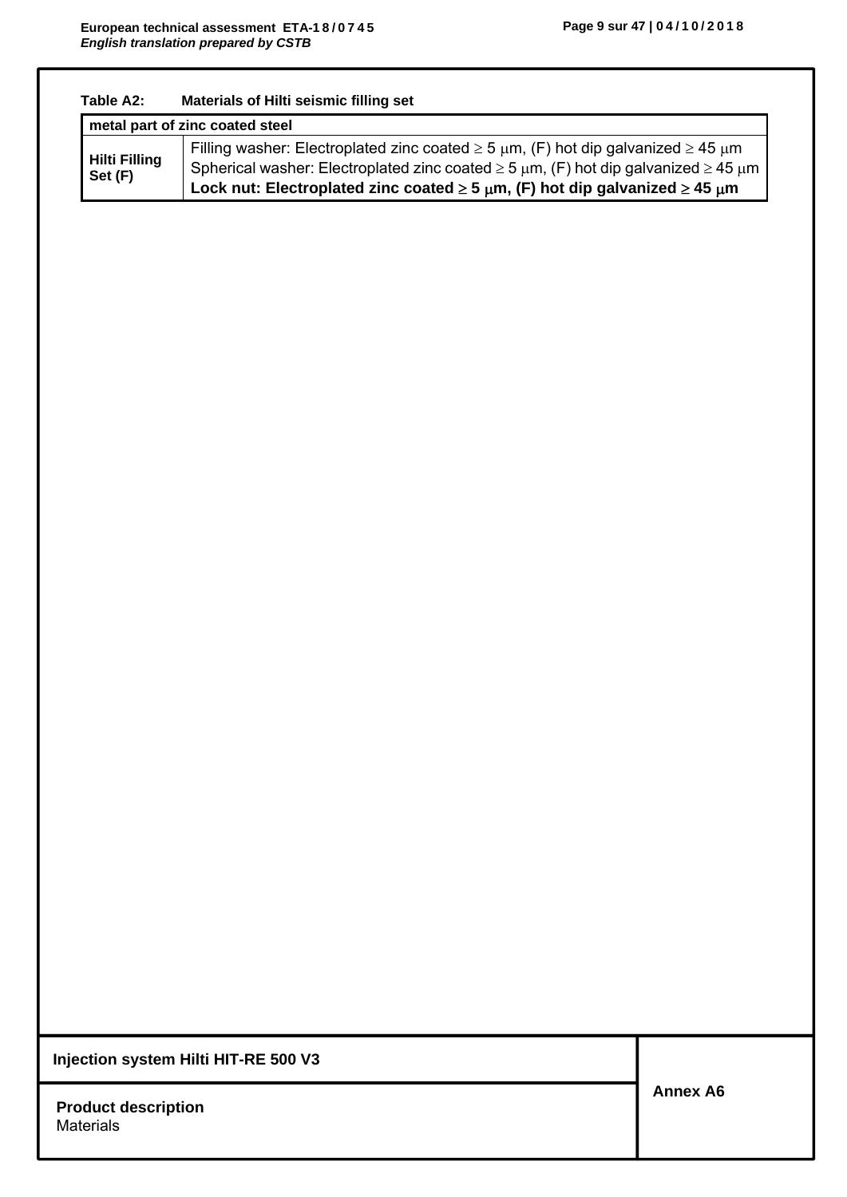**Table A2: Materials of Hilti seismic filling set**

| metal part of zinc coated steel | |
|---|---|
| **Hilti Filling Set (F)** | Filling washer: Electroplated zinc coated $\geq$ 5 $\mu$m, (F) hot dip galvanized $\geq$ 45 $\mu$m<br>Spherical washer: Electroplated zinc coated $\geq$ 5 $\mu$m, (F) hot dip galvanized $\geq$ 45 $\mu$m<br>**Lock nut: Electroplated zinc coated $\geq$ 5 $\mu$m, (F) hot dip galvanized $\geq$ 45 $\mu$m** |

**Injection system Hilti HIT-RE 500 V3**

**Product description**
Materials

**Annex A6**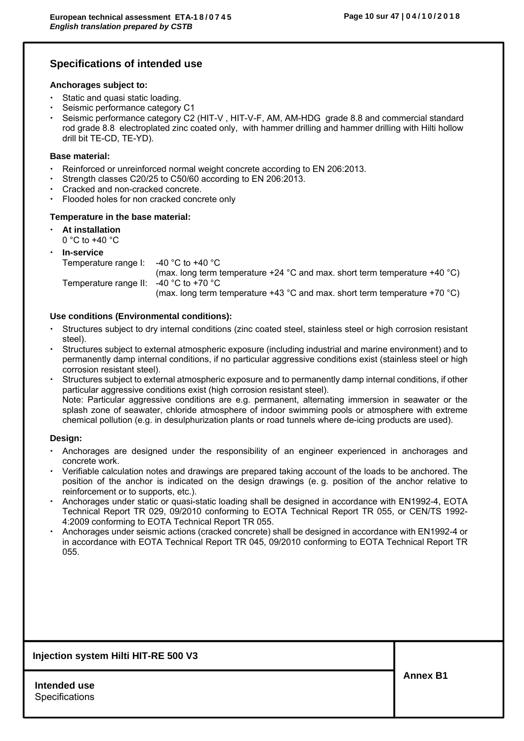## Specifications of intended use

**Anchorages subject to:**

- Static and quasi static loading.
- Seismic performance category C1
- Seismic performance category C2 (HIT-V , HIT-V-F, AM, AM-HDG grade 8.8 and commercial standard rod grade 8.8 electroplated zinc coated only, with hammer drilling and hammer drilling with Hilti hollow drill bit TE-CD, TE-YD).

**Base material:**

- Reinforced or unreinforced normal weight concrete according to EN 206:2013.
- Strength classes C20/25 to C50/60 according to EN 206:2013.
- Cracked and non-cracked concrete.
- Flooded holes for non cracked concrete only

**Temperature in the base material:**

- **At installation**
  0 °C to +40 °C
- **In-service**
  Temperature range I: -40 °C to +40 °C
  (max. long term temperature +24 °C and max. short term temperature +40 °C)
  Temperature range II: -40 °C to +70 °C
  (max. long term temperature +43 °C and max. short term temperature +70 °C)

**Use conditions (Environmental conditions):**

- Structures subject to dry internal conditions (zinc coated steel, stainless steel or high corrosion resistant steel).
- Structures subject to external atmospheric exposure (including industrial and marine environment) and to permanently damp internal conditions, if no particular aggressive conditions exist (stainless steel or high corrosion resistant steel).
- Structures subject to external atmospheric exposure and to permanently damp internal conditions, if other particular aggressive conditions exist (high corrosion resistant steel).
  Note: Particular aggressive conditions are e.g. permanent, alternating immersion in seawater or the splash zone of seawater, chloride atmosphere of indoor swimming pools or atmosphere with extreme chemical pollution (e.g. in desulphurization plants or road tunnels where de-icing products are used).

**Design:**

- Anchorages are designed under the responsibility of an engineer experienced in anchorages and concrete work.
- Verifiable calculation notes and drawings are prepared taking account of the loads to be anchored. The position of the anchor is indicated on the design drawings (e. g. position of the anchor relative to reinforcement or to supports, etc.).
- Anchorages under static or quasi-static loading shall be designed in accordance with EN1992-4, EOTA Technical Report TR 029, 09/2010 conforming to EOTA Technical Report TR 055, or CEN/TS 1992-4:2009 conforming to EOTA Technical Report TR 055.
- Anchorages under seismic actions (cracked concrete) shall be designed in accordance with EN1992-4 or in accordance with EOTA Technical Report TR 045, 09/2010 conforming to EOTA Technical Report TR 055.

| Injection system Hilti HIT-RE 500 V3 | Annex B1 |
|---|---|
| **Intended use**<br>Specifications | |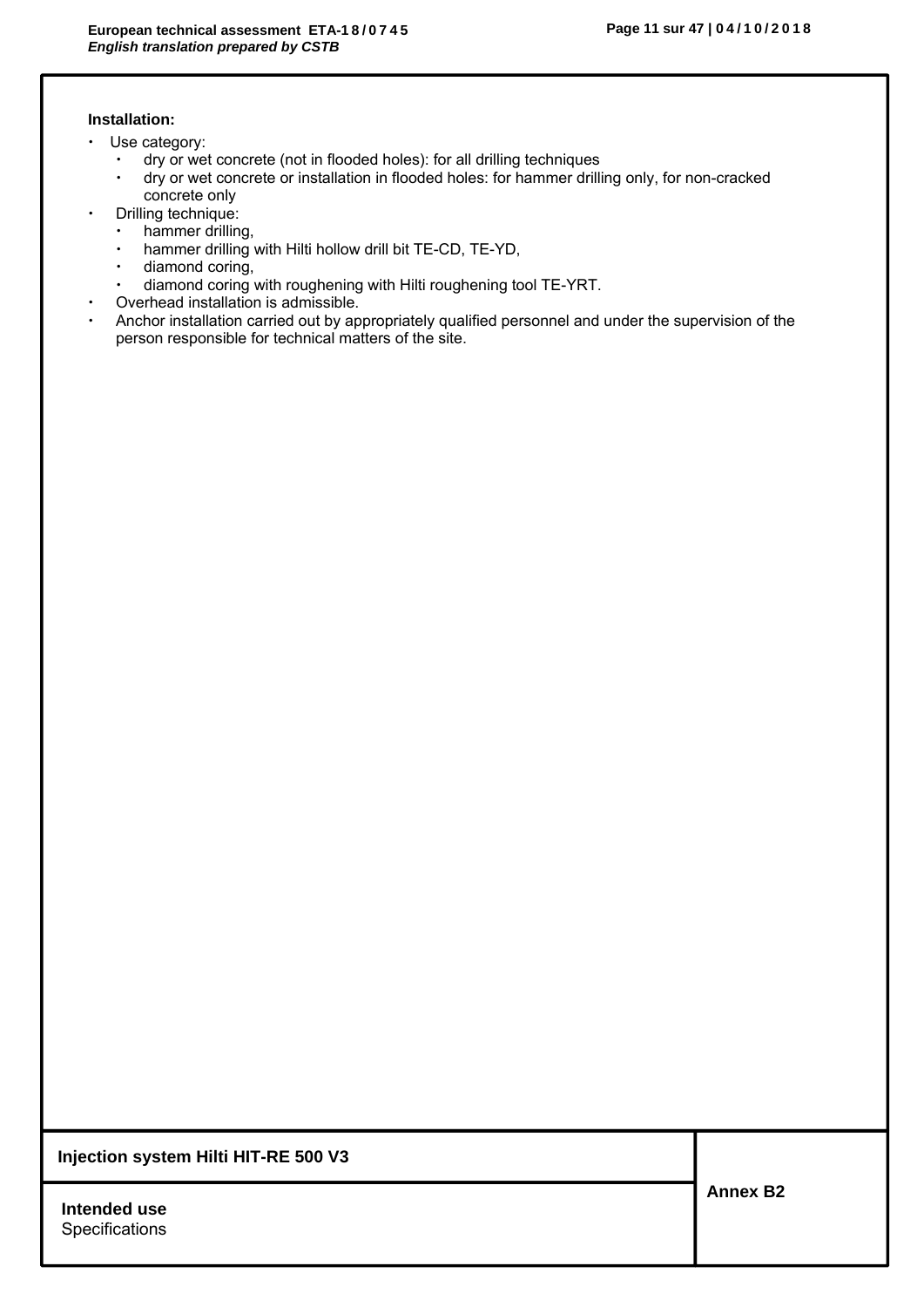**Installation:**

- Use category:
  - dry or wet concrete (not in flooded holes): for all drilling techniques
  - dry or wet concrete or installation in flooded holes: for hammer drilling only, for non-cracked concrete only
- Drilling technique:
  - hammer drilling,
  - hammer drilling with Hilti hollow drill bit TE-CD, TE-YD,
  - diamond coring,
  - diamond coring with roughening with Hilti roughening tool TE-YRT.
- Overhead installation is admissible.
- Anchor installation carried out by appropriately qualified personnel and under the supervision of the person responsible for technical matters of the site.

| **Injection system Hilti HIT-RE 500 V3** | **Annex B2** |
|---|---|
| **Intended use**<br>Specifications | |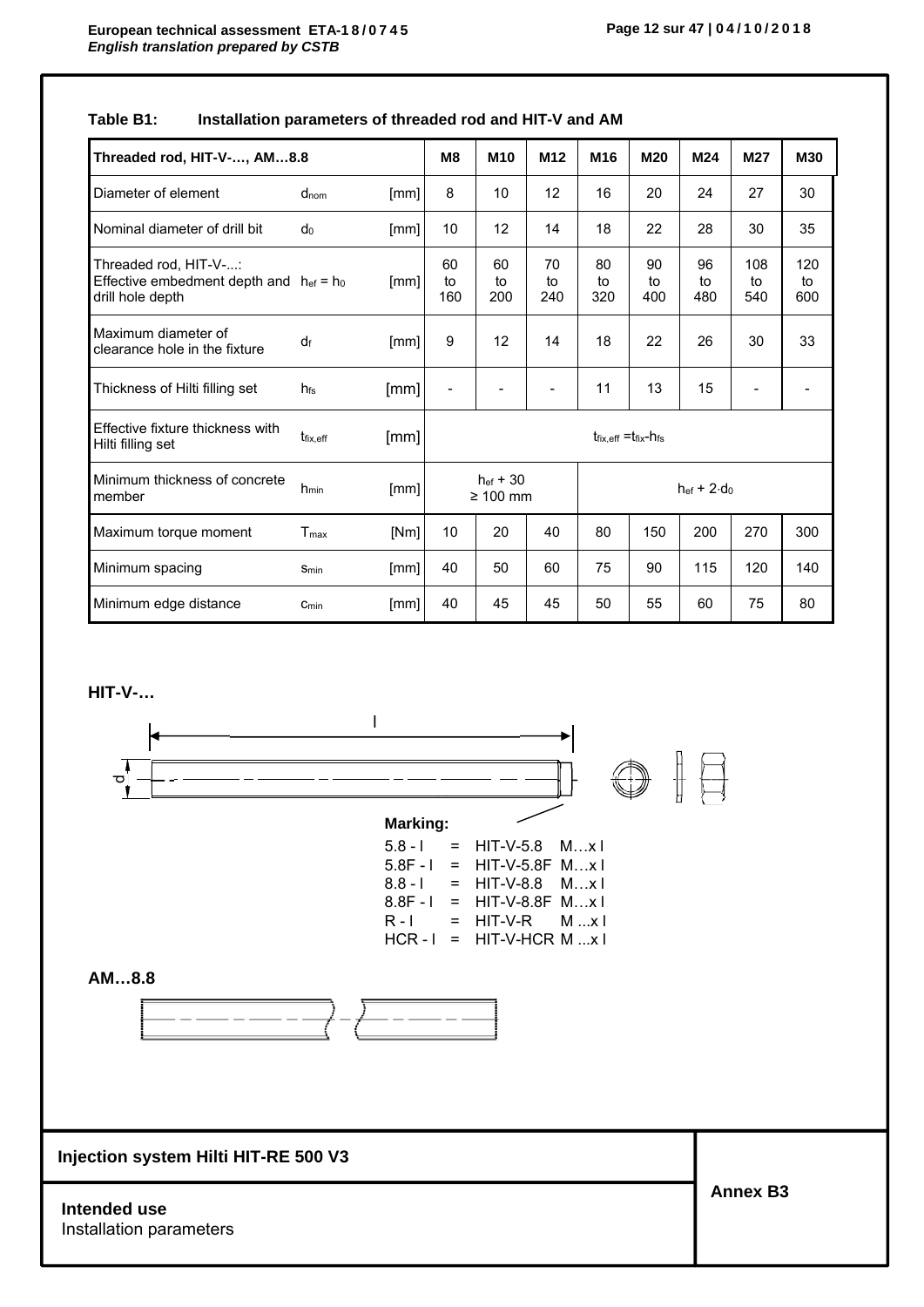**Table B1: Installation parameters of threaded rod and HIT-V and AM**

| Threaded rod, HIT-V-..., AM...8.8 | | | M8 | M10 | M12 | M16 | M20 | M24 | M27 | M30 |
|---|---|---|---|---|---|---|---|---|---|---|
| Diameter of element | $d_{nom}$ | [mm] | 8 | 10 | 12 | 16 | 20 | 24 | 27 | 30 |
| Nominal diameter of drill bit | $d_0$ | [mm] | 10 | 12 | 14 | 18 | 22 | 28 | 30 | 35 |
| Threaded rod, HIT-V-...: Effective embedment depth and drill hole depth | $h_{ef} = h_0$ | [mm] | 60 to 160 | 60 to 200 | 70 to 240 | 80 to 320 | 90 to 400 | 96 to 480 | 108 to 540 | 120 to 600 |
| Maximum diameter of clearance hole in the fixture | $d_f$ | [mm] | 9 | 12 | 14 | 18 | 22 | 26 | 30 | 33 |
| Thickness of Hilti filling set | $h_{fs}$ | [mm] | - | - | - | 11 | 13 | 15 | - | - |
| Effective fixture thickness with Hilti filling set | $t_{fix,eff}$ | [mm] | $t_{fix,eff} = t_{fix} - h_{fs}$ | | | | | | | |
| Minimum thickness of concrete member | $h_{min}$ | [mm] | $h_{ef} + 30$ $\geq 100$ mm | | | $h_{ef} + 2 \cdot d_0$ | | | | |
| Maximum torque moment | $T_{max}$ | [Nm] | 10 | 20 | 40 | 80 | 150 | 200 | 270 | 300 |
| Minimum spacing | $s_{min}$ | [mm] | 40 | 50 | 60 | 75 | 90 | 115 | 120 | 140 |
| Minimum edge distance | $c_{min}$ | [mm] | 40 | 45 | 45 | 50 | 55 | 60 | 75 | 80 |

**HIT-V-...**

l

d

**Marking:**

5.8 - l = HIT-V-5.8 M...x l
5.8F - l = HIT-V-5.8F M...x l
8.8 - l = HIT-V-8.8 M...x l
8.8F - l = HIT-V-8.8F M...x l
R - l = HIT-V-R M ...x l
HCR - l = HIT-V-HCR M ...x l

**AM...8.8**

**Injection system Hilti HIT-RE 500 V3**

**Intended use**
Installation parameters

**Annex B3**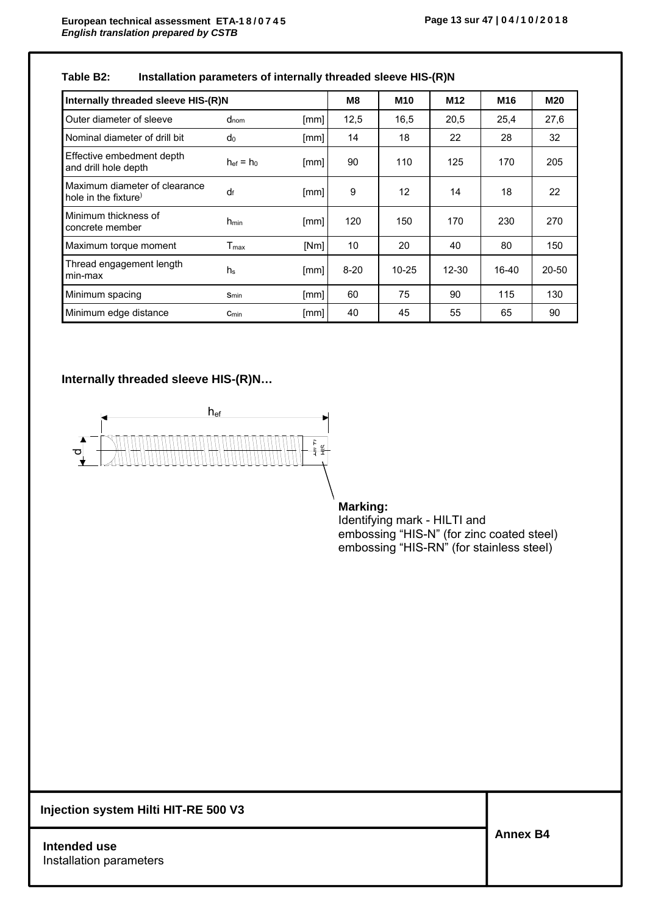**Table B2: Installation parameters of internally threaded sleeve HIS-(R)N**

| Internally threaded sleeve HIS-(R)N | | | M8 | M10 | M12 | M16 | M20 |
|---|---|---|---|---|---|---|---|
| Outer diameter of sleeve | $d_{nom}$ | [mm] | 12,5 | 16,5 | 20,5 | 25,4 | 27,6 |
| Nominal diameter of drill bit | $d_0$ | [mm] | 14 | 18 | 22 | 28 | 32 |
| Effective embedment depth and drill hole depth | $h_{ef} = h_0$ | [mm] | 90 | 110 | 125 | 170 | 205 |
| Maximum diameter of clearance hole in the fixture) | $d_f$ | [mm] | 9 | 12 | 14 | 18 | 22 |
| Minimum thickness of concrete member | $h_{min}$ | [mm] | 120 | 150 | 170 | 230 | 270 |
| Maximum torque moment | $T_{max}$ | [Nm] | 10 | 20 | 40 | 80 | 150 |
| Thread engagement length min-max | $h_s$ | [mm] | 8-20 | 10-25 | 12-30 | 16-40 | 20-50 |
| Minimum spacing | $s_{min}$ | [mm] | 60 | 75 | 90 | 115 | 130 |
| Minimum edge distance | $c_{min}$ | [mm] | 40 | 45 | 55 | 65 | 90 |

**Internally threaded sleeve HIS-(R)N…**

$h_{ef}$

d

**Marking:**
Identifying mark - HILTI and
embossing “HIS-N” (for zinc coated steel)
embossing “HIS-RN” (for stainless steel)

**Injection system Hilti HIT-RE 500 V3**

**Intended use**
Installation parameters

**Annex B4**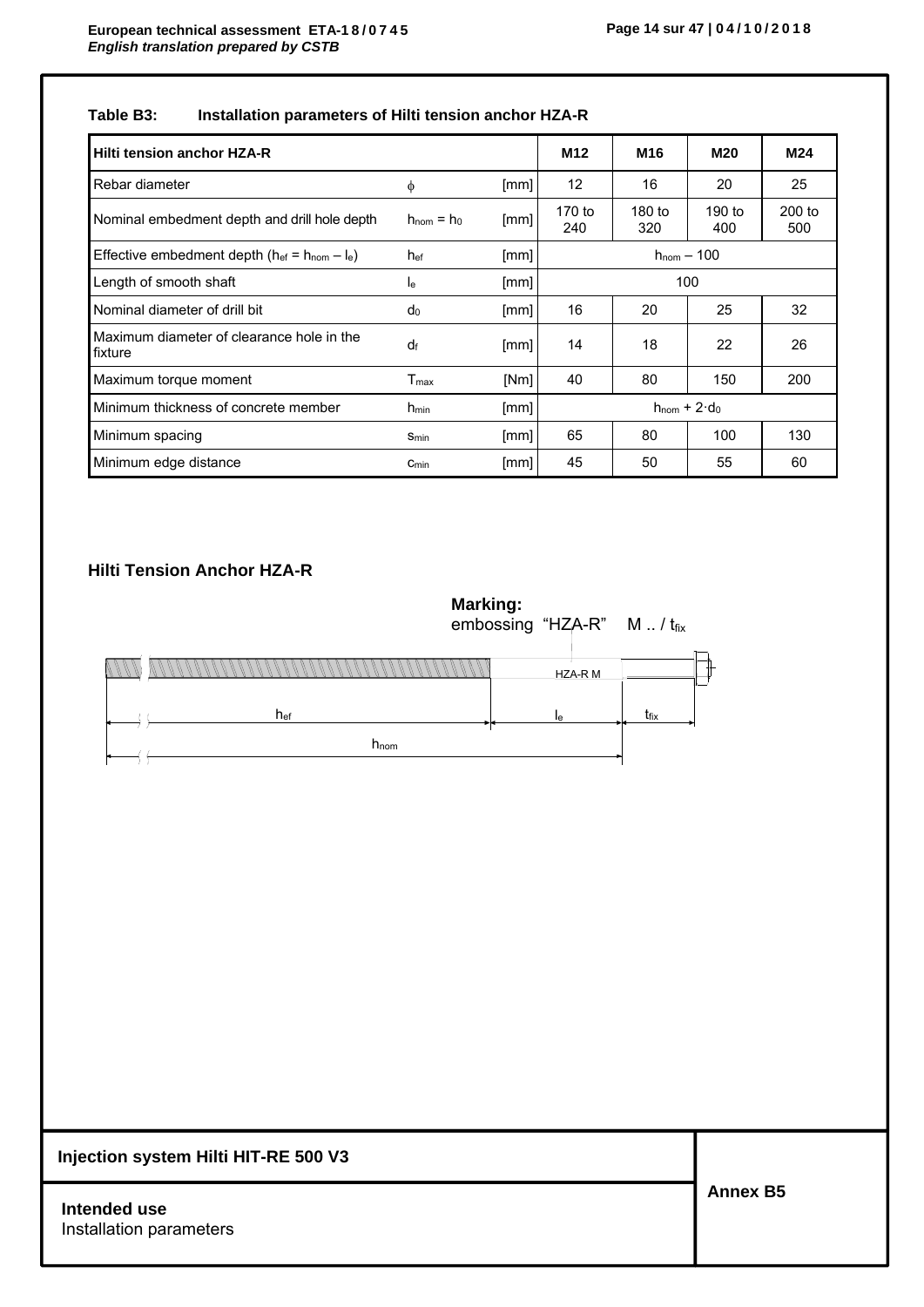**Table B3: Installation parameters of Hilti tension anchor HZA-R**

| Hilti tension anchor HZA-R | | | M12 | M16 | M20 | M24 |
|---|---|---|---|---|---|---|
| Rebar diameter | $\phi$ | [mm] | 12 | 16 | 20 | 25 |
| Nominal embedment depth and drill hole depth | $h_{nom} = h_0$ | [mm] | 170 to 240 | 180 to 320 | 190 to 400 | 200 to 500 |
| Effective embedment depth ($h_{ef} = h_{nom} - l_e$) | $h_{ef}$ | [mm] | $h_{nom} - 100$ | | | |
| Length of smooth shaft | $l_e$ | [mm] | 100 | | | |
| Nominal diameter of drill bit | $d_0$ | [mm] | 16 | 20 | 25 | 32 |
| Maximum diameter of clearance hole in the fixture | $d_f$ | [mm] | 14 | 18 | 22 | 26 |
| Maximum torque moment | $T_{max}$ | [Nm] | 40 | 80 | 150 | 200 |
| Minimum thickness of concrete member | $h_{min}$ | [mm] | $h_{nom} + 2 \cdot d_0$ | | | |
| Minimum spacing | $s_{min}$ | [mm] | 65 | 80 | 100 | 130 |
| Minimum edge distance | $c_{min}$ | [mm] | 45 | 50 | 55 | 60 |

**Hilti Tension Anchor HZA-R**

**Marking:**
embossing "HZA-R" M .. / $t_{fix}$

HZA-R M

$h_{ef}$ $l_e$ $t_{fix}$

$h_{nom}$

**Injection system Hilti HIT-RE 500 V3**

**Intended use**
Installation parameters

**Annex B5**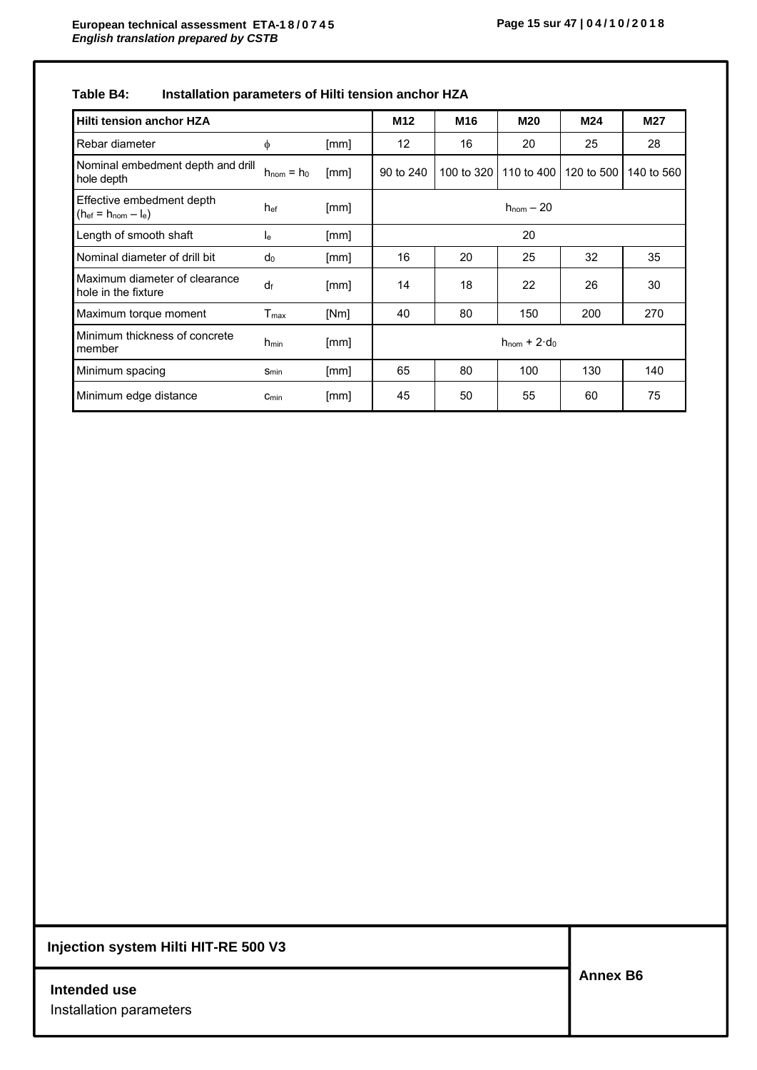**Table B4: Installation parameters of Hilti tension anchor HZA**

| Hilti tension anchor HZA | | | M12 | M16 | M20 | M24 | M27 |
|---|---|---|---|---|---|---|---|
| Rebar diameter | $\phi$ | [mm] | 12 | 16 | 20 | 25 | 28 |
| Nominal embedment depth and drill hole depth | $h_{nom} = h_0$ | [mm] | 90 to 240 | 100 to 320 | 110 to 400 | 120 to 500 | 140 to 560 |
| Effective embedment depth ($h_{ef} = h_{nom} - l_e$) | $h_{ef}$ | [mm] | $h_{nom} - 20$ | | | | |
| Length of smooth shaft | $l_e$ | [mm] | 20 | | | | |
| Nominal diameter of drill bit | $d_0$ | [mm] | 16 | 20 | 25 | 32 | 35 |
| Maximum diameter of clearance hole in the fixture | $d_f$ | [mm] | 14 | 18 | 22 | 26 | 30 |
| Maximum torque moment | $T_{max}$ | [Nm] | 40 | 80 | 150 | 200 | 270 |
| Minimum thickness of concrete member | $h_{min}$ | [mm] | $h_{nom} + 2 \cdot d_0$ | | | | |
| Minimum spacing | $s_{min}$ | [mm] | 65 | 80 | 100 | 130 | 140 |
| Minimum edge distance | $c_{min}$ | [mm] | 45 | 50 | 55 | 60 | 75 |

**Injection system Hilti HIT-RE 500 V3**

**Intended use**
Installation parameters

**Annex B6**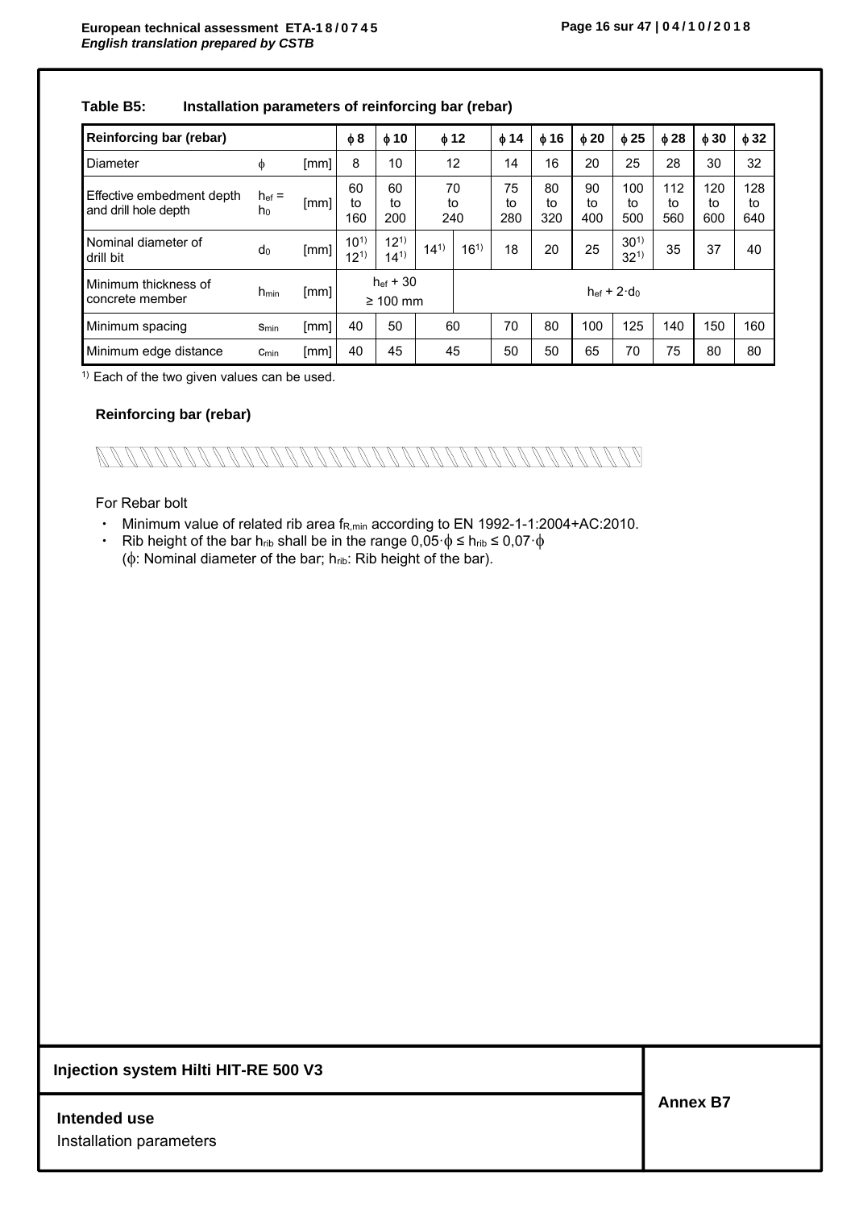**Table B5: Installation parameters of reinforcing bar (rebar)**

| Reinforcing bar (rebar) | | | $\phi$ 8 | $\phi$ 10 | $\phi$ 12 | | $\phi$ 14 | $\phi$ 16 | $\phi$ 20 | $\phi$ 25 | $\phi$ 28 | $\phi$ 30 | $\phi$ 32 |
|---|---|---|---|---|---|---|---|---|---|---|---|---|---|
| Diameter | $\phi$ | [mm] | 8 | 10 | 12 | | 14 | 16 | 20 | 25 | 28 | 30 | 32 |
| Effective embedment depth and drill hole depth | $h_{ef} = h_0$ | [mm] | 60 to 160 | 60 to 200 | 70 to 240 | | 75 to 280 | 80 to 320 | 90 to 400 | 100 to 500 | 112 to 560 | 120 to 600 | 128 to 640 |
| Nominal diameter of drill bit | $d_0$ | [mm] | 10 1) 12 1) | 12 1) 14 1) | 14 1) | 16 1) | 18 | 20 | 25 | 30 1) 32 1) | 35 | 37 | 40 |
| Minimum thickness of concrete member | $h_{min}$ | [mm] | $h_{ef}$ + 30 ≥ 100 mm | | | $h_{ef} + 2 \cdot d_0$ | | | | | | | |
| Minimum spacing | $s_{min}$ | [mm] | 40 | 50 | 60 | | 70 | 80 | 100 | 125 | 140 | 150 | 160 |
| Minimum edge distance | $c_{min}$ | [mm] | 40 | 45 | 45 | | 50 | 50 | 65 | 70 | 75 | 80 | 80 |

1) Each of the two given values can be used.

**Reinforcing bar (rebar)**

For Rebar bolt

- Minimum value of related rib area $f_{R,min}$ according to EN 1992-1-1:2004+AC:2010.
- Rib height of the bar $h_{rib}$ shall be in the range $0{,}05 \cdot \phi \leq h_{rib} \leq 0{,}07 \cdot \phi$ ($\phi$: Nominal diameter of the bar; $h_{rib}$: Rib height of the bar).

| Injection system Hilti HIT-RE 500 V3 | Annex B7 |
|---|---|
| **Intended use** Installation parameters | |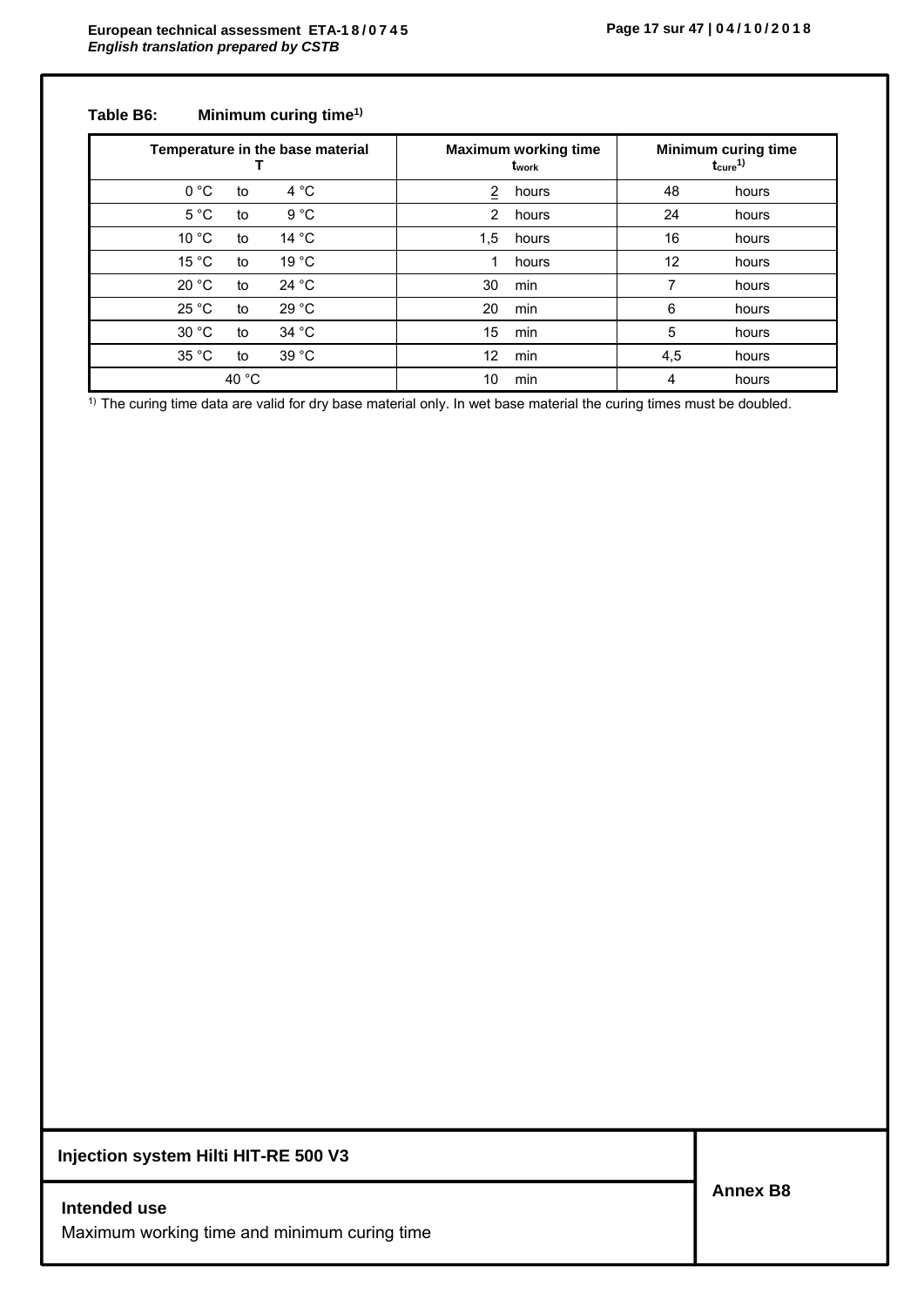**Table B6: Minimum curing time[1)]**

| Temperature in the base material T | Maximum working time $t_{work}$ | Minimum curing time $t_{cure}$[1)] |
|---|---|---|
| 0 °C to 4 °C | 2 hours | 48 hours |
| 5 °C to 9 °C | 2 hours | 24 hours |
| 10 °C to 14 °C | 1,5 hours | 16 hours |
| 15 °C to 19 °C | 1 hours | 12 hours |
| 20 °C to 24 °C | 30 min | 7 hours |
| 25 °C to 29 °C | 20 min | 6 hours |
| 30 °C to 34 °C | 15 min | 5 hours |
| 35 °C to 39 °C | 12 min | 4,5 hours |
| 40 °C | 10 min | 4 hours |

[1)] The curing time data are valid for dry base material only. In wet base material the curing times must be doubled.

**Injection system Hilti HIT-RE 500 V3**

**Intended use**
Maximum working time and minimum curing time

**Annex B8**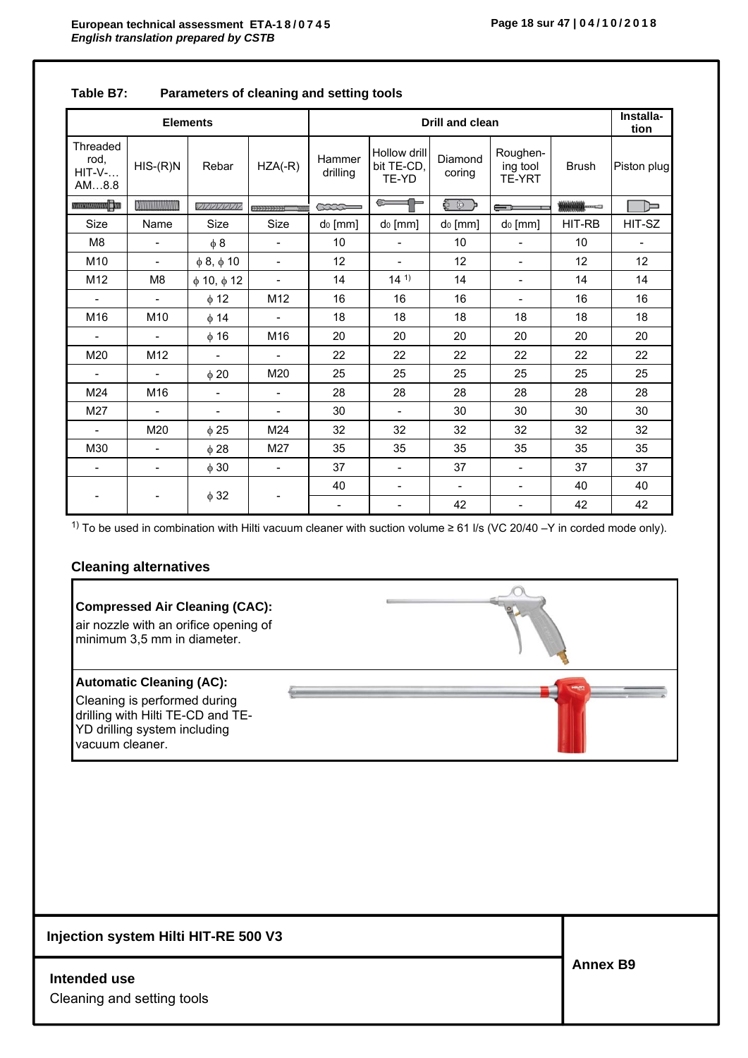**Table B7: Parameters of cleaning and setting tools**

| Elements | | | | Drill and clean | | | | | Installation |
|---|---|---|---|---|---|---|---|---|---|
| Threaded rod, HIT-V-… AM…8.8 | HIS-(R)N | Rebar | HZA(-R) | Hammer drilling | Hollow drill bit TE-CD, TE-YD | Diamond coring | Roughening tool TE-YRT | Brush | Piston plug |
| Size | Name | Size | Size | $d_0$ [mm] | $d_0$ [mm] | $d_0$ [mm] | $d_0$ [mm] | HIT-RB | HIT-SZ |
| M8 | - | ϕ 8 | - | 10 | - | 10 | - | 10 | - |
| M10 | - | ϕ 8, ϕ 10 | - | 12 | - | 12 | - | 12 | 12 |
| M12 | M8 | ϕ 10, ϕ 12 | - | 14 | 14 [1)] | 14 | - | 14 | 14 |
| - | - | ϕ 12 | M12 | 16 | 16 | 16 | - | 16 | 16 |
| M16 | M10 | ϕ 14 | - | 18 | 18 | 18 | 18 | 18 | 18 |
| - | - | ϕ 16 | M16 | 20 | 20 | 20 | 20 | 20 | 20 |
| M20 | M12 | - | - | 22 | 22 | 22 | 22 | 22 | 22 |
| - | - | ϕ 20 | M20 | 25 | 25 | 25 | 25 | 25 | 25 |
| M24 | M16 | - | - | 28 | 28 | 28 | 28 | 28 | 28 |
| M27 | - | - | - | 30 | - | 30 | 30 | 30 | 30 |
| - | M20 | ϕ 25 | M24 | 32 | 32 | 32 | 32 | 32 | 32 |
| M30 | - | ϕ 28 | M27 | 35 | 35 | 35 | 35 | 35 | 35 |
| - | - | ϕ 30 | - | 37 | - | 37 | - | 37 | 37 |
| - | - | ϕ 32 | - | 40 | - | - | - | 40 | 40 |
| | | | | - | - | 42 | - | 42 | 42 |

[1)] To be used in combination with Hilti vacuum cleaner with suction volume ≥ 61 l/s (VC 20/40 –Y in corded mode only).

## Cleaning alternatives

**Compressed Air Cleaning (CAC):**
air nozzle with an orifice opening of minimum 3,5 mm in diameter.

**Automatic Cleaning (AC):**
Cleaning is performed during drilling with Hilti TE-CD and TE-YD drilling system including vacuum cleaner.

**Injection system Hilti HIT-RE 500 V3**

**Intended use**
Cleaning and setting tools

**Annex B9**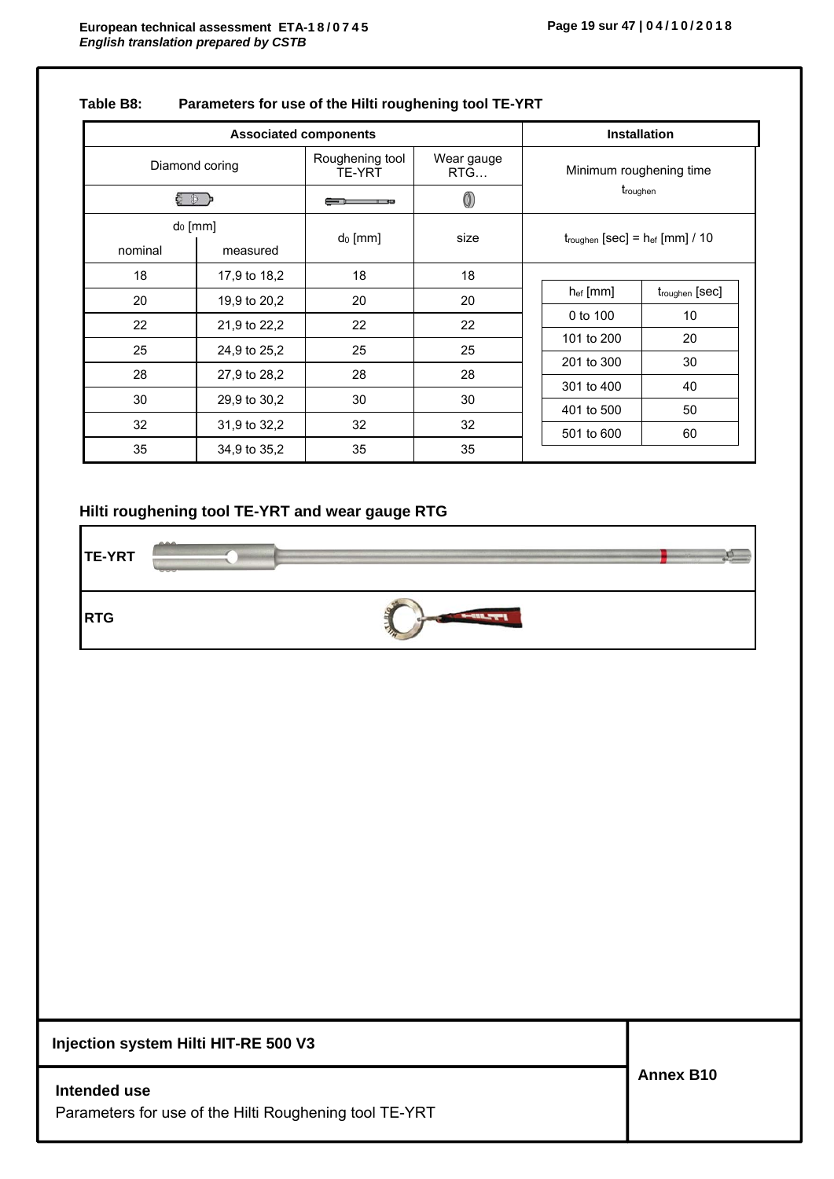**Table B8: Parameters for use of the Hilti roughening tool TE-YRT**

| Associated components | | | | Installation |
|---|---|---|---|---|
| Diamond coring | | Roughening tool TE-YRT | Wear gauge RTG… | Minimum roughening time $t_{roughen}$ |
| $d_0$ [mm] | | $d_0$ [mm] | size | $t_{roughen}$ [sec] = $h_{ef}$ [mm] / 10 |
| nominal | measured | | | |
| 18 | 17,9 to 18,2 | 18 | 18 | |
| 20 | 19,9 to 20,2 | 20 | 20 | |
| 22 | 21,9 to 22,2 | 22 | 22 | |
| 25 | 24,9 to 25,2 | 25 | 25 | |
| 28 | 27,9 to 28,2 | 28 | 28 | |
| 30 | 29,9 to 30,2 | 30 | 30 | |
| 32 | 31,9 to 32,2 | 32 | 32 | |
| 35 | 34,9 to 35,2 | 35 | 35 | |

| $h_{ef}$ [mm] | $t_{roughen}$ [sec] |
|---|---|
| 0 to 100 | 10 |
| 101 to 200 | 20 |
| 201 to 300 | 30 |
| 301 to 400 | 40 |
| 401 to 500 | 50 |
| 501 to 600 | 60 |

## Hilti roughening tool TE-YRT and wear gauge RTG

**TE-YRT**

**RTG**

Injection system Hilti HIT-RE 500 V3

**Intended use**
Parameters for use of the Hilti Roughening tool TE-YRT

**Annex B10**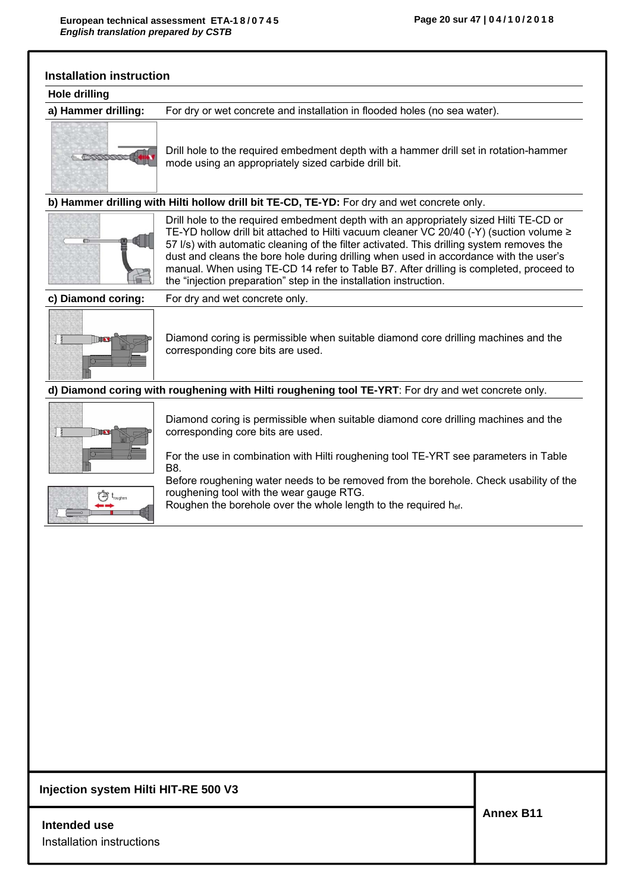## Installation instruction

### Hole drilling

**a) Hammer drilling:** For dry or wet concrete and installation in flooded holes (no sea water).

Drill hole to the required embedment depth with a hammer drill set in rotation-hammer mode using an appropriately sized carbide drill bit.

**b) Hammer drilling with Hilti hollow drill bit TE-CD, TE-YD:** For dry and wet concrete only.

Drill hole to the required embedment depth with an appropriately sized Hilti TE-CD or TE-YD hollow drill bit attached to Hilti vacuum cleaner VC 20/40 (-Y) (suction volume ≥ 57 l/s) with automatic cleaning of the filter activated. This drilling system removes the dust and cleans the bore hole during drilling when used in accordance with the user's manual. When using TE-CD 14 refer to Table B7. After drilling is completed, proceed to the "injection preparation" step in the installation instruction.

**c) Diamond coring:** For dry and wet concrete only.

Diamond coring is permissible when suitable diamond core drilling machines and the corresponding core bits are used.

**d) Diamond coring with roughening with Hilti roughening tool TE-YRT**: For dry and wet concrete only.

Diamond coring is permissible when suitable diamond core drilling machines and the corresponding core bits are used.

For the use in combination with Hilti roughening tool TE-YRT see parameters in Table B8.

Before roughening water needs to be removed from the borehole. Check usability of the roughening tool with the wear gauge RTG.

Roughen the borehole over the whole length to the required $h_{ef}$.

**Injection system Hilti HIT-RE 500 V3**

**Intended use**

Installation instructions

**Annex B11**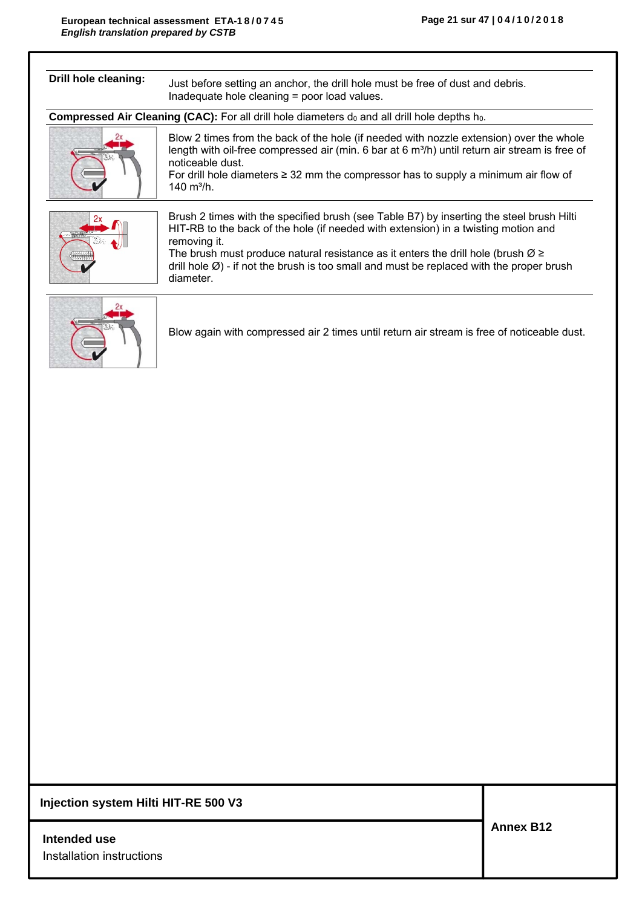**Drill hole cleaning:** Just before setting an anchor, the drill hole must be free of dust and debris. Inadequate hole cleaning = poor load values.

**Compressed Air Cleaning (CAC):** For all drill hole diameters $d_0$ and all drill hole depths $h_0$.

Blow 2 times from the back of the hole (if needed with nozzle extension) over the whole length with oil-free compressed air (min. 6 bar at 6 m³/h) until return air stream is free of noticeable dust.
For drill hole diameters ≥ 32 mm the compressor has to supply a minimum air flow of 140 m³/h.

Brush 2 times with the specified brush (see Table B7) by inserting the steel brush Hilti HIT-RB to the back of the hole (if needed with extension) in a twisting motion and removing it.
The brush must produce natural resistance as it enters the drill hole (brush Ø ≥ drill hole Ø) - if not the brush is too small and must be replaced with the proper brush diameter.

Blow again with compressed air 2 times until return air stream is free of noticeable dust.

**Injection system Hilti HIT-RE 500 V3**

**Intended use**
Installation instructions

**Annex B12**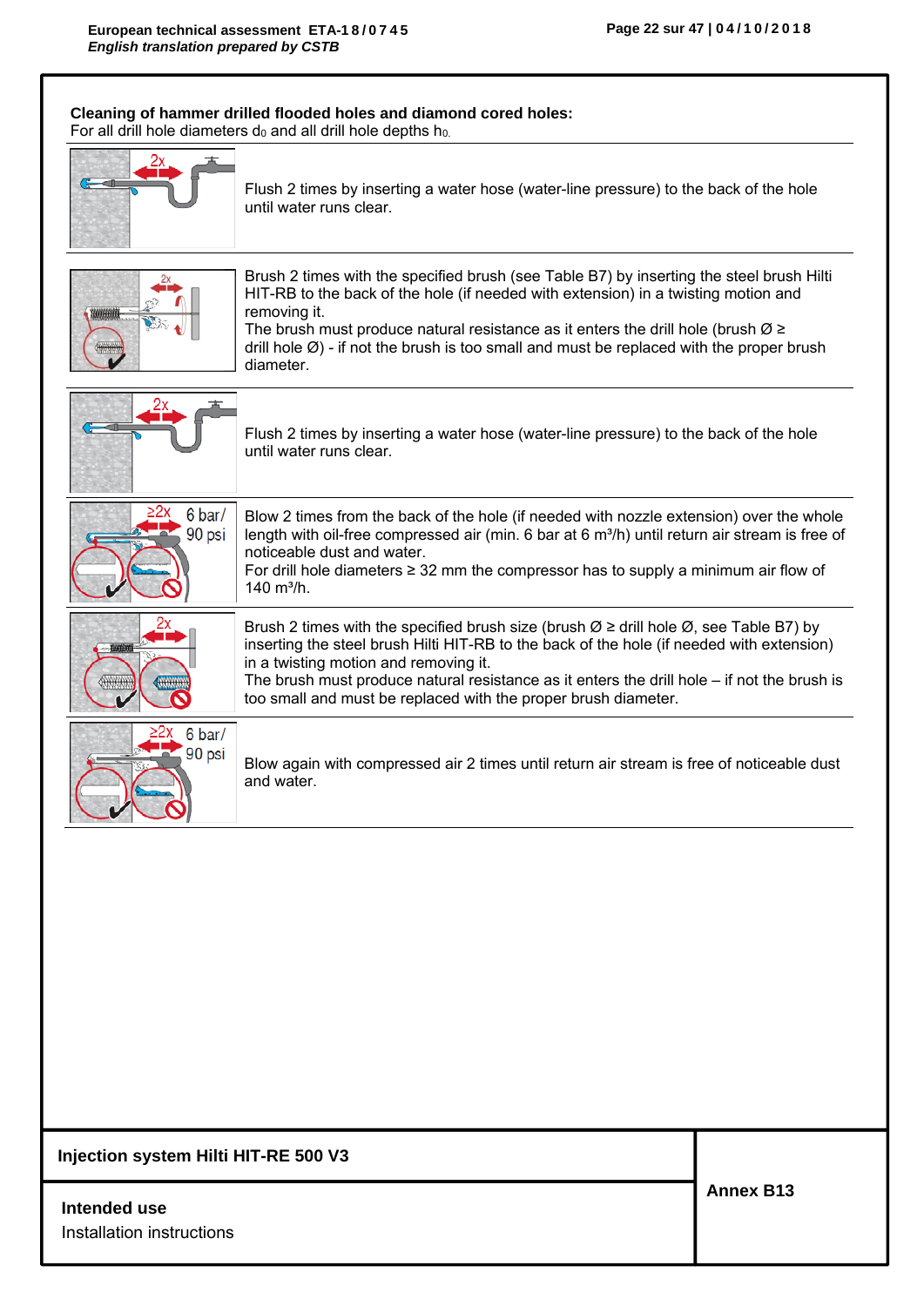**Cleaning of hammer drilled flooded holes and diamond cored holes:**
For all drill hole diameters $d_0$ and all drill hole depths $h_0$.

Flush 2 times by inserting a water hose (water-line pressure) to the back of the hole until water runs clear.

Brush 2 times with the specified brush (see Table B7) by inserting the steel brush Hilti HIT-RB to the back of the hole (if needed with extension) in a twisting motion and removing it.
The brush must produce natural resistance as it enters the drill hole (brush Ø ≥ drill hole Ø) - if not the brush is too small and must be replaced with the proper brush diameter.

Flush 2 times by inserting a water hose (water-line pressure) to the back of the hole until water runs clear.

Blow 2 times from the back of the hole (if needed with nozzle extension) over the whole length with oil-free compressed air (min. 6 bar at 6 $m^3/h$) until return air stream is free of noticeable dust and water.
For drill hole diameters ≥ 32 mm the compressor has to supply a minimum air flow of 140 $m^3/h$.

Brush 2 times with the specified brush size (brush Ø ≥ drill hole Ø, see Table B7) by inserting the steel brush Hilti HIT-RB to the back of the hole (if needed with extension) in a twisting motion and removing it.
The brush must produce natural resistance as it enters the drill hole – if not the brush is too small and must be replaced with the proper brush diameter.

Blow again with compressed air 2 times until return air stream is free of noticeable dust and water.

| Injection system Hilti HIT-RE 500 V3 | Annex B13 |
|---|---|
| **Intended use**<br>Installation instructions | |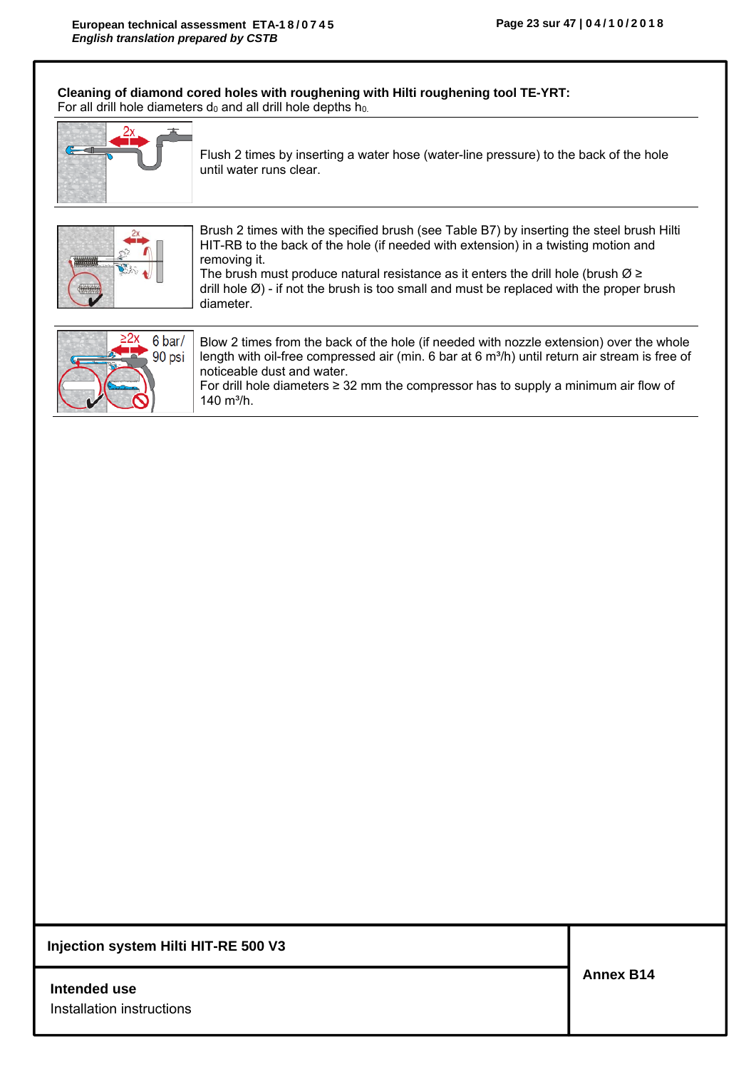**Cleaning of diamond cored holes with roughening with Hilti roughening tool TE-YRT:**
For all drill hole diameters $d_0$ and all drill hole depths $h_0$.

Flush 2 times by inserting a water hose (water-line pressure) to the back of the hole until water runs clear.

Brush 2 times with the specified brush (see Table B7) by inserting the steel brush Hilti HIT-RB to the back of the hole (if needed with extension) in a twisting motion and removing it.
The brush must produce natural resistance as it enters the drill hole (brush Ø ≥ drill hole Ø) - if not the brush is too small and must be replaced with the proper brush diameter.

Blow 2 times from the back of the hole (if needed with nozzle extension) over the whole length with oil-free compressed air (min. 6 bar at 6 m³/h) until return air stream is free of noticeable dust and water.
For drill hole diameters ≥ 32 mm the compressor has to supply a minimum air flow of 140 m³/h.

| **Injection system Hilti HIT-RE 500 V3** | **Annex B14** |
|---|---|
| **Intended use** <br> Installation instructions | |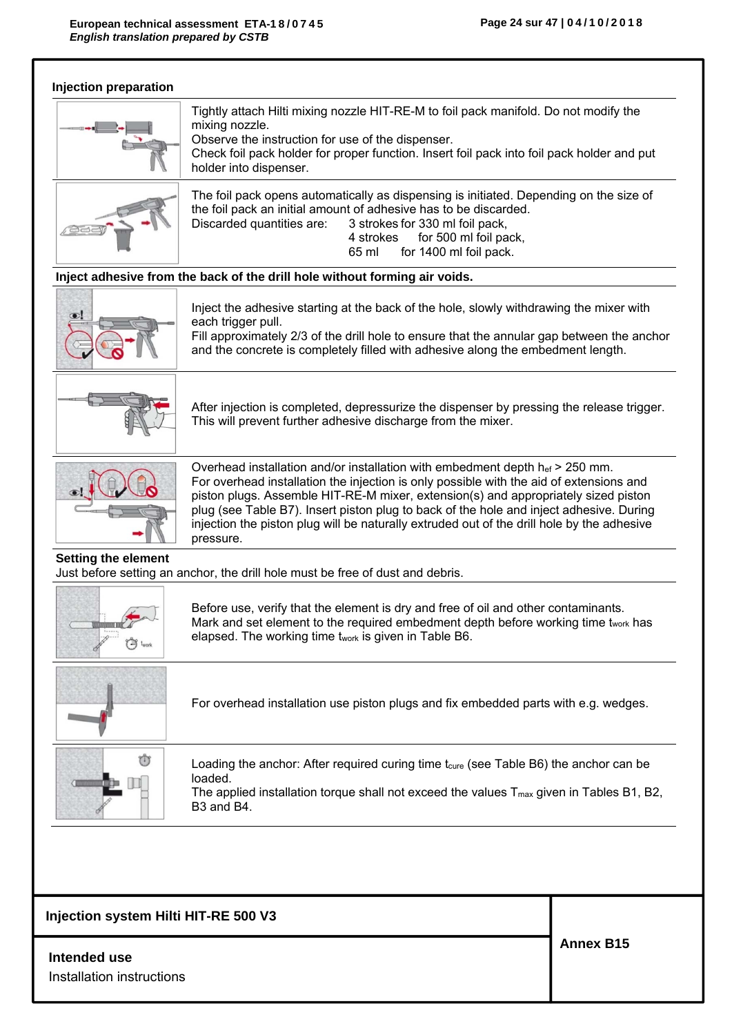## Injection preparation

Tightly attach Hilti mixing nozzle HIT-RE-M to foil pack manifold. Do not modify the mixing nozzle.
Observe the instruction for use of the dispenser.
Check foil pack holder for proper function. Insert foil pack into foil pack holder and put holder into dispenser.

The foil pack opens automatically as dispensing is initiated. Depending on the size of the foil pack an initial amount of adhesive has to be discarded.
Discarded quantities are: 3 strokes for 330 ml foil pack,
4 strokes for 500 ml foil pack,
65 ml for 1400 ml foil pack.

**Inject adhesive from the back of the drill hole without forming air voids.**

Inject the adhesive starting at the back of the hole, slowly withdrawing the mixer with each trigger pull.
Fill approximately 2/3 of the drill hole to ensure that the annular gap between the anchor and the concrete is completely filled with adhesive along the embedment length.

After injection is completed, depressurize the dispenser by pressing the release trigger. This will prevent further adhesive discharge from the mixer.

Overhead installation and/or installation with embedment depth $h_{ef}$ > 250 mm.
For overhead installation the injection is only possible with the aid of extensions and piston plugs. Assemble HIT-RE-M mixer, extension(s) and appropriately sized piston plug (see Table B7). Insert piston plug to back of the hole and inject adhesive. During injection the piston plug will be naturally extruded out of the drill hole by the adhesive pressure.

**Setting the element**

Just before setting an anchor, the drill hole must be free of dust and debris.

Before use, verify that the element is dry and free of oil and other contaminants.
Mark and set element to the required embedment depth before working time $t_{work}$ has elapsed. The working time $t_{work}$ is given in Table B6.

For overhead installation use piston plugs and fix embedded parts with e.g. wedges.

Loading the anchor: After required curing time $t_{cure}$ (see Table B6) the anchor can be loaded.
The applied installation torque shall not exceed the values $T_{max}$ given in Tables B1, B2, B3 and B4.

**Injection system Hilti HIT-RE 500 V3**

**Intended use**
Installation instructions

**Annex B15**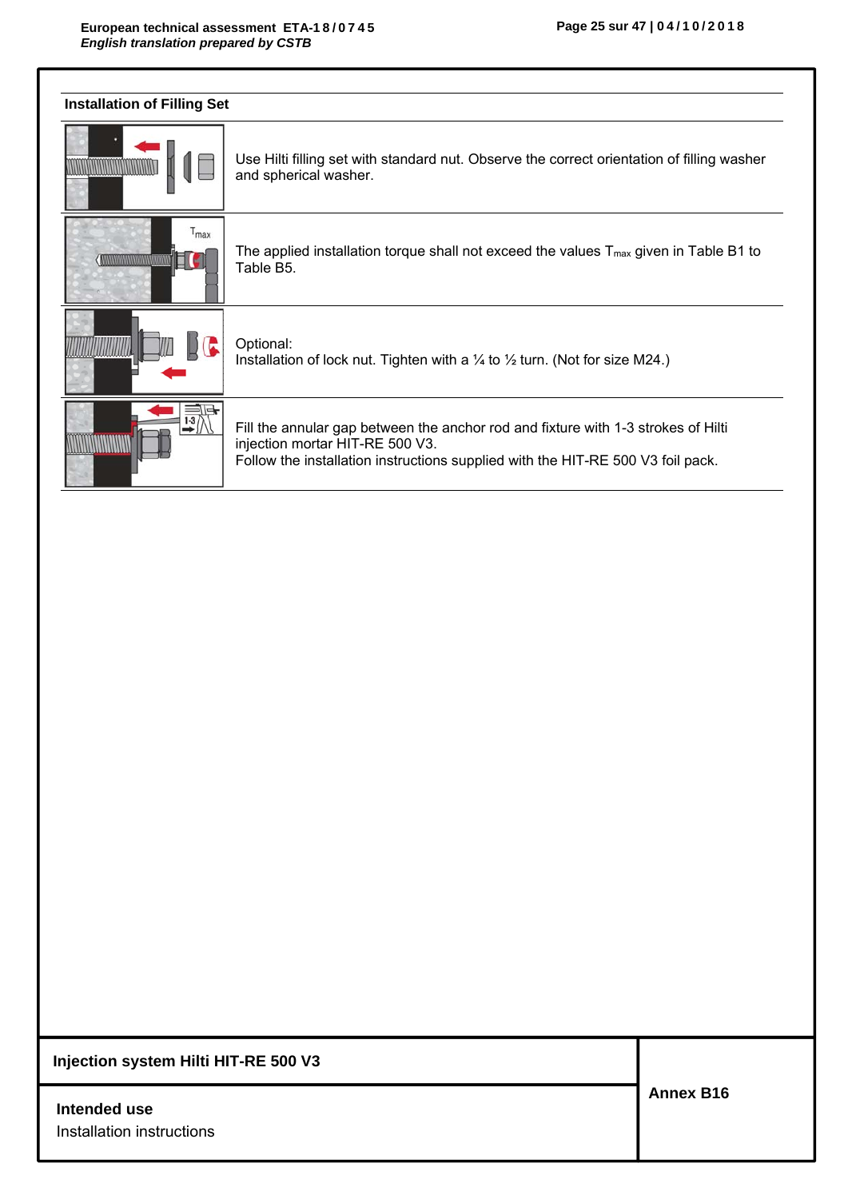## Installation of Filling Set

| | |
|---|---|
| | Use Hilti filling set with standard nut. Observe the correct orientation of filling washer and spherical washer. |
| | The applied installation torque shall not exceed the values $T_{max}$ given in Table B1 to Table B5. |
| | Optional:<br>Installation of lock nut. Tighten with a ¼ to ½ turn. (Not for size M24.) |
| | Fill the annular gap between the anchor rod and fixture with 1-3 strokes of Hilti injection mortar HIT-RE 500 V3.<br>Follow the installation instructions supplied with the HIT-RE 500 V3 foil pack. |

**Injection system Hilti HIT-RE 500 V3**

**Intended use**
Installation instructions

**Annex B16**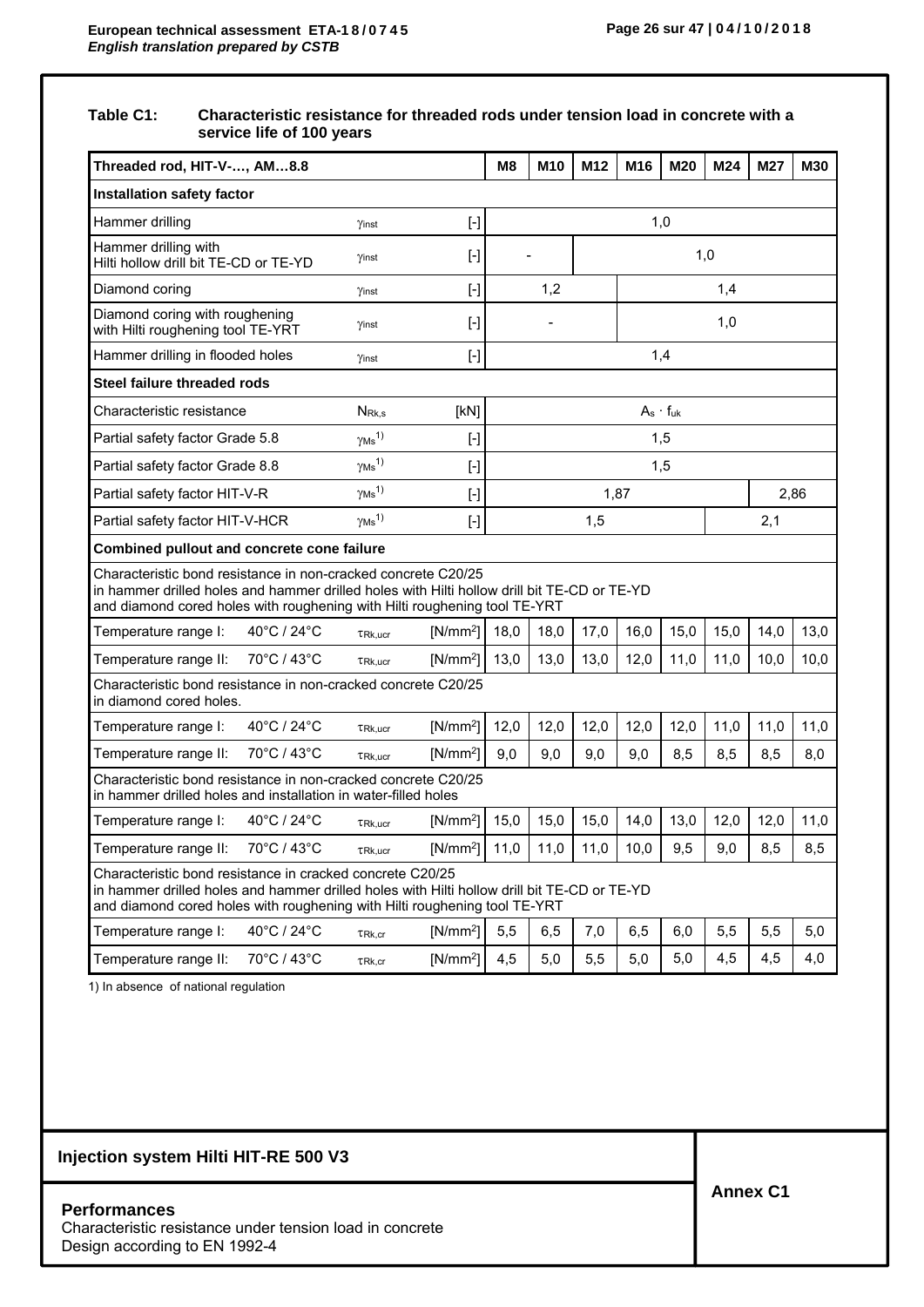**Table C1: Characteristic resistance for threaded rods under tension load in concrete with a service life of 100 years**

| Threaded rod, HIT-V-…, AM…8.8 | | | | M8 | M10 | M12 | M16 | M20 | M24 | M27 | M30 |
|---|---|---|---|---|---|---|---|---|---|---|---|
| **Installation safety factor** | | | | | | | | | | | |
| Hammer drilling | | $\gamma_{inst}$ | [-] | 1,0 | | | | | | | |
| Hammer drilling with Hilti hollow drill bit TE-CD or TE-YD | | $\gamma_{inst}$ | [-] | - | | 1,0 | | | | | |
| Diamond coring | | $\gamma_{inst}$ | [-] | 1,2 | | | 1,4 | | | | |
| Diamond coring with roughening with Hilti roughening tool TE-YRT | | $\gamma_{inst}$ | [-] | - | | | 1,0 | | | | |
| Hammer drilling in flooded holes | | $\gamma_{inst}$ | [-] | 1,4 | | | | | | | |
| **Steel failure threaded rods** | | | | | | | | | | | |
| Characteristic resistance | | $N_{Rk,s}$ | [kN] | $A_s \cdot f_{uk}$ | | | | | | | |
| Partial safety factor Grade 5.8 | | $\gamma_{Ms}$ 1) | [-] | 1,5 | | | | | | | |
| Partial safety factor Grade 8.8 | | $\gamma_{Ms}$ 1) | [-] | 1,5 | | | | | | | |
| Partial safety factor HIT-V-R | | $\gamma_{Ms}$ 1) | [-] | 1,87 | | | | | | 2,86 | |
| Partial safety factor HIT-V-HCR | | $\gamma_{Ms}$ 1) | [-] | 1,5 | | | | | 2,1 | | |
| **Combined pullout and concrete cone failure** | | | | | | | | | | | |
| Characteristic bond resistance in non-cracked concrete C20/25 in hammer drilled holes and hammer drilled holes with Hilti hollow drill bit TE-CD or TE-YD and diamond cored holes with roughening with Hilti roughening tool TE-YRT | | | | | | | | | | | |
| Temperature range I: | 40°C / 24°C | $\tau_{Rk,ucr}$ | [N/mm²] | 18,0 | 18,0 | 17,0 | 16,0 | 15,0 | 15,0 | 14,0 | 13,0 |
| Temperature range II: | 70°C / 43°C | $\tau_{Rk,ucr}$ | [N/mm²] | 13,0 | 13,0 | 13,0 | 12,0 | 11,0 | 11,0 | 10,0 | 10,0 |
| Characteristic bond resistance in non-cracked concrete C20/25 in diamond cored holes. | | | | | | | | | | | |
| Temperature range I: | 40°C / 24°C | $\tau_{Rk,ucr}$ | [N/mm²] | 12,0 | 12,0 | 12,0 | 12,0 | 12,0 | 11,0 | 11,0 | 11,0 |
| Temperature range II: | 70°C / 43°C | $\tau_{Rk,ucr}$ | [N/mm²] | 9,0 | 9,0 | 9,0 | 9,0 | 8,5 | 8,5 | 8,5 | 8,0 |
| Characteristic bond resistance in non-cracked concrete C20/25 in hammer drilled holes and installation in water-filled holes | | | | | | | | | | | |
| Temperature range I: | 40°C / 24°C | $\tau_{Rk,ucr}$ | [N/mm²] | 15,0 | 15,0 | 15,0 | 14,0 | 13,0 | 12,0 | 12,0 | 11,0 |
| Temperature range II: | 70°C / 43°C | $\tau_{Rk,ucr}$ | [N/mm²] | 11,0 | 11,0 | 11,0 | 10,0 | 9,5 | 9,0 | 8,5 | 8,5 |
| Characteristic bond resistance in cracked concrete C20/25 in hammer drilled holes and hammer drilled holes with Hilti hollow drill bit TE-CD or TE-YD and diamond cored holes with roughening with Hilti roughening tool TE-YRT | | | | | | | | | | | |
| Temperature range I: | 40°C / 24°C | $\tau_{Rk,cr}$ | [N/mm²] | 5,5 | 6,5 | 7,0 | 6,5 | 6,0 | 5,5 | 5,5 | 5,0 |
| Temperature range II: | 70°C / 43°C | $\tau_{Rk,cr}$ | [N/mm²] | 4,5 | 5,0 | 5,5 | 5,0 | 5,0 | 4,5 | 4,5 | 4,0 |

1) In absence of national regulation

**Injection system Hilti HIT-RE 500 V3**

**Performances**
Characteristic resistance under tension load in concrete
Design according to EN 1992-4

**Annex C1**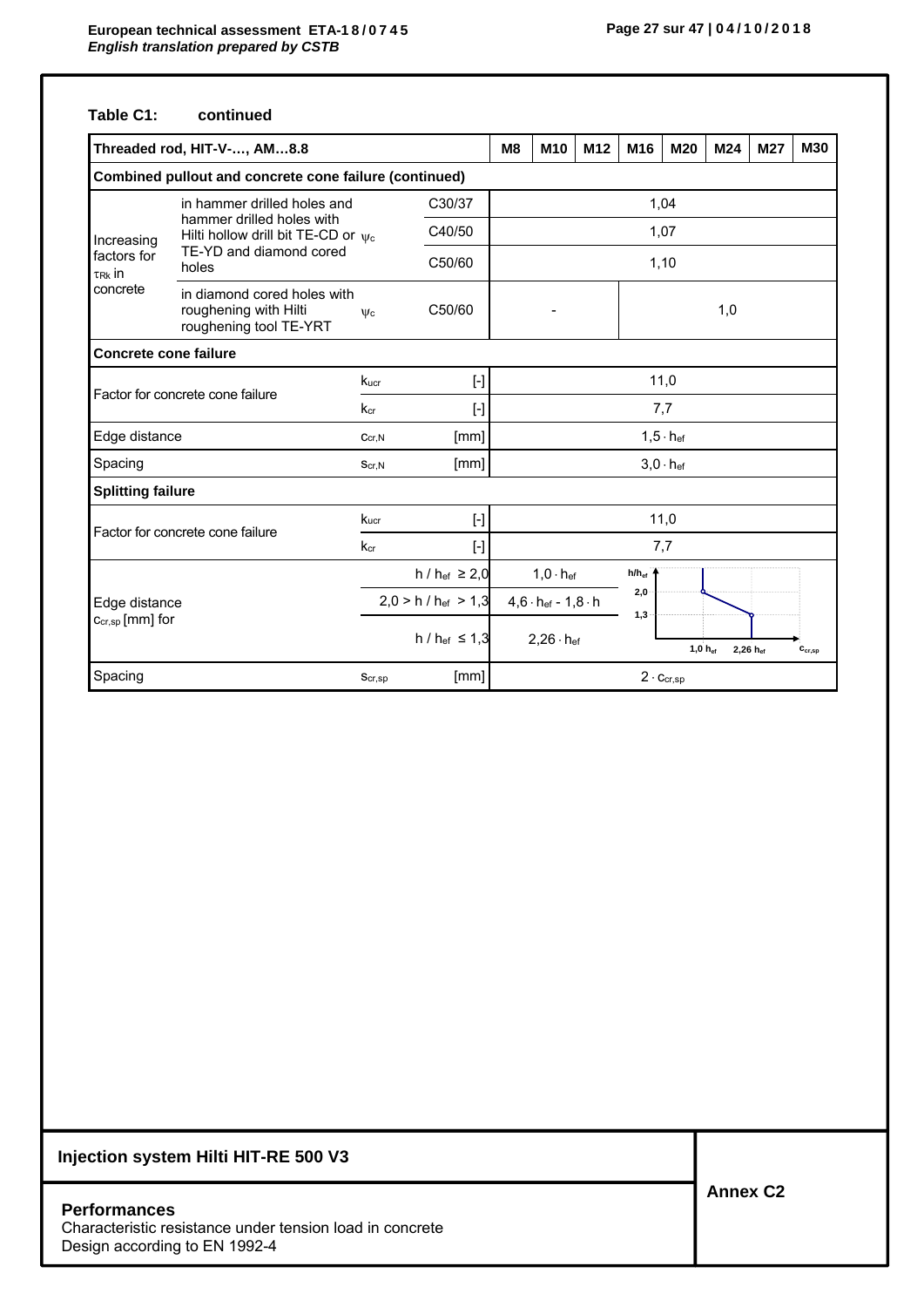**Table C1: continued**

| Threaded rod, HIT-V-…, AM…8.8 | | | | M8 | M10 | M12 | M16 | M20 | M24 | M27 | M30 |
|---|---|---|---|---|---|---|---|---|---|---|---|
| **Combined pullout and concrete cone failure (continued)** | | | | | | | | | | | |
| Increasing factors for $\tau_{Rk}$ in concrete | in hammer drilled holes and hammer drilled holes with Hilti hollow drill bit TE-CD or TE-YD and diamond cored holes | $\psi_c$ | C30/37 | 1,04 | | | | | | | |
| | | | C40/50 | 1,07 | | | | | | | |
| | | | C50/60 | 1,10 | | | | | | | |
| | in diamond cored holes with roughening with Hilti roughening tool TE-YRT | $\psi_c$ | C50/60 | - | | | 1,0 | | | | |
| **Concrete cone failure** | | | | | | | | | | | |
| Factor for concrete cone failure | | $k_{ucr}$ | [-] | 11,0 | | | | | | | |
| | | $k_{cr}$ | [-] | 7,7 | | | | | | | |
| Edge distance | | $c_{cr,N}$ | [mm] | $1{,}5 \cdot h_{ef}$ | | | | | | | |
| Spacing | | $s_{cr,N}$ | [mm] | $3{,}0 \cdot h_{ef}$ | | | | | | | |
| **Splitting failure** | | | | | | | | | | | |
| Factor for concrete cone failure | | $k_{ucr}$ | [-] | 11,0 | | | | | | | |
| | | $k_{cr}$ | [-] | 7,7 | | | | | | | |
| Edge distance $c_{cr,sp}$ [mm] for | | | $h / h_{ef} \geq 2{,}0$ | $1{,}0 \cdot h_{ef}$ | | | | | | | |
| | | | $2{,}0 > h / h_{ef} > 1{,}3$ | $4{,}6 \cdot h_{ef} - 1{,}8 \cdot h$ | | | | | | | |
| | | | $h / h_{ef} \leq 1{,}3$ | $2{,}26 \cdot h_{ef}$ | | | | | | | |
| Spacing | | $s_{cr,sp}$ | [mm] | $2 \cdot c_{cr,sp}$ | | | | | | | |

**Injection system Hilti HIT-RE 500 V3**

**Performances**
Characteristic resistance under tension load in concrete
Design according to EN 1992-4

**Annex C2**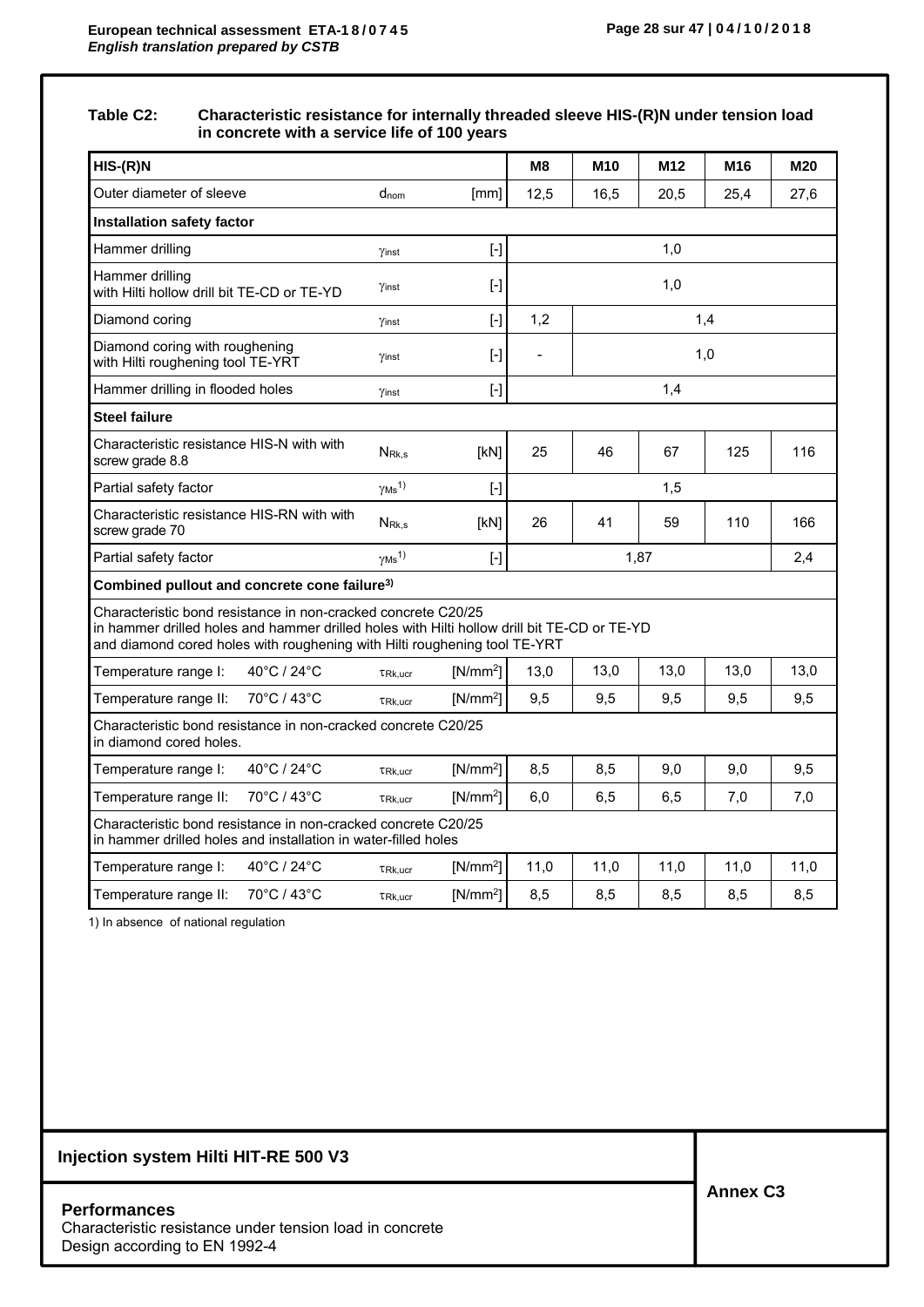**Table C2: Characteristic resistance for internally threaded sleeve HIS-(R)N under tension load in concrete with a service life of 100 years**

| **HIS-(R)N** | | | | **M8** | **M10** | **M12** | **M16** | **M20** |
|---|---|---|---|---|---|---|---|---|
| Outer diameter of sleeve | | $d_{nom}$ | [mm] | 12,5 | 16,5 | 20,5 | 25,4 | 27,6 |
| **Installation safety factor** | | | | | | | | |
| Hammer drilling | | $\gamma_{inst}$ | [-] | 1,0 | | | | |
| Hammer drilling with Hilti hollow drill bit TE-CD or TE-YD | | $\gamma_{inst}$ | [-] | 1,0 | | | | |
| Diamond coring | | $\gamma_{inst}$ | [-] | 1,2 | 1,4 | | | |
| Diamond coring with roughening with Hilti roughening tool TE-YRT | | $\gamma_{inst}$ | [-] | - | 1,0 | | | |
| Hammer drilling in flooded holes | | $\gamma_{inst}$ | [-] | 1,4 | | | | |
| **Steel failure** | | | | | | | | |
| Characteristic resistance HIS-N with with screw grade 8.8 | | $N_{Rk,s}$ | [kN] | 25 | 46 | 67 | 125 | 116 |
| Partial safety factor | | $\gamma_{Ms}$ 1) | [-] | 1,5 | | | | |
| Characteristic resistance HIS-RN with with screw grade 70 | | $N_{Rk,s}$ | [kN] | 26 | 41 | 59 | 110 | 166 |
| Partial safety factor | | $\gamma_{Ms}$ 1) | [-] | 1,87 | | | | 2,4 |
| **Combined pullout and concrete cone failure**[3] | | | | | | | | |
| Characteristic bond resistance in non-cracked concrete C20/25 in hammer drilled holes and hammer drilled holes with Hilti hollow drill bit TE-CD or TE-YD and diamond cored holes with roughening with Hilti roughening tool TE-YRT | | | | | | | | |
| Temperature range I: | 40°C / 24°C | $\tau_{Rk,ucr}$ | [N/mm²] | 13,0 | 13,0 | 13,0 | 13,0 | 13,0 |
| Temperature range II: | 70°C / 43°C | $\tau_{Rk,ucr}$ | [N/mm²] | 9,5 | 9,5 | 9,5 | 9,5 | 9,5 |
| Characteristic bond resistance in non-cracked concrete C20/25 in diamond cored holes. | | | | | | | | |
| Temperature range I: | 40°C / 24°C | $\tau_{Rk,ucr}$ | [N/mm²] | 8,5 | 8,5 | 9,0 | 9,0 | 9,5 |
| Temperature range II: | 70°C / 43°C | $\tau_{Rk,ucr}$ | [N/mm²] | 6,0 | 6,5 | 6,5 | 7,0 | 7,0 |
| Characteristic bond resistance in non-cracked concrete C20/25 in hammer drilled holes and installation in water-filled holes | | | | | | | | |
| Temperature range I: | 40°C / 24°C | $\tau_{Rk,ucr}$ | [N/mm²] | 11,0 | 11,0 | 11,0 | 11,0 | 11,0 |
| Temperature range II: | 70°C / 43°C | $\tau_{Rk,ucr}$ | [N/mm²] | 8,5 | 8,5 | 8,5 | 8,5 | 8,5 |

1) In absence of national regulation

**Injection system Hilti HIT-RE 500 V3**

**Performances**
Characteristic resistance under tension load in concrete
Design according to EN 1992-4

**Annex C3**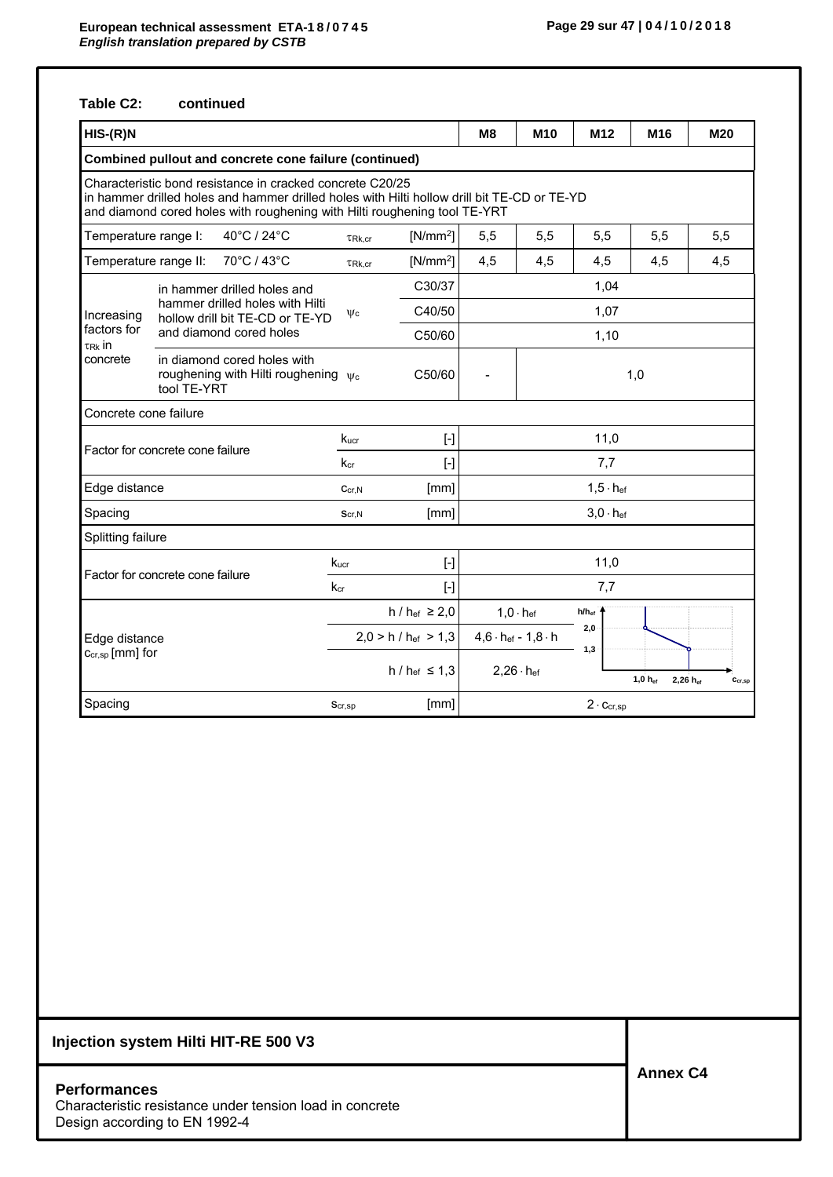**Table C2: continued**

| HIS-(R)N | | | | M8 | M10 | M12 | M16 | M20 |
|---|---|---|---|---|---|---|---|---|
| **Combined pullout and concrete cone failure (continued)** | | | | | | | | |
| Characteristic bond resistance in cracked concrete C20/25 in hammer drilled holes and hammer drilled holes with Hilti hollow drill bit TE-CD or TE-YD and diamond cored holes with roughening with Hilti roughening tool TE-YRT | | | | | | | | |
| Temperature range I: 40°C / 24°C | | $\tau_{Rk,cr}$ | [N/mm²] | 5,5 | 5,5 | 5,5 | 5,5 | 5,5 |
| Temperature range II: 70°C / 43°C | | $\tau_{Rk,cr}$ | [N/mm²] | 4,5 | 4,5 | 4,5 | 4,5 | 4,5 |
| Increasing factors for $\tau_{Rk}$ in concrete | in hammer drilled holes and hammer drilled holes with Hilti hollow drill bit TE-CD or TE-YD and diamond cored holes | $\psi_c$ | C30/37 | 1,04 | | | | |
| | | | C40/50 | 1,07 | | | | |
| | | | C50/60 | 1,10 | | | | |
| | in diamond cored holes with roughening with Hilti roughening tool TE-YRT | $\psi_c$ | C50/60 | - | 1,0 | | | |
| Concrete cone failure | | | | | | | | |
| Factor for concrete cone failure | | $k_{ucr}$ | [-] | 11,0 | | | | |
| | | $k_{cr}$ | [-] | 7,7 | | | | |
| Edge distance | | $c_{cr,N}$ | [mm] | $1{,}5 \cdot h_{ef}$ | | | | |
| Spacing | | $s_{cr,N}$ | [mm] | $3{,}0 \cdot h_{ef}$ | | | | |
| Splitting failure | | | | | | | | |
| Factor for concrete cone failure | | $k_{ucr}$ | [-] | 11,0 | | | | |
| | | $k_{cr}$ | [-] | 7,7 | | | | |
| Edge distance $c_{cr,sp}$ [mm] for | | | $h / h_{ef} \geq 2{,}0$ | $1{,}0 \cdot h_{ef}$ | | | | |
| | | | $2{,}0 > h / h_{ef} > 1{,}3$ | $4{,}6 \cdot h_{ef} - 1{,}8 \cdot h$ | | | | |
| | | | $h / h_{ef} \leq 1{,}3$ | $2{,}26 \cdot h_{ef}$ | | | | |
| Spacing | | $s_{cr,sp}$ | [mm] | $2 \cdot c_{cr,sp}$ | | | | |

**Injection system Hilti HIT-RE 500 V3**

**Performances**
Characteristic resistance under tension load in concrete
Design according to EN 1992-4

**Annex C4**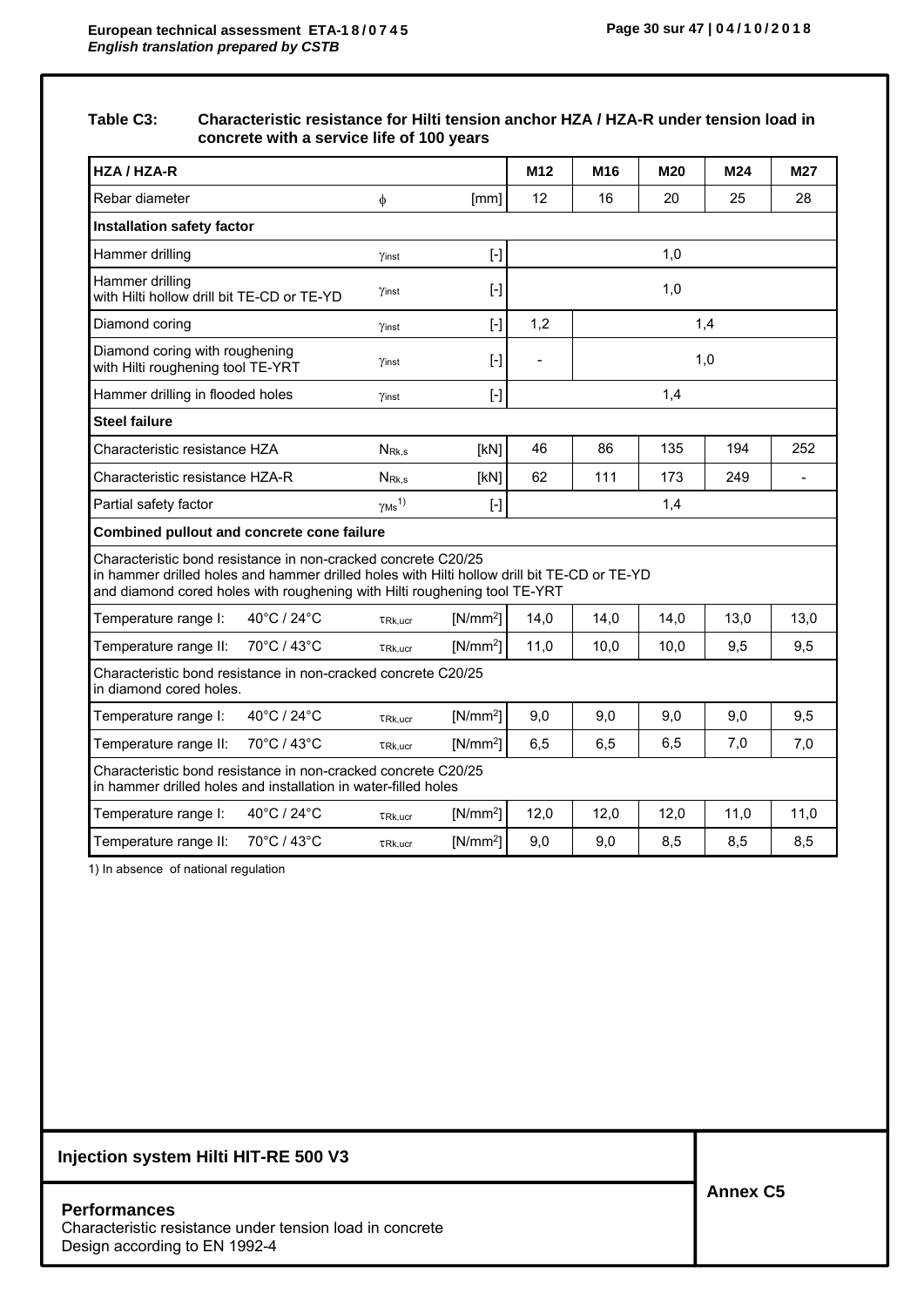**Table C3: Characteristic resistance for Hilti tension anchor HZA / HZA-R under tension load in concrete with a service life of 100 years**

| HZA / HZA-R | | | | M12 | M16 | M20 | M24 | M27 |
|---|---|---|---|---|---|---|---|---|
| Rebar diameter | | $\phi$ | [mm] | 12 | 16 | 20 | 25 | 28 |
| **Installation safety factor** | | | | | | | | |
| Hammer drilling | | $\gamma_{inst}$ | [-] | 1,0 | | | | |
| Hammer drilling with Hilti hollow drill bit TE-CD or TE-YD | | $\gamma_{inst}$ | [-] | 1,0 | | | | |
| Diamond coring | | $\gamma_{inst}$ | [-] | 1,2 | 1,4 | | | |
| Diamond coring with roughening with Hilti roughening tool TE-YRT | | $\gamma_{inst}$ | [-] | - | 1,0 | | | |
| Hammer drilling in flooded holes | | $\gamma_{inst}$ | [-] | 1,4 | | | | |
| **Steel failure** | | | | | | | | |
| Characteristic resistance HZA | | $N_{Rk,s}$ | [kN] | 46 | 86 | 135 | 194 | 252 |
| Characteristic resistance HZA-R | | $N_{Rk,s}$ | [kN] | 62 | 111 | 173 | 249 | - |
| Partial safety factor | | $\gamma_{Ms}$ [1] | [-] | 1,4 | | | | |
| **Combined pullout and concrete cone failure** | | | | | | | | |
| Characteristic bond resistance in non-cracked concrete C20/25 in hammer drilled holes and hammer drilled holes with Hilti hollow drill bit TE-CD or TE-YD and diamond cored holes with roughening with Hilti roughening tool TE-YRT | | | | | | | | |
| Temperature range I: | 40°C / 24°C | $\tau_{Rk,ucr}$ | [N/mm²] | 14,0 | 14,0 | 14,0 | 13,0 | 13,0 |
| Temperature range II: | 70°C / 43°C | $\tau_{Rk,ucr}$ | [N/mm²] | 11,0 | 10,0 | 10,0 | 9,5 | 9,5 |
| Characteristic bond resistance in non-cracked concrete C20/25 in diamond cored holes. | | | | | | | | |
| Temperature range I: | 40°C / 24°C | $\tau_{Rk,ucr}$ | [N/mm²] | 9,0 | 9,0 | 9,0 | 9,0 | 9,5 |
| Temperature range II: | 70°C / 43°C | $\tau_{Rk,ucr}$ | [N/mm²] | 6,5 | 6,5 | 6,5 | 7,0 | 7,0 |
| Characteristic bond resistance in non-cracked concrete C20/25 in hammer drilled holes and installation in water-filled holes | | | | | | | | |
| Temperature range I: | 40°C / 24°C | $\tau_{Rk,ucr}$ | [N/mm²] | 12,0 | 12,0 | 12,0 | 11,0 | 11,0 |
| Temperature range II: | 70°C / 43°C | $\tau_{Rk,ucr}$ | [N/mm²] | 9,0 | 9,0 | 8,5 | 8,5 | 8,5 |

1) In absence of national regulation

**Injection system Hilti HIT-RE 500 V3**

**Performances**
Characteristic resistance under tension load in concrete
Design according to EN 1992-4

**Annex C5**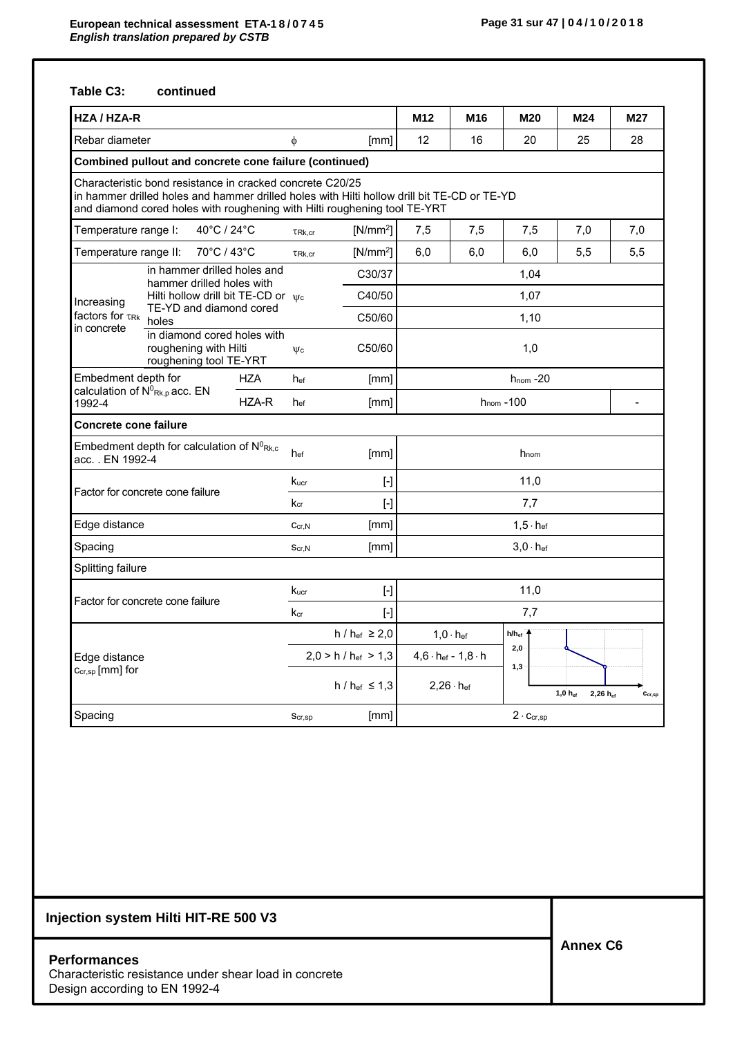**Table C3: continued**

| HZA / HZA-R | | | | M12 | M16 | M20 | M24 | M27 |
|---|---|---|---|---|---|---|---|---|
| Rebar diameter | | $\phi$ | [mm] | 12 | 16 | 20 | 25 | 28 |
| **Combined pullout and concrete cone failure (continued)** | | | | | | | | |
| Characteristic bond resistance in cracked concrete C20/25 in hammer drilled holes and hammer drilled holes with Hilti hollow drill bit TE-CD or TE-YD and diamond cored holes with roughening with Hilti roughening tool TE-YRT | | | | | | | | |
| Temperature range I: | 40°C / 24°C | $\tau_{Rk,cr}$ | [N/mm²] | 7,5 | 7,5 | 7,5 | 7,0 | 7,0 |
| Temperature range II: | 70°C / 43°C | $\tau_{Rk,cr}$ | [N/mm²] | 6,0 | 6,0 | 6,0 | 5,5 | 5,5 |
| Increasing factors for $\tau_{Rk}$ in concrete | in hammer drilled holes and hammer drilled holes with Hilti hollow drill bit TE-CD or TE-YD and diamond cored holes | $\psi_c$ | C30/37 | 1,04 | | | | |
| | | | C40/50 | 1,07 | | | | |
| | | | C50/60 | 1,10 | | | | |
| | in diamond cored holes with roughening with Hilti roughening tool TE-YRT | $\psi_c$ | C50/60 | 1,0 | | | | |
| Embedment depth for calculation of $N^0_{Rk,p}$ acc. EN 1992-4 | HZA | $h_{ef}$ | [mm] | $h_{nom}$ -20 | | | | |
| | HZA-R | $h_{ef}$ | [mm] | $h_{nom}$ -100 | | | | - |
| **Concrete cone failure** | | | | | | | | |
| Embedment depth for calculation of $N^0_{Rk,c}$ acc. . EN 1992-4 | | $h_{ef}$ | [mm] | $h_{nom}$ | | | | |
| Factor for concrete cone failure | | $k_{ucr}$ | [-] | 11,0 | | | | |
| | | $k_{cr}$ | [-] | 7,7 | | | | |
| Edge distance | | $c_{cr,N}$ | [mm] | $1,5 \cdot h_{ef}$ | | | | |
| Spacing | | $s_{cr,N}$ | [mm] | $3,0 \cdot h_{ef}$ | | | | |
| Splitting failure | | | | | | | | |
| Factor for concrete cone failure | | $k_{ucr}$ | [-] | 11,0 | | | | |
| | | $k_{cr}$ | [-] | 7,7 | | | | |
| Edge distance $c_{cr,sp}$ [mm] for | | | $h / h_{ef} \geq 2,0$ | $1,0 \cdot h_{ef}$ | | (diagram: $h/h_{ef}$ vs. $c_{cr,sp}$; 2,0; 1,3; $1,0\ h_{ef}$; $2,26\ h_{ef}$) | | |
| | | | $2,0 > h / h_{ef} > 1,3$ | $4,6 \cdot h_{ef} - 1,8 \cdot h$ | | | | |
| | | | $h / h_{ef} \leq 1,3$ | $2,26 \cdot h_{ef}$ | | | | |
| Spacing | | $s_{cr,sp}$ | [mm] | $2 \cdot c_{cr,sp}$ | | | | |

**Injection system Hilti HIT-RE 500 V3**

**Performances**
Characteristic resistance under shear load in concrete
Design according to EN 1992-4

**Annex C6**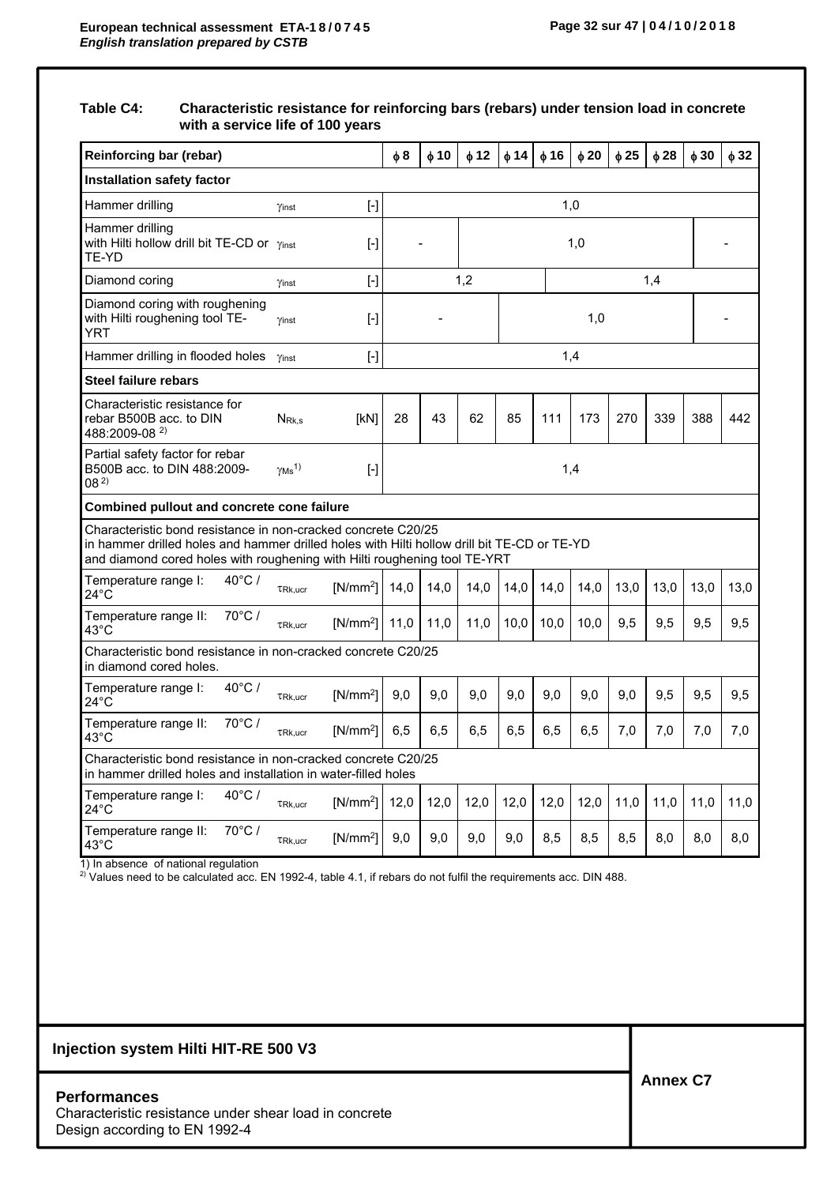**Table C4: Characteristic resistance for reinforcing bars (rebars) under tension load in concrete with a service life of 100 years**

| Reinforcing bar (rebar) | | | ϕ 8 | ϕ 10 | ϕ 12 | ϕ 14 | ϕ 16 | ϕ 20 | ϕ 25 | ϕ 28 | ϕ 30 | ϕ 32 |
|---|---|---|---|---|---|---|---|---|---|---|---|---|
| **Installation safety factor** | | | | | | | | | | | | |
| Hammer drilling | $\gamma_{inst}$ | [-] | 1,0 | | | | | | | | | |
| Hammer drilling with Hilti hollow drill bit TE-CD or TE-YD | $\gamma_{inst}$ | [-] | - | | 1,0 | | | | | | - | |
| Diamond coring | $\gamma_{inst}$ | [-] | 1,2 | | | | 1,4 | | | | | |
| Diamond coring with roughening with Hilti roughening tool TE-YRT | $\gamma_{inst}$ | [-] | - | | | 1,0 | | | | | - | |
| Hammer drilling in flooded holes | $\gamma_{inst}$ | [-] | 1,4 | | | | | | | | | |
| **Steel failure rebars** | | | | | | | | | | | | |
| Characteristic resistance for rebar B500B acc. to DIN 488:2009-08 [2)] | $N_{Rk,s}$ | [kN] | 28 | 43 | 62 | 85 | 111 | 173 | 270 | 339 | 388 | 442 |
| Partial safety factor for rebar B500B acc. to DIN 488:2009-08 [2)] | $\gamma_{Ms}$ [1)] | [-] | 1,4 | | | | | | | | | |
| **Combined pullout and concrete cone failure** | | | | | | | | | | | | |
| Characteristic bond resistance in non-cracked concrete C20/25 in hammer drilled holes and hammer drilled holes with Hilti hollow drill bit TE-CD or TE-YD and diamond cored holes with roughening with Hilti roughening tool TE-YRT | | | | | | | | | | | | |
| Temperature range I: 40°C / 24°C | $\tau_{Rk,ucr}$ | [N/mm²] | 14,0 | 14,0 | 14,0 | 14,0 | 14,0 | 14,0 | 13,0 | 13,0 | 13,0 | 13,0 |
| Temperature range II: 70°C / 43°C | $\tau_{Rk,ucr}$ | [N/mm²] | 11,0 | 11,0 | 11,0 | 10,0 | 10,0 | 10,0 | 9,5 | 9,5 | 9,5 | 9,5 |
| Characteristic bond resistance in non-cracked concrete C20/25 in diamond cored holes. | | | | | | | | | | | | |
| Temperature range I: 40°C / 24°C | $\tau_{Rk,ucr}$ | [N/mm²] | 9,0 | 9,0 | 9,0 | 9,0 | 9,0 | 9,0 | 9,0 | 9,5 | 9,5 | 9,5 |
| Temperature range II: 70°C / 43°C | $\tau_{Rk,ucr}$ | [N/mm²] | 6,5 | 6,5 | 6,5 | 6,5 | 6,5 | 6,5 | 7,0 | 7,0 | 7,0 | 7,0 |
| Characteristic bond resistance in non-cracked concrete C20/25 in hammer drilled holes and installation in water-filled holes | | | | | | | | | | | | |
| Temperature range I: 40°C / 24°C | $\tau_{Rk,ucr}$ | [N/mm²] | 12,0 | 12,0 | 12,0 | 12,0 | 12,0 | 12,0 | 11,0 | 11,0 | 11,0 | 11,0 |
| Temperature range II: 70°C / 43°C | $\tau_{Rk,ucr}$ | [N/mm²] | 9,0 | 9,0 | 9,0 | 9,0 | 8,5 | 8,5 | 8,5 | 8,0 | 8,0 | 8,0 |

1) In absence of national regulation

2) Values need to be calculated acc. EN 1992-4, table 4.1, if rebars do not fulfil the requirements acc. DIN 488.

**Injection system Hilti HIT-RE 500 V3**

**Performances**
Characteristic resistance under shear load in concrete
Design according to EN 1992-4

**Annex C7**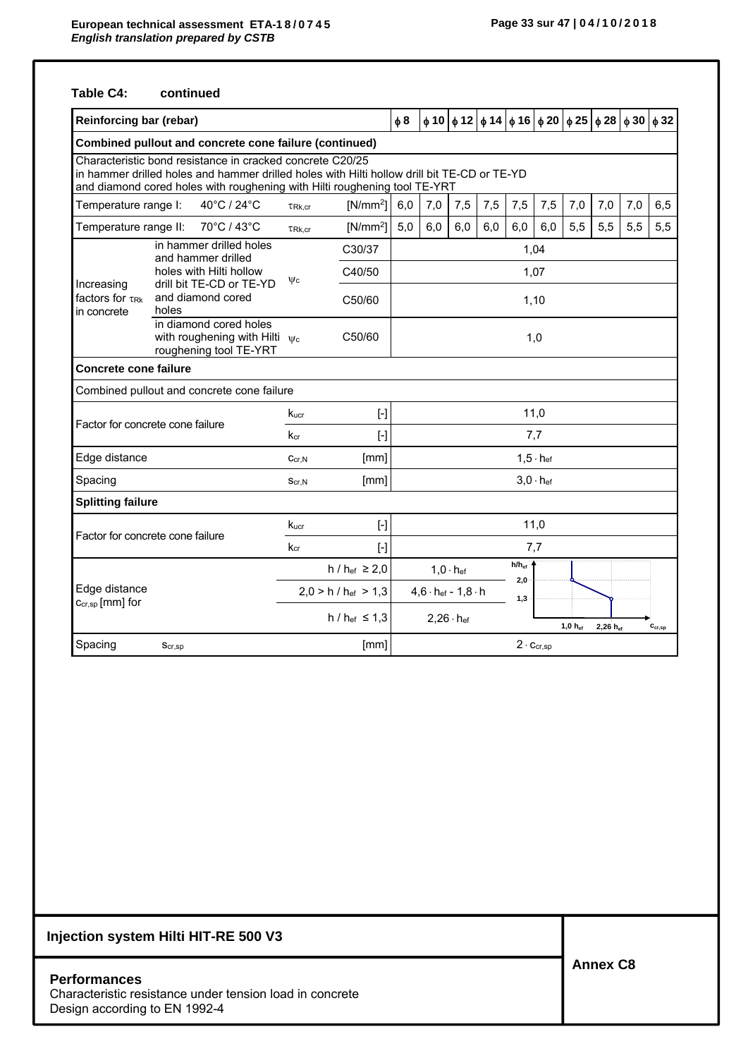**Table C4: continued**

| Reinforcing bar (rebar) | | | | $\phi$ 8 | $\phi$ 10 | $\phi$ 12 | $\phi$ 14 | $\phi$ 16 | $\phi$ 20 | $\phi$ 25 | $\phi$ 28 | $\phi$ 30 | $\phi$ 32 |
|---|---|---|---|---|---|---|---|---|---|---|---|---|---|
| **Combined pullout and concrete cone failure (continued)** | | | | | | | | | | | | | |
| Characteristic bond resistance in cracked concrete C20/25 in hammer drilled holes and hammer drilled holes with Hilti hollow drill bit TE-CD or TE-YD and diamond cored holes with roughening with Hilti roughening tool TE-YRT | | | | | | | | | | | | | |
| Temperature range I: 40°C / 24°C | | $\tau_{Rk,cr}$ | [N/mm²] | 6,0 | 7,0 | 7,5 | 7,5 | 7,5 | 7,5 | 7,0 | 7,0 | 7,0 | 6,5 |
| Temperature range II: 70°C / 43°C | | $\tau_{Rk,cr}$ | [N/mm²] | 5,0 | 6,0 | 6,0 | 6,0 | 6,0 | 6,0 | 5,5 | 5,5 | 5,5 | 5,5 |
| Increasing factors for $\tau_{Rk}$ in concrete | in hammer drilled holes and hammer drilled holes with Hilti hollow drill bit TE-CD or TE-YD and diamond cored holes | $\psi_c$ | C30/37 | 1,04 | | | | | | | | | |
| | | | C40/50 | 1,07 | | | | | | | | | |
| | | | C50/60 | 1,10 | | | | | | | | | |
| | in diamond cored holes with roughening with Hilti roughening tool TE-YRT | $\psi_c$ | C50/60 | 1,0 | | | | | | | | | |
| **Concrete cone failure** | | | | | | | | | | | | | |
| Combined pullout and concrete cone failure | | | | | | | | | | | | | |
| Factor for concrete cone failure | | $k_{ucr}$ | [-] | 11,0 | | | | | | | | | |
| | | $k_{cr}$ | [-] | 7,7 | | | | | | | | | |
| Edge distance | | $c_{cr,N}$ | [mm] | $1{,}5 \cdot h_{ef}$ | | | | | | | | | |
| Spacing | | $s_{cr,N}$ | [mm] | $3{,}0 \cdot h_{ef}$ | | | | | | | | | |
| **Splitting failure** | | | | | | | | | | | | | |
| Factor for concrete cone failure | | $k_{ucr}$ | [-] | 11,0 | | | | | | | | | |
| | | $k_{cr}$ | [-] | 7,7 | | | | | | | | | |
| Edge distance $c_{cr,sp}$ [mm] for | | | $h / h_{ef} \geq 2{,}0$ | $1{,}0 \cdot h_{ef}$ | | | | | | | | | |
| | | | $2{,}0 > h / h_{ef} > 1{,}3$ | $4{,}6 \cdot h_{ef} - 1{,}8 \cdot h$ | | | | | | | | | |
| | | | $h / h_{ef} \leq 1{,}3$ | $2{,}26 \cdot h_{ef}$ | | | | | | | | | |
| Spacing | $s_{cr,sp}$ | | [mm] | $2 \cdot c_{cr,sp}$ | | | | | | | | | |

**Injection system Hilti HIT-RE 500 V3**

**Performances**
Characteristic resistance under tension load in concrete
Design according to EN 1992-4

**Annex C8**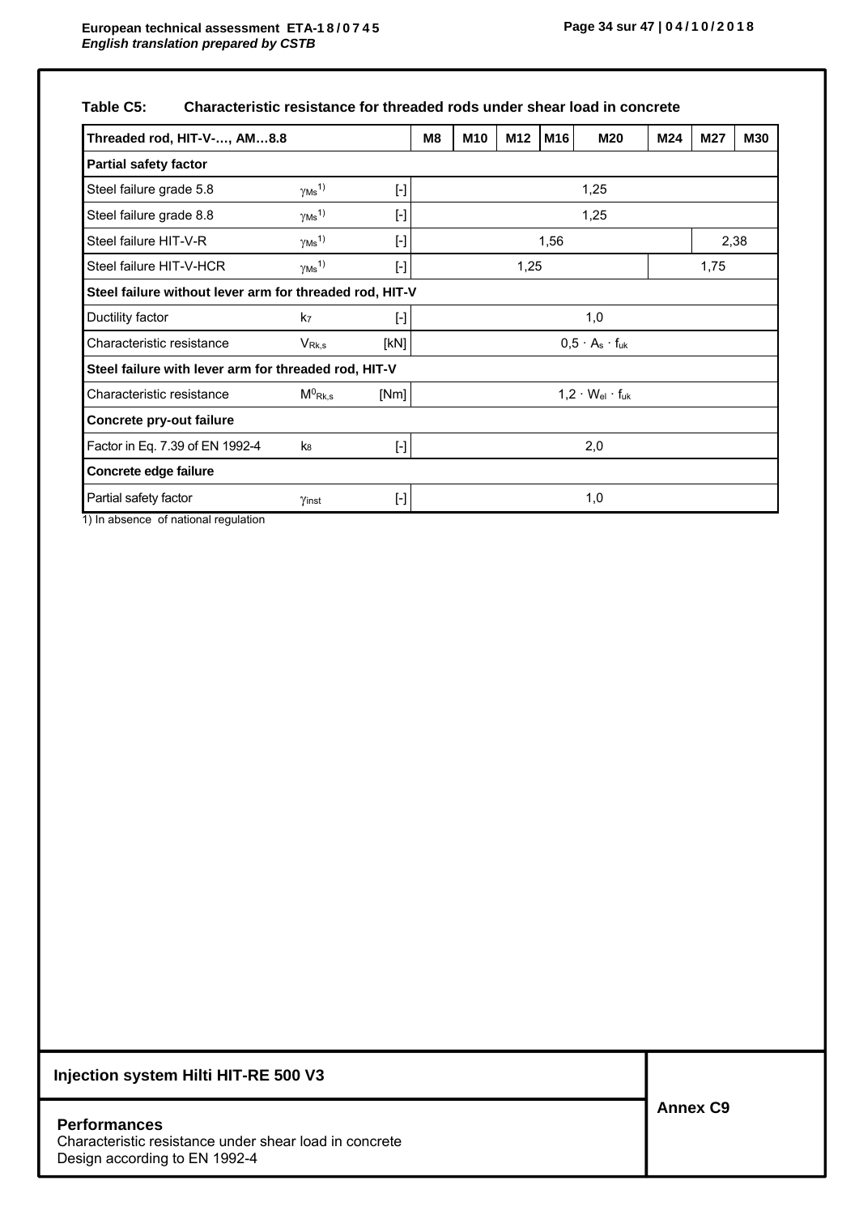**Table C5: Characteristic resistance for threaded rods under shear load in concrete**

| Threaded rod, HIT-V-…, AM…8.8 | | | M8 | M10 | M12 | M16 | M20 | M24 | M27 | M30 |
|---|---|---|---|---|---|---|---|---|---|---|
| **Partial safety factor** | | | | | | | | | | |
| Steel failure grade 5.8 | $\gamma_{Ms}$ [1] | [-] | 1,25 | | | | | | | |
| Steel failure grade 8.8 | $\gamma_{Ms}$ [1] | [-] | 1,25 | | | | | | | |
| Steel failure HIT-V-R | $\gamma_{Ms}$ [1] | [-] | 1,56 | | | | | | 2,38 | |
| Steel failure HIT-V-HCR | $\gamma_{Ms}$ [1] | [-] | 1,25 | | | | | 1,75 | | |
| **Steel failure without lever arm for threaded rod, HIT-V** | | | | | | | | | | |
| Ductility factor | $k_7$ | [-] | 1,0 | | | | | | | |
| Characteristic resistance | $V_{Rk,s}$ | [kN] | $0{,}5 \cdot A_s \cdot f_{uk}$ | | | | | | | |
| **Steel failure with lever arm for threaded rod, HIT-V** | | | | | | | | | | |
| Characteristic resistance | $M^0_{Rk,s}$ | [Nm] | $1{,}2 \cdot W_{el} \cdot f_{uk}$ | | | | | | | |
| **Concrete pry-out failure** | | | | | | | | | | |
| Factor in Eq. 7.39 of EN 1992-4 | $k_8$ | [-] | 2,0 | | | | | | | |
| **Concrete edge failure** | | | | | | | | | | |
| Partial safety factor | $\gamma_{inst}$ | [-] | 1,0 | | | | | | | |

1) In absence of national regulation

**Injection system Hilti HIT-RE 500 V3**

**Performances**
Characteristic resistance under shear load in concrete
Design according to EN 1992-4

**Annex C9**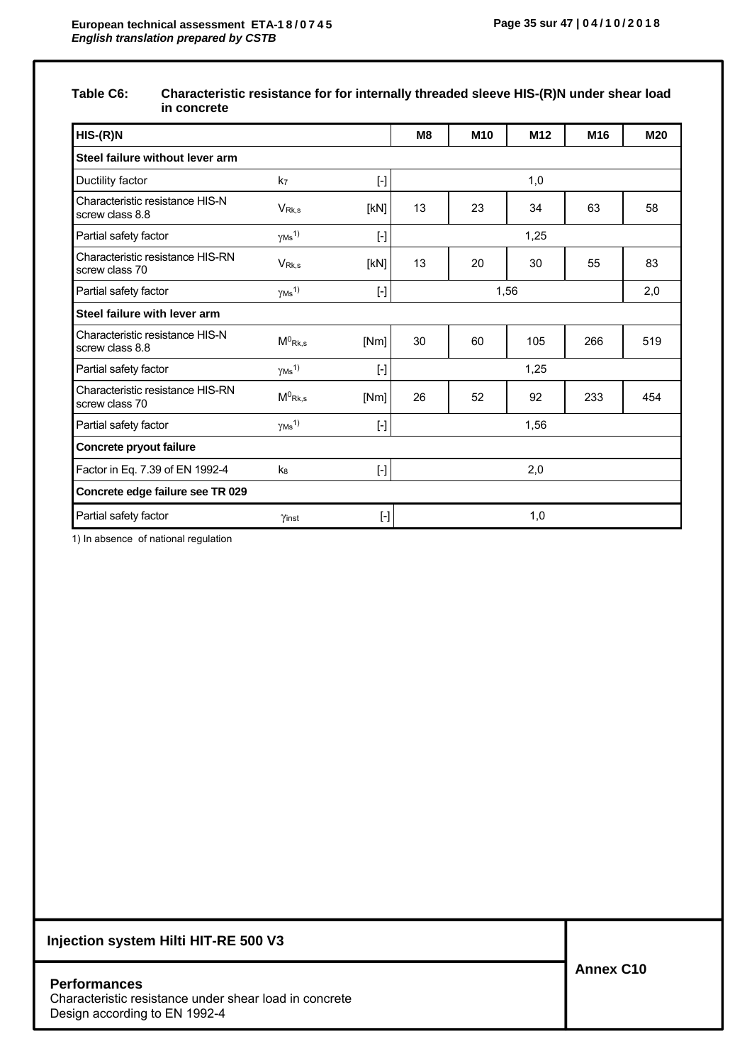**Table C6: Characteristic resistance for for internally threaded sleeve HIS-(R)N under shear load in concrete**

| HIS-(R)N | | | M8 | M10 | M12 | M16 | M20 |
|---|---|---|---|---|---|---|---|
| **Steel failure without lever arm** | | | | | | | |
| Ductility factor | $k_7$ | [-] | 1,0 | | | | |
| Characteristic resistance HIS-N screw class 8.8 | $V_{Rk,s}$ | [kN] | 13 | 23 | 34 | 63 | 58 |
| Partial safety factor | $\gamma_{Ms}$ 1) | [-] | 1,25 | | | | |
| Characteristic resistance HIS-RN screw class 70 | $V_{Rk,s}$ | [kN] | 13 | 20 | 30 | 55 | 83 |
| Partial safety factor | $\gamma_{Ms}$ 1) | [-] | 1,56 | | | | 2,0 |
| **Steel failure with lever arm** | | | | | | | |
| Characteristic resistance HIS-N screw class 8.8 | $M^0_{Rk,s}$ | [Nm] | 30 | 60 | 105 | 266 | 519 |
| Partial safety factor | $\gamma_{Ms}$ 1) | [-] | 1,25 | | | | |
| Characteristic resistance HIS-RN screw class 70 | $M^0_{Rk,s}$ | [Nm] | 26 | 52 | 92 | 233 | 454 |
| Partial safety factor | $\gamma_{Ms}$ 1) | [-] | 1,56 | | | | |
| **Concrete pryout failure** | | | | | | | |
| Factor in Eq. 7.39 of EN 1992-4 | $k_8$ | [-] | 2,0 | | | | |
| **Concrete edge failure see TR 029** | | | | | | | |
| Partial safety factor | $\gamma_{inst}$ | [-] | 1,0 | | | | |

1) In absence of national regulation

**Injection system Hilti HIT-RE 500 V3**

**Performances**
Characteristic resistance under shear load in concrete
Design according to EN 1992-4

**Annex C10**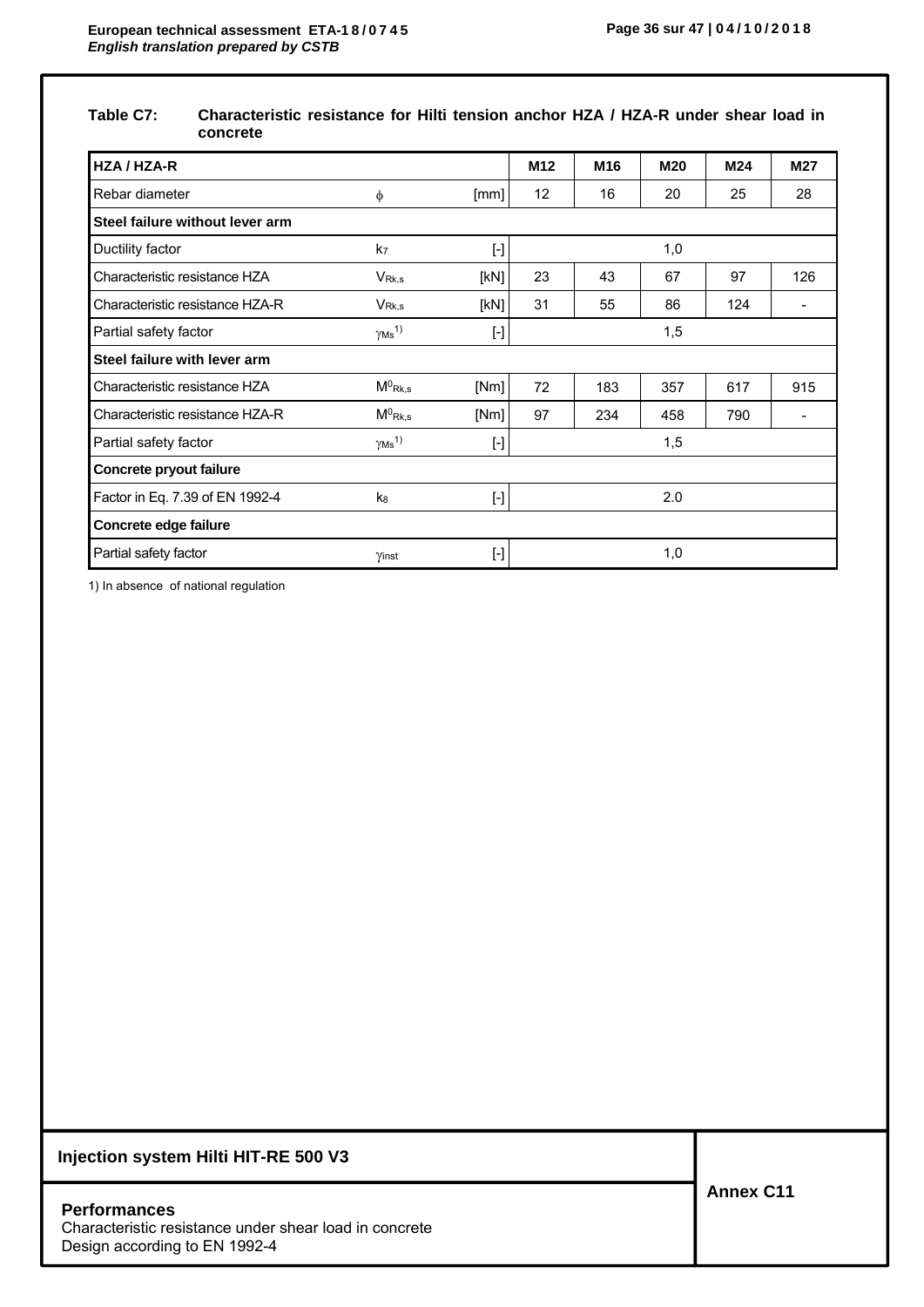**Table C7: Characteristic resistance for Hilti tension anchor HZA / HZA-R under shear load in concrete**

| HZA / HZA-R | | | M12 | M16 | M20 | M24 | M27 |
|---|---|---|---|---|---|---|---|
| Rebar diameter | $\phi$ | [mm] | 12 | 16 | 20 | 25 | 28 |
| **Steel failure without lever arm** | | | | | | | |
| Ductility factor | $k_7$ | [-] | | | 1,0 | | |
| Characteristic resistance HZA | $V_{Rk,s}$ | [kN] | 23 | 43 | 67 | 97 | 126 |
| Characteristic resistance HZA-R | $V_{Rk,s}$ | [kN] | 31 | 55 | 86 | 124 | - |
| Partial safety factor | $\gamma_{Ms}$ [1)] | [-] | | | 1,5 | | |
| **Steel failure with lever arm** | | | | | | | |
| Characteristic resistance HZA | $M^0_{Rk,s}$ | [Nm] | 72 | 183 | 357 | 617 | 915 |
| Characteristic resistance HZA-R | $M^0_{Rk,s}$ | [Nm] | 97 | 234 | 458 | 790 | - |
| Partial safety factor | $\gamma_{Ms}$ [1)] | [-] | | | 1,5 | | |
| **Concrete pryout failure** | | | | | | | |
| Factor in Eq. 7.39 of EN 1992-4 | $k_8$ | [-] | | | 2.0 | | |
| **Concrete edge failure** | | | | | | | |
| Partial safety factor | $\gamma_{inst}$ | [-] | | | 1,0 | | |

1) In absence of national regulation

**Injection system Hilti HIT-RE 500 V3**

**Performances**
Characteristic resistance under shear load in concrete
Design according to EN 1992-4

**Annex C11**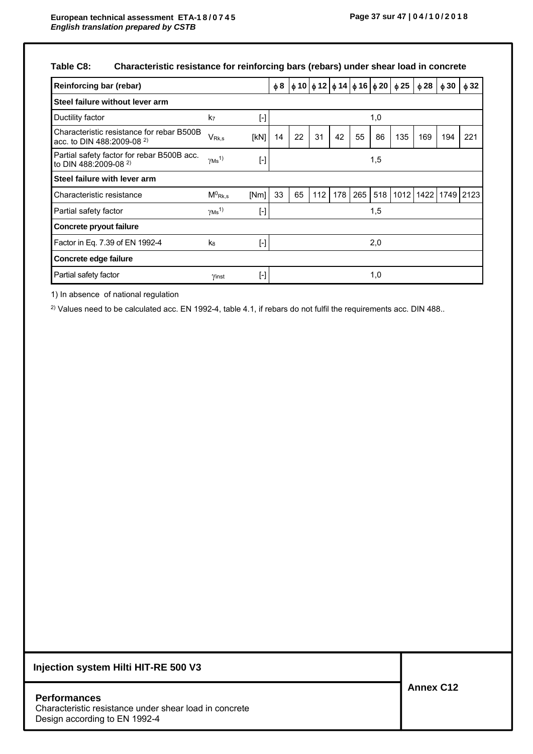**Table C8: Characteristic resistance for reinforcing bars (rebars) under shear load in concrete**

| Reinforcing bar (rebar) | | | ϕ 8 | ϕ 10 | ϕ 12 | ϕ 14 | ϕ 16 | ϕ 20 | ϕ 25 | ϕ 28 | ϕ 30 | ϕ 32 |
|---|---|---|---|---|---|---|---|---|---|---|---|---|
| **Steel failure without lever arm** | | | | | | | | | | | | |
| Ductility factor | $k_7$ | [-] | 1,0 | | | | | | | | | |
| Characteristic resistance for rebar B500B acc. to DIN 488:2009-08 [2)] | $V_{Rk,s}$ | [kN] | 14 | 22 | 31 | 42 | 55 | 86 | 135 | 169 | 194 | 221 |
| Partial safety factor for rebar B500B acc. to DIN 488:2009-08 [2)] | $\gamma_{Ms}$ [1)] | [-] | 1,5 | | | | | | | | | |
| **Steel failure with lever arm** | | | | | | | | | | | | |
| Characteristic resistance | $M^0_{Rk,s}$ | [Nm] | 33 | 65 | 112 | 178 | 265 | 518 | 1012 | 1422 | 1749 | 2123 |
| Partial safety factor | $\gamma_{Ms}$ [1)] | [-] | 1,5 | | | | | | | | | |
| **Concrete pryout failure** | | | | | | | | | | | | |
| Factor in Eq. 7.39 of EN 1992-4 | $k_8$ | [-] | 2,0 | | | | | | | | | |
| **Concrete edge failure** | | | | | | | | | | | | |
| Partial safety factor | $\gamma_{inst}$ | [-] | 1,0 | | | | | | | | | |

1) In absence of national regulation

2) Values need to be calculated acc. EN 1992-4, table 4.1, if rebars do not fulfil the requirements acc. DIN 488..

**Injection system Hilti HIT-RE 500 V3**

**Performances**
Characteristic resistance under shear load in concrete
Design according to EN 1992-4

**Annex C12**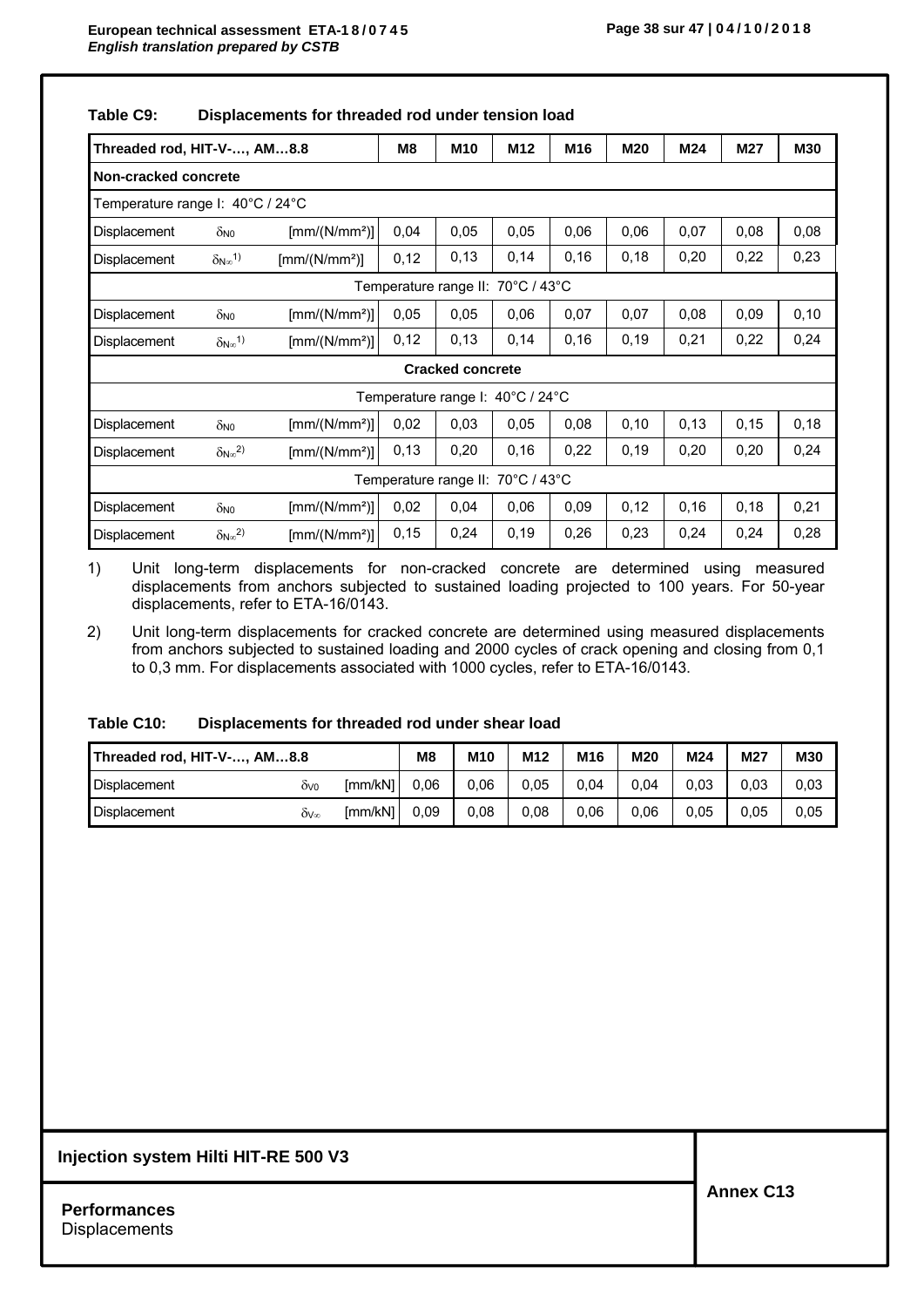**Table C9: Displacements for threaded rod under tension load**

| Threaded rod, HIT-V-…, AM…8.8 | | | M8 | M10 | M12 | M16 | M20 | M24 | M27 | M30 |
|---|---|---|---|---|---|---|---|---|---|---|
| **Non-cracked concrete** | | | | | | | | | | |
| Temperature range I: 40°C / 24°C | | | | | | | | | | |
| Displacement | $\delta_{N0}$ | [mm/(N/mm²)] | 0,04 | 0,05 | 0,05 | 0,06 | 0,06 | 0,07 | 0,08 | 0,08 |
| Displacement | $\delta_{N\infty}$ 1) | [mm/(N/mm²)] | 0,12 | 0,13 | 0,14 | 0,16 | 0,18 | 0,20 | 0,22 | 0,23 |
| Temperature range II: 70°C / 43°C | | | | | | | | | | |
| Displacement | $\delta_{N0}$ | [mm/(N/mm²)] | 0,05 | 0,05 | 0,06 | 0,07 | 0,07 | 0,08 | 0,09 | 0,10 |
| Displacement | $\delta_{N\infty}$ 1) | [mm/(N/mm²)] | 0,12 | 0,13 | 0,14 | 0,16 | 0,19 | 0,21 | 0,22 | 0,24 |
| **Cracked concrete** | | | | | | | | | | |
| Temperature range I: 40°C / 24°C | | | | | | | | | | |
| Displacement | $\delta_{N0}$ | [mm/(N/mm²)] | 0,02 | 0,03 | 0,05 | 0,08 | 0,10 | 0,13 | 0,15 | 0,18 |
| Displacement | $\delta_{N\infty}$ 2) | [mm/(N/mm²)] | 0,13 | 0,20 | 0,16 | 0,22 | 0,19 | 0,20 | 0,20 | 0,24 |
| Temperature range II: 70°C / 43°C | | | | | | | | | | |
| Displacement | $\delta_{N0}$ | [mm/(N/mm²)] | 0,02 | 0,04 | 0,06 | 0,09 | 0,12 | 0,16 | 0,18 | 0,21 |
| Displacement | $\delta_{N\infty}$ 2) | [mm/(N/mm²)] | 0,15 | 0,24 | 0,19 | 0,26 | 0,23 | 0,24 | 0,24 | 0,28 |

1) Unit long-term displacements for non-cracked concrete are determined using measured displacements from anchors subjected to sustained loading projected to 100 years. For 50-year displacements, refer to ETA-16/0143.

2) Unit long-term displacements for cracked concrete are determined using measured displacements from anchors subjected to sustained loading and 2000 cycles of crack opening and closing from 0,1 to 0,3 mm. For displacements associated with 1000 cycles, refer to ETA-16/0143.

**Table C10: Displacements for threaded rod under shear load**

| Threaded rod, HIT-V-…, AM…8.8 | | | M8 | M10 | M12 | M16 | M20 | M24 | M27 | M30 |
|---|---|---|---|---|---|---|---|---|---|---|
| Displacement | $\delta_{V0}$ | [mm/kN] | 0,06 | 0,06 | 0,05 | 0,04 | 0,04 | 0,03 | 0,03 | 0,03 |
| Displacement | $\delta_{V\infty}$ | [mm/kN] | 0,09 | 0,08 | 0,08 | 0,06 | 0,06 | 0,05 | 0,05 | 0,05 |

Injection system Hilti HIT-RE 500 V3

**Performances**
Displacements

**Annex C13**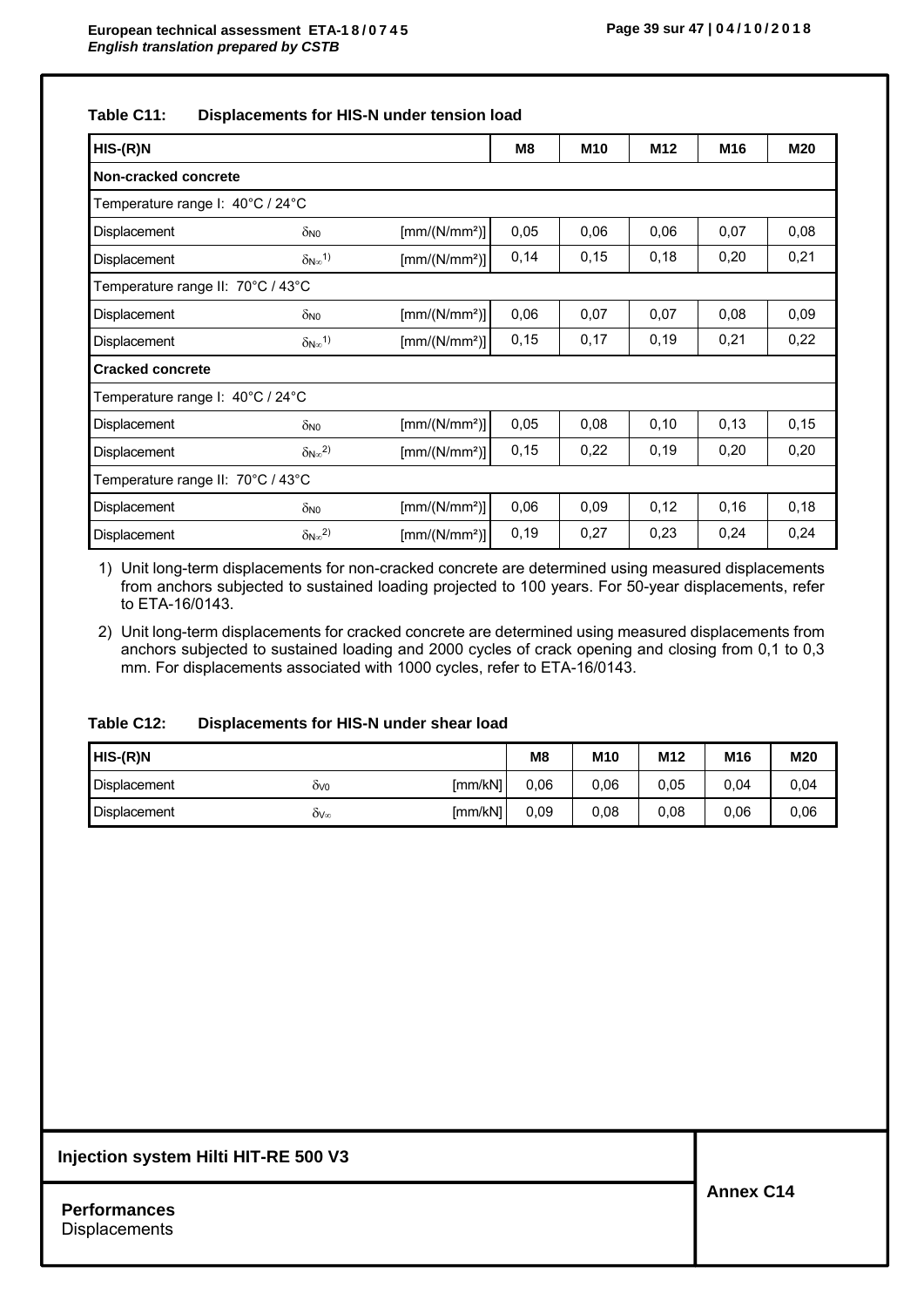**Table C11: Displacements for HIS-N under tension load**

| HIS-(R)N | | | M8 | M10 | M12 | M16 | M20 |
|---|---|---|---|---|---|---|---|
| **Non-cracked concrete** | | | | | | | |
| Temperature range I: 40°C / 24°C | | | | | | | |
| Displacement | $\delta_{N0}$ | [mm/(N/mm²)] | 0,05 | 0,06 | 0,06 | 0,07 | 0,08 |
| Displacement | $\delta_{N\infty}$ 1) | [mm/(N/mm²)] | 0,14 | 0,15 | 0,18 | 0,20 | 0,21 |
| Temperature range II: 70°C / 43°C | | | | | | | |
| Displacement | $\delta_{N0}$ | [mm/(N/mm²)] | 0,06 | 0,07 | 0,07 | 0,08 | 0,09 |
| Displacement | $\delta_{N\infty}$ 1) | [mm/(N/mm²)] | 0,15 | 0,17 | 0,19 | 0,21 | 0,22 |
| **Cracked concrete** | | | | | | | |
| Temperature range I: 40°C / 24°C | | | | | | | |
| Displacement | $\delta_{N0}$ | [mm/(N/mm²)] | 0,05 | 0,08 | 0,10 | 0,13 | 0,15 |
| Displacement | $\delta_{N\infty}$ 2) | [mm/(N/mm²)] | 0,15 | 0,22 | 0,19 | 0,20 | 0,20 |
| Temperature range II: 70°C / 43°C | | | | | | | |
| Displacement | $\delta_{N0}$ | [mm/(N/mm²)] | 0,06 | 0,09 | 0,12 | 0,16 | 0,18 |
| Displacement | $\delta_{N\infty}$ 2) | [mm/(N/mm²)] | 0,19 | 0,27 | 0,23 | 0,24 | 0,24 |

1) Unit long-term displacements for non-cracked concrete are determined using measured displacements from anchors subjected to sustained loading projected to 100 years. For 50-year displacements, refer to ETA-16/0143.

2) Unit long-term displacements for cracked concrete are determined using measured displacements from anchors subjected to sustained loading and 2000 cycles of crack opening and closing from 0,1 to 0,3 mm. For displacements associated with 1000 cycles, refer to ETA-16/0143.

**Table C12: Displacements for HIS-N under shear load**

| HIS-(R)N | | | M8 | M10 | M12 | M16 | M20 |
|---|---|---|---|---|---|---|---|
| Displacement | $\delta_{V0}$ | [mm/kN] | 0,06 | 0,06 | 0,05 | 0,04 | 0,04 |
| Displacement | $\delta_{V\infty}$ | [mm/kN] | 0,09 | 0,08 | 0,08 | 0,06 | 0,06 |

**Injection system Hilti HIT-RE 500 V3**

**Performances**
Displacements

**Annex C14**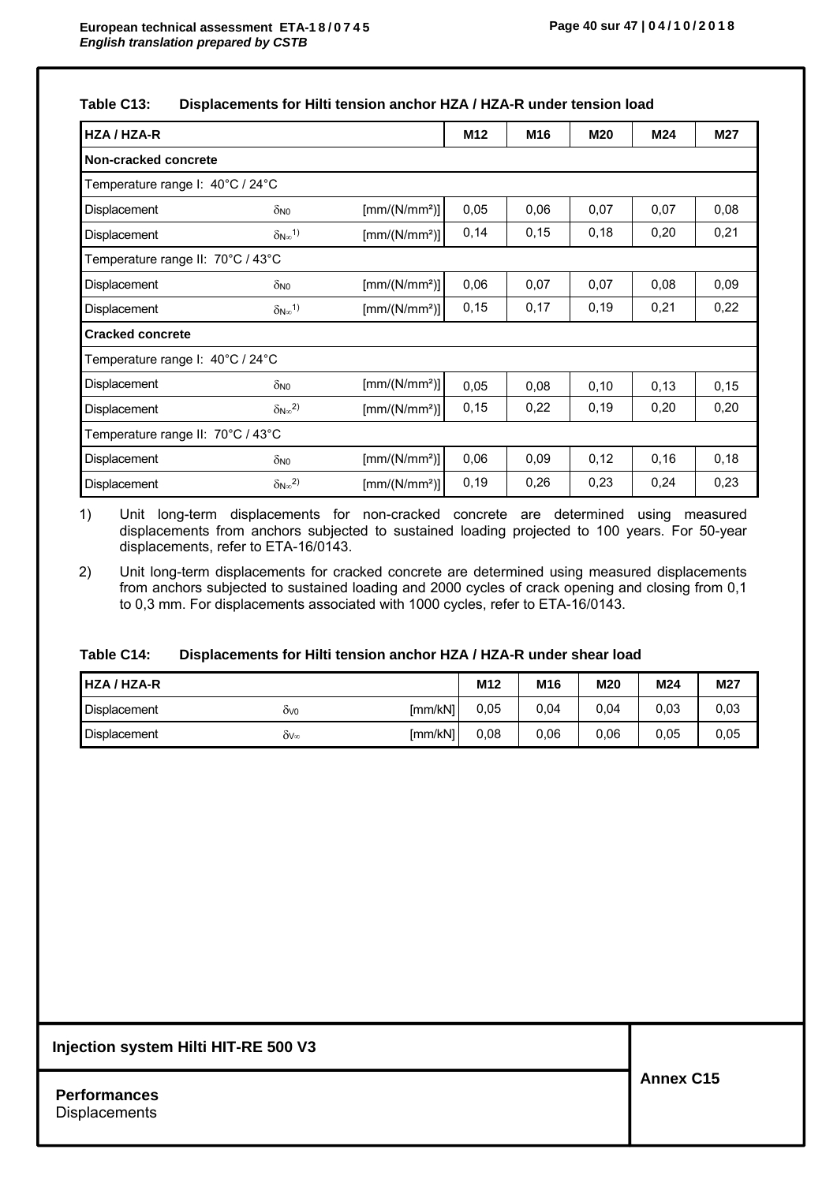**Table C13: Displacements for Hilti tension anchor HZA / HZA-R under tension load**

| HZA / HZA-R | | | M12 | M16 | M20 | M24 | M27 |
|---|---|---|---|---|---|---|---|
| **Non-cracked concrete** | | | | | | | |
| Temperature range I: 40°C / 24°C | | | | | | | |
| Displacement | $\delta_{N0}$ | [mm/(N/mm²)] | 0,05 | 0,06 | 0,07 | 0,07 | 0,08 |
| Displacement | $\delta_{N\infty}$ [1)] | [mm/(N/mm²)] | 0,14 | 0,15 | 0,18 | 0,20 | 0,21 |
| Temperature range II: 70°C / 43°C | | | | | | | |
| Displacement | $\delta_{N0}$ | [mm/(N/mm²)] | 0,06 | 0,07 | 0,07 | 0,08 | 0,09 |
| Displacement | $\delta_{N\infty}$ [1)] | [mm/(N/mm²)] | 0,15 | 0,17 | 0,19 | 0,21 | 0,22 |
| **Cracked concrete** | | | | | | | |
| Temperature range I: 40°C / 24°C | | | | | | | |
| Displacement | $\delta_{N0}$ | [mm/(N/mm²)] | 0,05 | 0,08 | 0,10 | 0,13 | 0,15 |
| Displacement | $\delta_{N\infty}$ [2)] | [mm/(N/mm²)] | 0,15 | 0,22 | 0,19 | 0,20 | 0,20 |
| Temperature range II: 70°C / 43°C | | | | | | | |
| Displacement | $\delta_{N0}$ | [mm/(N/mm²)] | 0,06 | 0,09 | 0,12 | 0,16 | 0,18 |
| Displacement | $\delta_{N\infty}$ [2)] | [mm/(N/mm²)] | 0,19 | 0,26 | 0,23 | 0,24 | 0,23 |

1) Unit long-term displacements for non-cracked concrete are determined using measured displacements from anchors subjected to sustained loading projected to 100 years. For 50-year displacements, refer to ETA-16/0143.

2) Unit long-term displacements for cracked concrete are determined using measured displacements from anchors subjected to sustained loading and 2000 cycles of crack opening and closing from 0,1 to 0,3 mm. For displacements associated with 1000 cycles, refer to ETA-16/0143.

**Table C14: Displacements for Hilti tension anchor HZA / HZA-R under shear load**

| HZA / HZA-R | | | M12 | M16 | M20 | M24 | M27 |
|---|---|---|---|---|---|---|---|
| Displacement | $\delta_{V0}$ | [mm/kN] | 0,05 | 0,04 | 0,04 | 0,03 | 0,03 |
| Displacement | $\delta_{V\infty}$ | [mm/kN] | 0,08 | 0,06 | 0,06 | 0,05 | 0,05 |

**Injection system Hilti HIT-RE 500 V3**

**Performances**
Displacements

**Annex C15**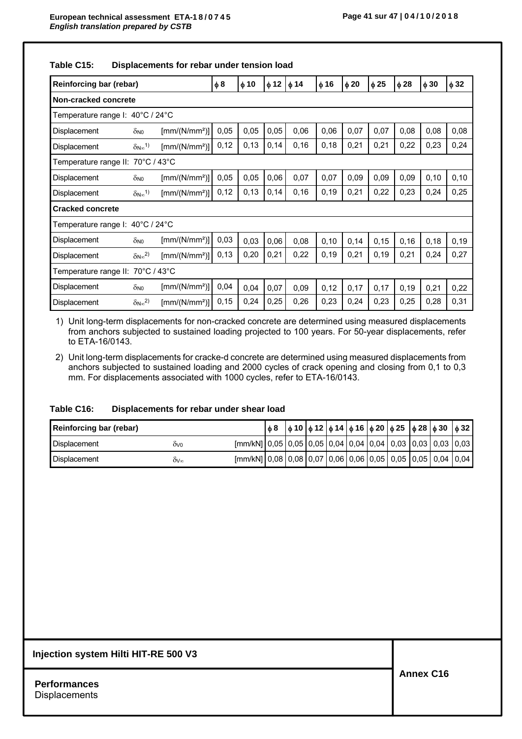**Table C15: Displacements for rebar under tension load**

| Reinforcing bar (rebar) | | | ϕ 8 | ϕ 10 | ϕ 12 | ϕ 14 | ϕ 16 | ϕ 20 | ϕ 25 | ϕ 28 | ϕ 30 | ϕ 32 |
|---|---|---|---|---|---|---|---|---|---|---|---|---|
| **Non-cracked concrete** | | | | | | | | | | | | |
| Temperature range I: 40°C / 24°C | | | | | | | | | | | | |
| Displacement | $\delta_{N0}$ | [mm/(N/mm²)] | 0,05 | 0,05 | 0,05 | 0,06 | 0,06 | 0,07 | 0,07 | 0,08 | 0,08 | 0,08 |
| Displacement | $\delta_{N\infty}$ 1) | [mm/(N/mm²)] | 0,12 | 0,13 | 0,14 | 0,16 | 0,18 | 0,21 | 0,21 | 0,22 | 0,23 | 0,24 |
| Temperature range II: 70°C / 43°C | | | | | | | | | | | | |
| Displacement | $\delta_{N0}$ | [mm/(N/mm²)] | 0,05 | 0,05 | 0,06 | 0,07 | 0,07 | 0,09 | 0,09 | 0,09 | 0,10 | 0,10 |
| Displacement | $\delta_{N\infty}$ 1) | [mm/(N/mm²)] | 0,12 | 0,13 | 0,14 | 0,16 | 0,19 | 0,21 | 0,22 | 0,23 | 0,24 | 0,25 |
| **Cracked concrete** | | | | | | | | | | | | |
| Temperature range I: 40°C / 24°C | | | | | | | | | | | | |
| Displacement | $\delta_{N0}$ | [mm/(N/mm²)] | 0,03 | 0,03 | 0,06 | 0,08 | 0,10 | 0,14 | 0,15 | 0,16 | 0,18 | 0,19 |
| Displacement | $\delta_{N\infty}$ 2) | [mm/(N/mm²)] | 0,13 | 0,20 | 0,21 | 0,22 | 0,19 | 0,21 | 0,19 | 0,21 | 0,24 | 0,27 |
| Temperature range II: 70°C / 43°C | | | | | | | | | | | | |
| Displacement | $\delta_{N0}$ | [mm/(N/mm²)] | 0,04 | 0,04 | 0,07 | 0,09 | 0,12 | 0,17 | 0,17 | 0,19 | 0,21 | 0,22 |
| Displacement | $\delta_{N\infty}$ 2) | [mm/(N/mm²)] | 0,15 | 0,24 | 0,25 | 0,26 | 0,23 | 0,24 | 0,23 | 0,25 | 0,28 | 0,31 |

1) Unit long-term displacements for non-cracked concrete are determined using measured displacements from anchors subjected to sustained loading projected to 100 years. For 50-year displacements, refer to ETA-16/0143.

2) Unit long-term displacements for cracke-d concrete are determined using measured displacements from anchors subjected to sustained loading and 2000 cycles of crack opening and closing from 0,1 to 0,3 mm. For displacements associated with 1000 cycles, refer to ETA-16/0143.

**Table C16: Displacements for rebar under shear load**

| Reinforcing bar (rebar) | | | ϕ 8 | ϕ 10 | ϕ 12 | ϕ 14 | ϕ 16 | ϕ 20 | ϕ 25 | ϕ 28 | ϕ 30 | ϕ 32 |
|---|---|---|---|---|---|---|---|---|---|---|---|---|
| Displacement | $\delta_{V0}$ | [mm/kN] | 0,05 | 0,05 | 0,05 | 0,04 | 0,04 | 0,04 | 0,03 | 0,03 | 0,03 | 0,03 |
| Displacement | $\delta_{V\infty}$ | [mm/kN] | 0,08 | 0,08 | 0,07 | 0,06 | 0,06 | 0,05 | 0,05 | 0,05 | 0,04 | 0,04 |

**Injection system Hilti HIT-RE 500 V3**

**Performances**
Displacements

**Annex C16**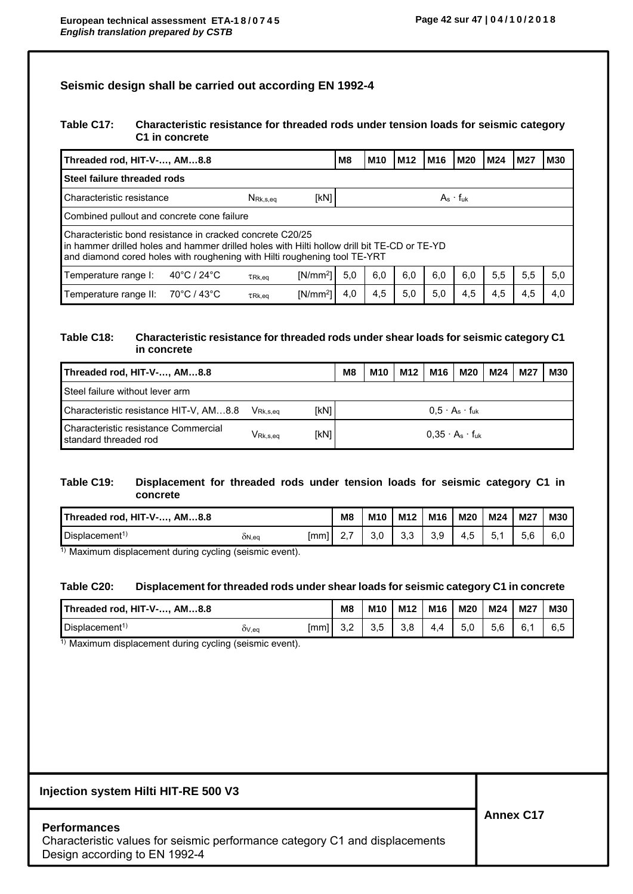## Seismic design shall be carried out according EN 1992-4

**Table C17: Characteristic resistance for threaded rods under tension loads for seismic category C1 in concrete**

| Threaded rod, HIT-V-…, AM…8.8 | | | | M8 | M10 | M12 | M16 | M20 | M24 | M27 | M30 |
|---|---|---|---|---|---|---|---|---|---|---|---|
| **Steel failure threaded rods** | | | | | | | | | | | |
| Characteristic resistance | | $N_{Rk,s,eq}$ | [kN] | $A_s \cdot f_{uk}$ | | | | | | | |
| Combined pullout and concrete cone failure | | | | | | | | | | | |
| Characteristic bond resistance in cracked concrete C20/25 in hammer drilled holes and hammer drilled holes with Hilti hollow drill bit TE-CD or TE-YD and diamond cored holes with roughening with Hilti roughening tool TE-YRT | | | | | | | | | | | |
| Temperature range I: | 40°C / 24°C | $\tau_{Rk,eq}$ | [N/mm²] | 5,0 | 6,0 | 6,0 | 6,0 | 6,0 | 5,5 | 5,5 | 5,0 |
| Temperature range II: | 70°C / 43°C | $\tau_{Rk,eq}$ | [N/mm²] | 4,0 | 4,5 | 5,0 | 5,0 | 4,5 | 4,5 | 4,5 | 4,0 |

**Table C18: Characteristic resistance for threaded rods under shear loads for seismic category C1 in concrete**

| Threaded rod, HIT-V-…, AM…8.8 | | | M8 | M10 | M12 | M16 | M20 | M24 | M27 | M30 |
|---|---|---|---|---|---|---|---|---|---|---|
| Steel failure without lever arm | | | | | | | | | | |
| Characteristic resistance HIT-V, AM…8.8 | $V_{Rk,s,eq}$ | [kN] | $0,5 \cdot A_s \cdot f_{uk}$ | | | | | | | |
| Characteristic resistance Commercial standard threaded rod | $V_{Rk,s,eq}$ | [kN] | $0,35 \cdot A_s \cdot f_{uk}$ | | | | | | | |

**Table C19: Displacement for threaded rods under tension loads for seismic category C1 in concrete**

| Threaded rod, HIT-V-…, AM…8.8 | | | M8 | M10 | M12 | M16 | M20 | M24 | M27 | M30 |
|---|---|---|---|---|---|---|---|---|---|---|
| Displacement[1)] | $\delta_{N,eq}$ | [mm] | 2,7 | 3,0 | 3,3 | 3,9 | 4,5 | 5,1 | 5,6 | 6,0 |

[1)] Maximum displacement during cycling (seismic event).

**Table C20: Displacement for threaded rods under shear loads for seismic category C1 in concrete**

| Threaded rod, HIT-V-…, AM…8.8 | | | M8 | M10 | M12 | M16 | M20 | M24 | M27 | M30 |
|---|---|---|---|---|---|---|---|---|---|---|
| Displacement[1)] | $\delta_{V,eq}$ | [mm] | 3,2 | 3,5 | 3,8 | 4,4 | 5,0 | 5,6 | 6,1 | 6,5 |

[1)] Maximum displacement during cycling (seismic event).

**Injection system Hilti HIT-RE 500 V3**

**Performances**
Characteristic values for seismic performance category C1 and displacements
Design according to EN 1992-4

**Annex C17**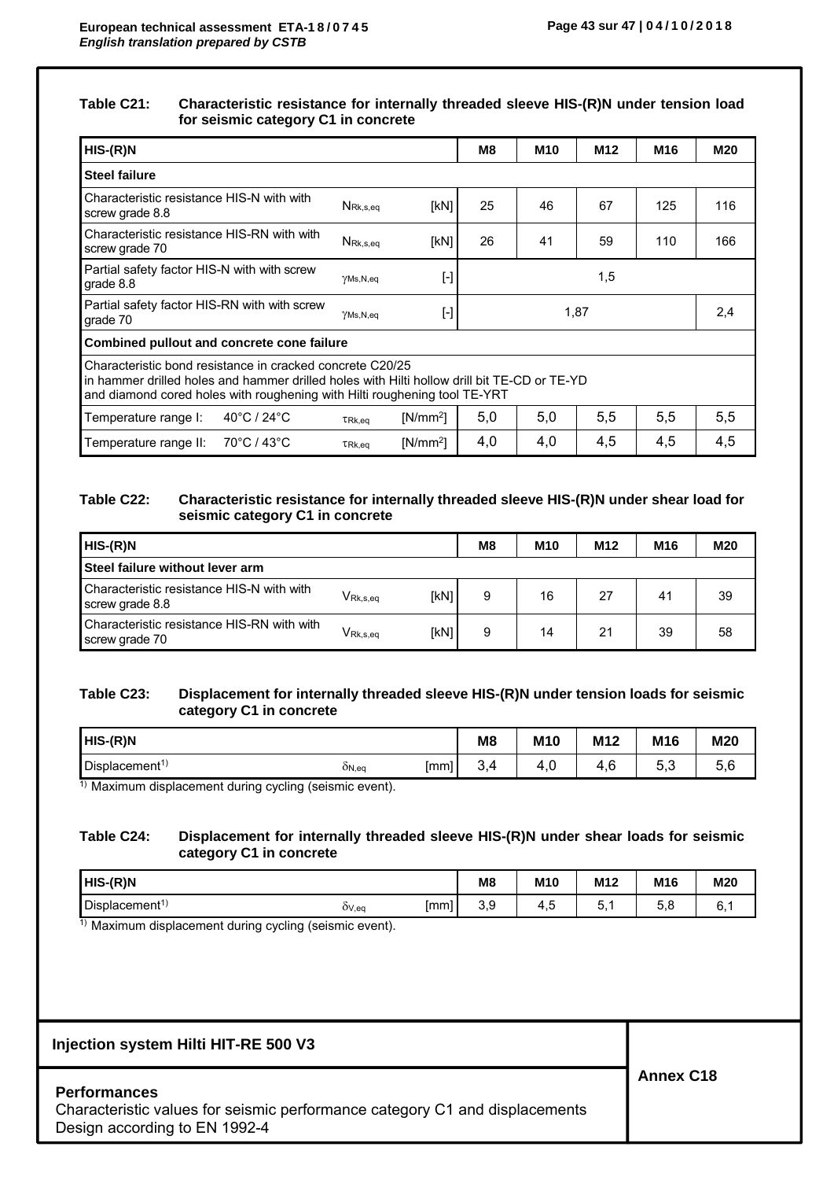**Table C21: Characteristic resistance for internally threaded sleeve HIS-(R)N under tension load for seismic category C1 in concrete**

| HIS-(R)N | | | | M8 | M10 | M12 | M16 | M20 |
|---|---|---|---|---|---|---|---|---|
| **Steel failure** | | | | | | | | |
| Characteristic resistance HIS-N with with screw grade 8.8 | | $N_{Rk,s,eq}$ | [kN] | 25 | 46 | 67 | 125 | 116 |
| Characteristic resistance HIS-RN with with screw grade 70 | | $N_{Rk,s,eq}$ | [kN] | 26 | 41 | 59 | 110 | 166 |
| Partial safety factor HIS-N with with screw grade 8.8 | | $\gamma_{Ms,N,eq}$ | [-] | 1,5 | | | | |
| Partial safety factor HIS-RN with with screw grade 70 | | $\gamma_{Ms,N,eq}$ | [-] | 1,87 | | | | 2,4 |
| **Combined pullout and concrete cone failure** | | | | | | | | |
| Characteristic bond resistance in cracked concrete C20/25 in hammer drilled holes and hammer drilled holes with Hilti hollow drill bit TE-CD or TE-YD and diamond cored holes with roughening with Hilti roughening tool TE-YRT | | | | | | | | |
| Temperature range I: | 40°C / 24°C | $\tau_{Rk,eq}$ | [N/mm²] | 5,0 | 5,0 | 5,5 | 5,5 | 5,5 |
| Temperature range II: | 70°C / 43°C | $\tau_{Rk,eq}$ | [N/mm²] | 4,0 | 4,0 | 4,5 | 4,5 | 4,5 |

**Table C22: Characteristic resistance for internally threaded sleeve HIS-(R)N under shear load for seismic category C1 in concrete**

| HIS-(R)N | | | M8 | M10 | M12 | M16 | M20 |
|---|---|---|---|---|---|---|---|
| **Steel failure without lever arm** | | | | | | | |
| Characteristic resistance HIS-N with with screw grade 8.8 | $V_{Rk,s,eq}$ | [kN] | 9 | 16 | 27 | 41 | 39 |
| Characteristic resistance HIS-RN with with screw grade 70 | $V_{Rk,s,eq}$ | [kN] | 9 | 14 | 21 | 39 | 58 |

**Table C23: Displacement for internally threaded sleeve HIS-(R)N under tension loads for seismic category C1 in concrete**

| HIS-(R)N | | | M8 | M10 | M12 | M16 | M20 |
|---|---|---|---|---|---|---|---|
| Displacement[1] | $\delta_{N,eq}$ | [mm] | 3,4 | 4,0 | 4,6 | 5,3 | 5,6 |

[1] Maximum displacement during cycling (seismic event).

**Table C24: Displacement for internally threaded sleeve HIS-(R)N under shear loads for seismic category C1 in concrete**

| HIS-(R)N | | | M8 | M10 | M12 | M16 | M20 |
|---|---|---|---|---|---|---|---|
| Displacement[1] | $\delta_{V,eq}$ | [mm] | 3,9 | 4,5 | 5,1 | 5,8 | 6,1 |

[1] Maximum displacement during cycling (seismic event).

**Injection system Hilti HIT-RE 500 V3**

**Performances**
Characteristic values for seismic performance category C1 and displacements
Design according to EN 1992-4

**Annex C18**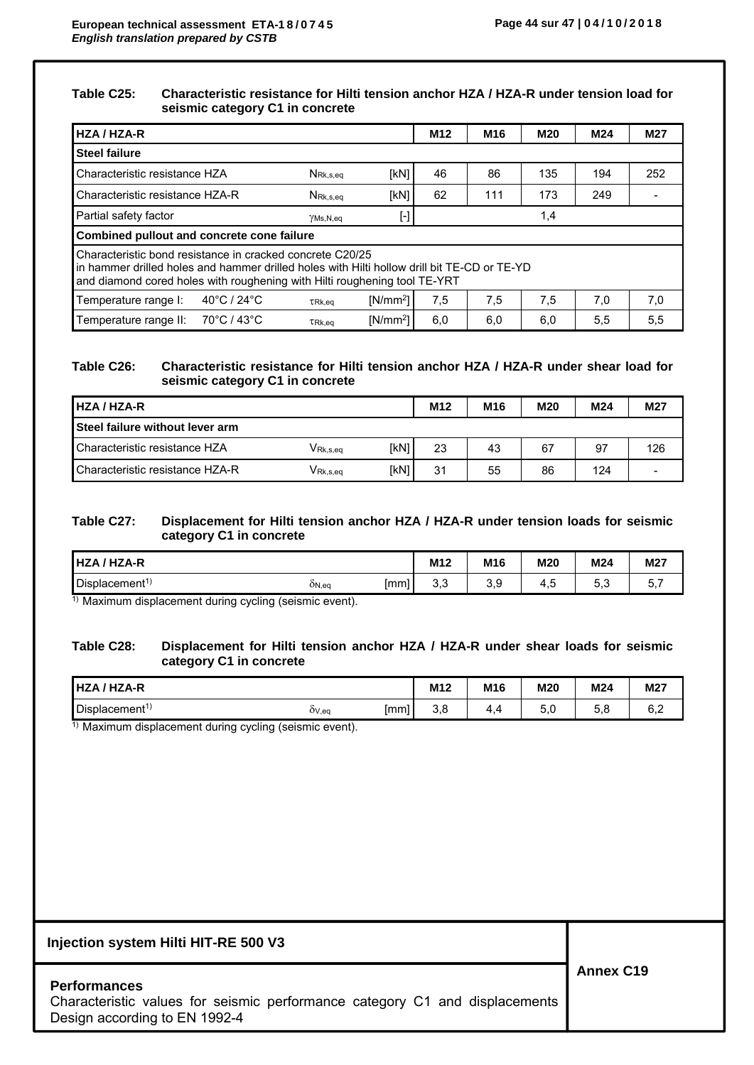**Table C25: Characteristic resistance for Hilti tension anchor HZA / HZA-R under tension load for seismic category C1 in concrete**

| HZA / HZA-R | | | | M12 | M16 | M20 | M24 | M27 |
|---|---|---|---|---|---|---|---|---|
| **Steel failure** | | | | | | | | |
| Characteristic resistance HZA | | $N_{Rk,s,eq}$ | [kN] | 46 | 86 | 135 | 194 | 252 |
| Characteristic resistance HZA-R | | $N_{Rk,s,eq}$ | [kN] | 62 | 111 | 173 | 249 | - |
| Partial safety factor | | $\gamma_{Ms,N,eq}$ | [-] | 1,4 | | | | |
| **Combined pullout and concrete cone failure** | | | | | | | | |
| Characteristic bond resistance in cracked concrete C20/25 in hammer drilled holes and hammer drilled holes with Hilti hollow drill bit TE-CD or TE-YD and diamond cored holes with roughening with Hilti roughening tool TE-YRT | | | | | | | | |
| Temperature range I: | 40°C / 24°C | $\tau_{Rk,eq}$ | [N/mm²] | 7,5 | 7,5 | 7,5 | 7,0 | 7,0 |
| Temperature range II: | 70°C / 43°C | $\tau_{Rk,eq}$ | [N/mm²] | 6,0 | 6,0 | 6,0 | 5,5 | 5,5 |

**Table C26: Characteristic resistance for Hilti tension anchor HZA / HZA-R under shear load for seismic category C1 in concrete**

| HZA / HZA-R | | | M12 | M16 | M20 | M24 | M27 |
|---|---|---|---|---|---|---|---|
| **Steel failure without lever arm** | | | | | | | |
| Characteristic resistance HZA | $V_{Rk,s,eq}$ | [kN] | 23 | 43 | 67 | 97 | 126 |
| Characteristic resistance HZA-R | $V_{Rk,s,eq}$ | [kN] | 31 | 55 | 86 | 124 | - |

**Table C27: Displacement for Hilti tension anchor HZA / HZA-R under tension loads for seismic category C1 in concrete**

| HZA / HZA-R | | | M12 | M16 | M20 | M24 | M27 |
|---|---|---|---|---|---|---|---|
| Displacement[1] | $\delta_{N,eq}$ | [mm] | 3,3 | 3,9 | 4,5 | 5,3 | 5,7 |

[1] Maximum displacement during cycling (seismic event).

**Table C28: Displacement for Hilti tension anchor HZA / HZA-R under shear loads for seismic category C1 in concrete**

| HZA / HZA-R | | | M12 | M16 | M20 | M24 | M27 |
|---|---|---|---|---|---|---|---|
| Displacement[1] | $\delta_{V,eq}$ | [mm] | 3,8 | 4,4 | 5,0 | 5,8 | 6,2 |

[1] Maximum displacement during cycling (seismic event).

**Injection system Hilti HIT-RE 500 V3**

**Performances**
Characteristic values for seismic performance category C1 and displacements
Design according to EN 1992-4

**Annex C19**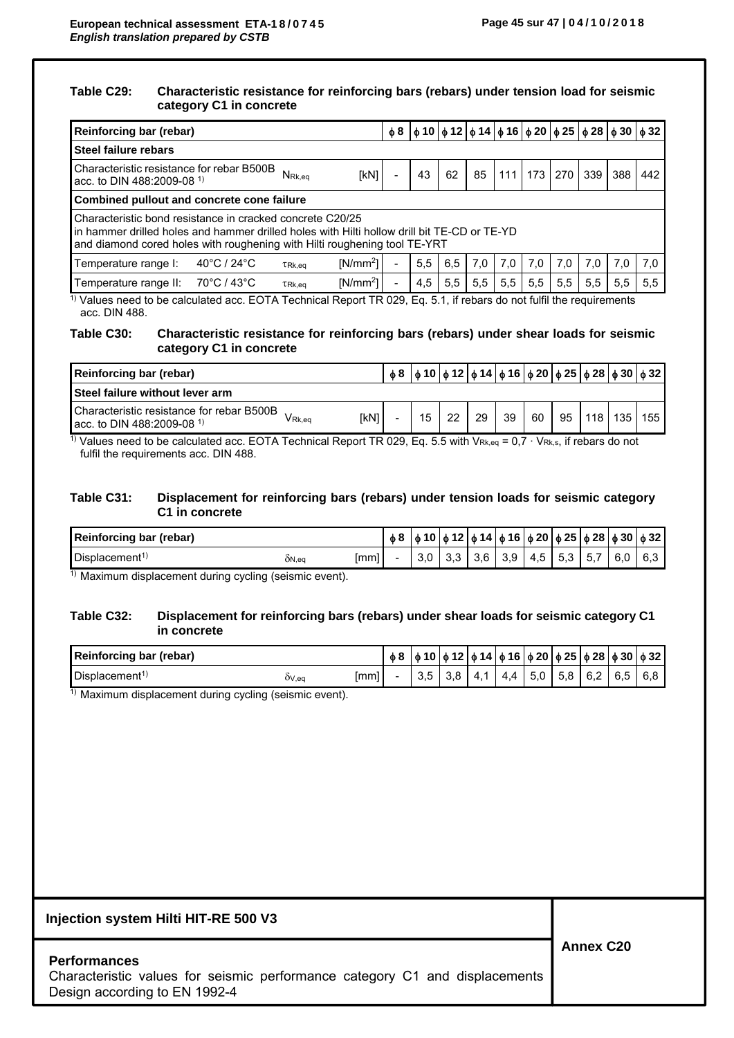**Table C29: Characteristic resistance for reinforcing bars (rebars) under tension load for seismic category C1 in concrete**

| Reinforcing bar (rebar) | | | | ϕ 8 | ϕ 10 | ϕ 12 | ϕ 14 | ϕ 16 | ϕ 20 | ϕ 25 | ϕ 28 | ϕ 30 | ϕ 32 |
|---|---|---|---|---|---|---|---|---|---|---|---|---|---|
| **Steel failure rebars** | | | | | | | | | | | | | |
| Characteristic resistance for rebar B500B acc. to DIN 488:2009-08 [1] | | $N_{Rk,eq}$ | [kN] | - | 43 | 62 | 85 | 111 | 173 | 270 | 339 | 388 | 442 |
| **Combined pullout and concrete cone failure** | | | | | | | | | | | | | |
| Characteristic bond resistance in cracked concrete C20/25 in hammer drilled holes and hammer drilled holes with Hilti hollow drill bit TE-CD or TE-YD and diamond cored holes with roughening with Hilti roughening tool TE-YRT | | | | | | | | | | | | | |
| Temperature range I: | 40°C / 24°C | $\tau_{Rk,eq}$ | [N/mm²] | - | 5,5 | 6,5 | 7,0 | 7,0 | 7,0 | 7,0 | 7,0 | 7,0 | 7,0 |
| Temperature range II: | 70°C / 43°C | $\tau_{Rk,eq}$ | [N/mm²] | - | 4,5 | 5,5 | 5,5 | 5,5 | 5,5 | 5,5 | 5,5 | 5,5 | 5,5 |

[1] Values need to be calculated acc. EOTA Technical Report TR 029, Eq. 5.1, if rebars do not fulfil the requirements acc. DIN 488.

**Table C30: Characteristic resistance for reinforcing bars (rebars) under shear loads for seismic category C1 in concrete**

| Reinforcing bar (rebar) | | | ϕ 8 | ϕ 10 | ϕ 12 | ϕ 14 | ϕ 16 | ϕ 20 | ϕ 25 | ϕ 28 | ϕ 30 | ϕ 32 |
|---|---|---|---|---|---|---|---|---|---|---|---|---|
| **Steel failure without lever arm** | | | | | | | | | | | | |
| Characteristic resistance for rebar B500B acc. to DIN 488:2009-08 [1] | $V_{Rk,eq}$ | [kN] | - | 15 | 22 | 29 | 39 | 60 | 95 | 118 | 135 | 155 |

[1] Values need to be calculated acc. EOTA Technical Report TR 029, Eq. 5.5 with $V_{Rk,eq} = 0,7 \cdot V_{Rk,s}$, if rebars do not fulfil the requirements acc. DIN 488.

**Table C31: Displacement for reinforcing bars (rebars) under tension loads for seismic category C1 in concrete**

| Reinforcing bar (rebar) | | | ϕ 8 | ϕ 10 | ϕ 12 | ϕ 14 | ϕ 16 | ϕ 20 | ϕ 25 | ϕ 28 | ϕ 30 | ϕ 32 |
|---|---|---|---|---|---|---|---|---|---|---|---|---|
| Displacement[1] | $\delta_{N,eq}$ | [mm] | - | 3,0 | 3,3 | 3,6 | 3,9 | 4,5 | 5,3 | 5,7 | 6,0 | 6,3 |

[1] Maximum displacement during cycling (seismic event).

**Table C32: Displacement for reinforcing bars (rebars) under shear loads for seismic category C1 in concrete**

| Reinforcing bar (rebar) | | | ϕ 8 | ϕ 10 | ϕ 12 | ϕ 14 | ϕ 16 | ϕ 20 | ϕ 25 | ϕ 28 | ϕ 30 | ϕ 32 |
|---|---|---|---|---|---|---|---|---|---|---|---|---|
| Displacement[1] | $\delta_{V,eq}$ | [mm] | - | 3,5 | 3,8 | 4,1 | 4,4 | 5,0 | 5,8 | 6,2 | 6,5 | 6,8 |

[1] Maximum displacement during cycling (seismic event).

**Injection system Hilti HIT-RE 500 V3**

**Performances**
Characteristic values for seismic performance category C1 and displacements
Design according to EN 1992-4

**Annex C20**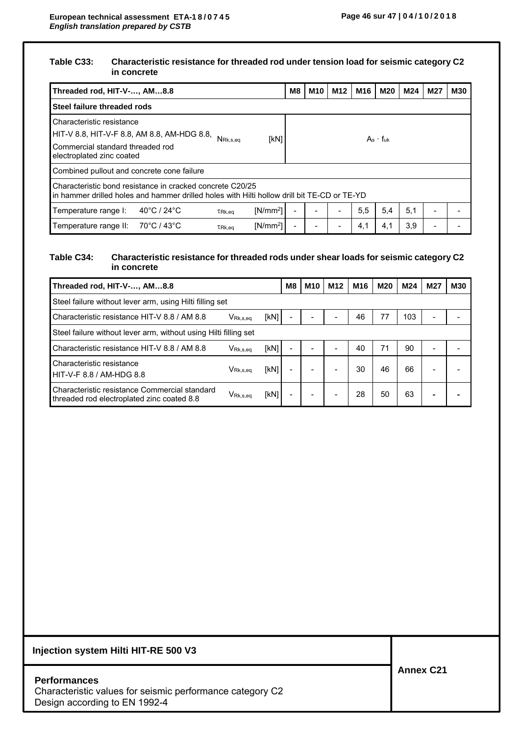**Table C33: Characteristic resistance for threaded rod under tension load for seismic category C2 in concrete**

| **Threaded rod, HIT-V-…, AM…8.8** | | | | **M8** | **M10** | **M12** | **M16** | **M20** | **M24** | **M27** | **M30** |
|---|---|---|---|---|---|---|---|---|---|---|---|
| **Steel failure threaded rods** | | | | | | | | | | | |
| Characteristic resistance HIT-V 8.8, HIT-V-F 8.8, AM 8.8, AM-HDG 8.8, Commercial standard threaded rod electroplated zinc coated | | $N_{Rk,s,eq}$ | [kN] | $A_s \cdot f_{uk}$ | | | | | | | |
| Combined pullout and concrete cone failure | | | | | | | | | | | |
| Characteristic bond resistance in cracked concrete C20/25 in hammer drilled holes and hammer drilled holes with Hilti hollow drill bit TE-CD or TE-YD | | | | | | | | | | | |
| Temperature range I: | 40°C / 24°C | $\tau_{Rk,eq}$ | [N/mm²] | - | - | - | 5,5 | 5,4 | 5,1 | - | - |
| Temperature range II: | 70°C / 43°C | $\tau_{Rk,eq}$ | [N/mm²] | - | - | - | 4,1 | 4,1 | 3,9 | - | - |

**Table C34: Characteristic resistance for threaded rods under shear loads for seismic category C2 in concrete**

| **Threaded rod, HIT-V-…, AM…8.8** | | | **M8** | **M10** | **M12** | **M16** | **M20** | **M24** | **M27** | **M30** |
|---|---|---|---|---|---|---|---|---|---|---|
| Steel failure without lever arm, using Hilti filling set | | | | | | | | | | |
| Characteristic resistance HIT-V 8.8 / AM 8.8 | $V_{Rk,s,eq}$ | [kN] | - | - | - | 46 | 77 | 103 | - | - |
| Steel failure without lever arm, without using Hilti filling set | | | | | | | | | | |
| Characteristic resistance HIT-V 8.8 / AM 8.8 | $V_{Rk,s,eq}$ | [kN] | - | - | - | 40 | 71 | 90 | - | - |
| Characteristic resistance HIT-V-F 8.8 / AM-HDG 8.8 | $V_{Rk,s,eq}$ | [kN] | - | - | - | 30 | 46 | 66 | - | - |
| Characteristic resistance Commercial standard threaded rod electroplated zinc coated 8.8 | $V_{Rk,s,eq}$ | [kN] | - | - | - | 28 | 50 | 63 | - | - |

**Injection system Hilti HIT-RE 500 V3**

**Performances**
Characteristic values for seismic performance category C2
Design according to EN 1992-4

**Annex C21**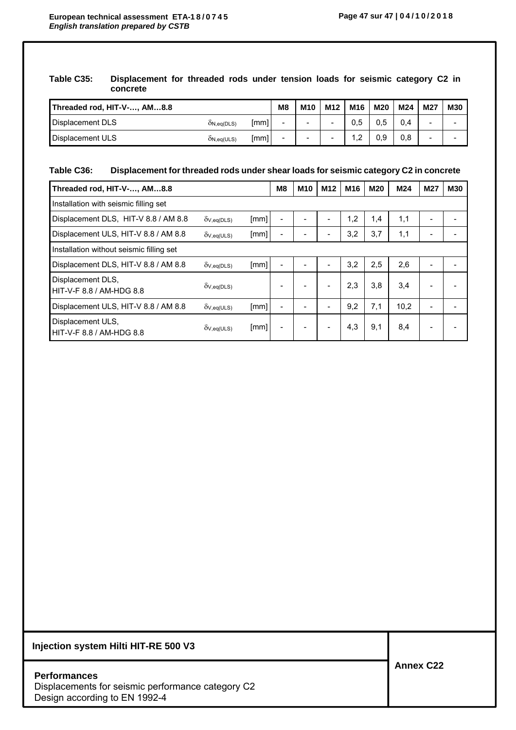**Table C35: Displacement for threaded rods under tension loads for seismic category C2 in concrete**

| Threaded rod, HIT-V-…, AM…8.8 | | | M8 | M10 | M12 | M16 | M20 | M24 | M27 | M30 |
|---|---|---|---|---|---|---|---|---|---|---|
| Displacement DLS | $\delta_{N,eq(DLS)}$ | [mm] | - | - | - | 0,5 | 0,5 | 0,4 | - | - |
| Displacement ULS | $\delta_{N,eq(ULS)}$ | [mm] | - | - | - | 1,2 | 0,9 | 0,8 | - | - |

**Table C36: Displacement for threaded rods under shear loads for seismic category C2 in concrete**

| Threaded rod, HIT-V-…, AM…8.8 | | | M8 | M10 | M12 | M16 | M20 | M24 | M27 | M30 |
|---|---|---|---|---|---|---|---|---|---|---|
| Installation with seismic filling set | | | | | | | | | | |
| Displacement DLS, HIT-V 8.8 / AM 8.8 | $\delta_{V,eq(DLS)}$ | [mm] | - | - | - | 1,2 | 1,4 | 1,1 | - | - |
| Displacement ULS, HIT-V 8.8 / AM 8.8 | $\delta_{V,eq(ULS)}$ | [mm] | - | - | - | 3,2 | 3,7 | 1,1 | - | - |
| Installation without seismic filling set | | | | | | | | | | |
| Displacement DLS, HIT-V 8.8 / AM 8.8 | $\delta_{V,eq(DLS)}$ | [mm] | - | - | - | 3,2 | 2,5 | 2,6 | - | - |
| Displacement DLS, HIT-V-F 8.8 / AM-HDG 8.8 | $\delta_{V,eq(DLS)}$ | | - | - | - | 2,3 | 3,8 | 3,4 | - | - |
| Displacement ULS, HIT-V 8.8 / AM 8.8 | $\delta_{V,eq(ULS)}$ | [mm] | - | - | - | 9,2 | 7,1 | 10,2 | - | - |
| Displacement ULS, HIT-V-F 8.8 / AM-HDG 8.8 | $\delta_{V,eq(ULS)}$ | [mm] | - | - | - | 4,3 | 9,1 | 8,4 | - | - |

**Injection system Hilti HIT-RE 500 V3**

**Performances**
Displacements for seismic performance category C2
Design according to EN 1992-4

**Annex C22**